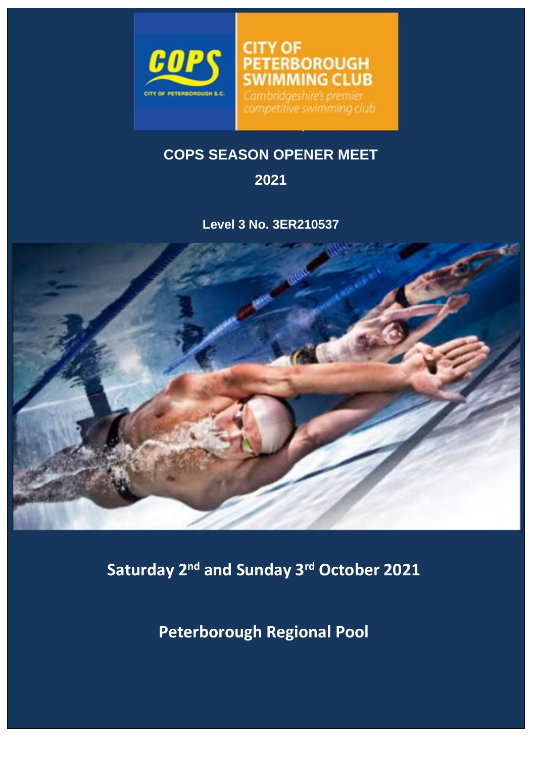CITY OF PETERBOROUGH SWIMMING CLUB

Cambridgeshire's premier competitive swimming club

# COPS SEASON OPENER MEET

## 2021

**Level 3 No. 3ER210537**

## Saturday 2nd and Sunday 3rd October 2021

## Peterborough Regional Pool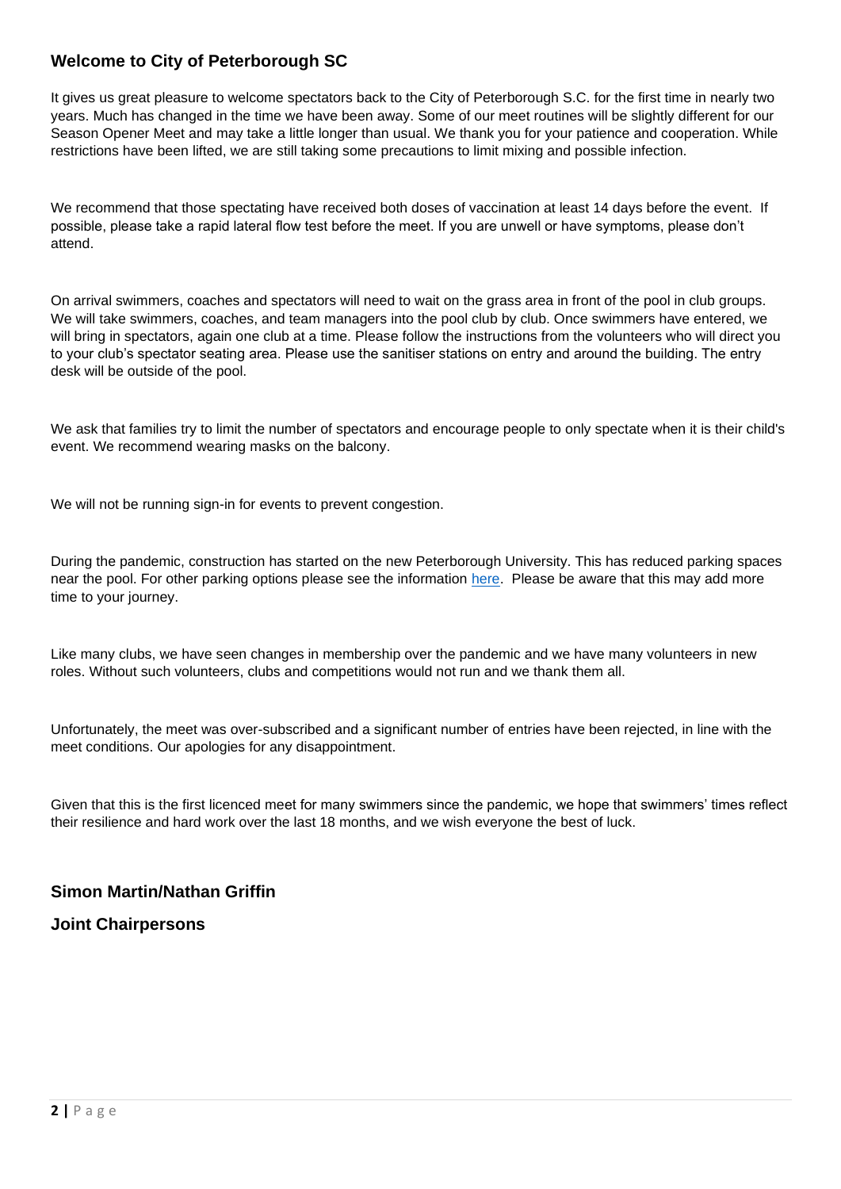## Welcome to City of Peterborough SC

It gives us great pleasure to welcome spectators back to the City of Peterborough S.C. for the first time in nearly two years. Much has changed in the time we have been away. Some of our meet routines will be slightly different for our Season Opener Meet and may take a little longer than usual. We thank you for your patience and cooperation. While restrictions have been lifted, we are still taking some precautions to limit mixing and possible infection.

We recommend that those spectating have received both doses of vaccination at least 14 days before the event. If possible, please take a rapid lateral flow test before the meet. If you are unwell or have symptoms, please don't attend.

On arrival swimmers, coaches and spectators will need to wait on the grass area in front of the pool in club groups. We will take swimmers, coaches, and team managers into the pool club by club. Once swimmers have entered, we will bring in spectators, again one club at a time. Please follow the instructions from the volunteers who will direct you to your club's spectator seating area. Please use the sanitiser stations on entry and around the building. The entry desk will be outside of the pool.

We ask that families try to limit the number of spectators and encourage people to only spectate when it is their child's event. We recommend wearing masks on the balcony.

We will not be running sign-in for events to prevent congestion.

During the pandemic, construction has started on the new Peterborough University. This has reduced parking spaces near the pool. For other parking options please see the information here. Please be aware that this may add more time to your journey.

Like many clubs, we have seen changes in membership over the pandemic and we have many volunteers in new roles. Without such volunteers, clubs and competitions would not run and we thank them all.

Unfortunately, the meet was over-subscribed and a significant number of entries have been rejected, in line with the meet conditions. Our apologies for any disappointment.

Given that this is the first licenced meet for many swimmers since the pandemic, we hope that swimmers' times reflect their resilience and hard work over the last 18 months, and we wish everyone the best of luck.

**Simon Martin/Nathan Griffin**

**Joint Chairpersons**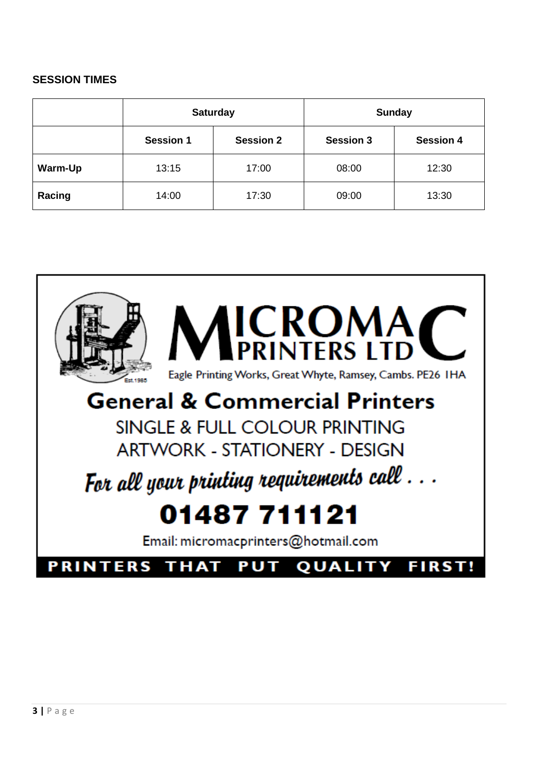**SESSION TIMES**

| | Saturday | | Sunday | |
|---|---|---|---|---|
| | **Session 1** | **Session 2** | **Session 3** | **Session 4** |
| **Warm-Up** | 13:15 | 17:00 | 08:00 | 12:30 |
| **Racing** | 14:00 | 17:30 | 09:00 | 13:30 |

**MICROMAC PRINTERS LTD**

Est.1985

Eagle Printing Works, Great Whyte, Ramsey, Cambs. PE26 1HA

**General & Commercial Printers**

SINGLE & FULL COLOUR PRINTING

ARTWORK - STATIONERY - DESIGN

*For all your printing requirements call . . .*

**01487 711121**

Email: micromacprinters@hotmail.com

**PRINTERS THAT PUT QUALITY FIRST!**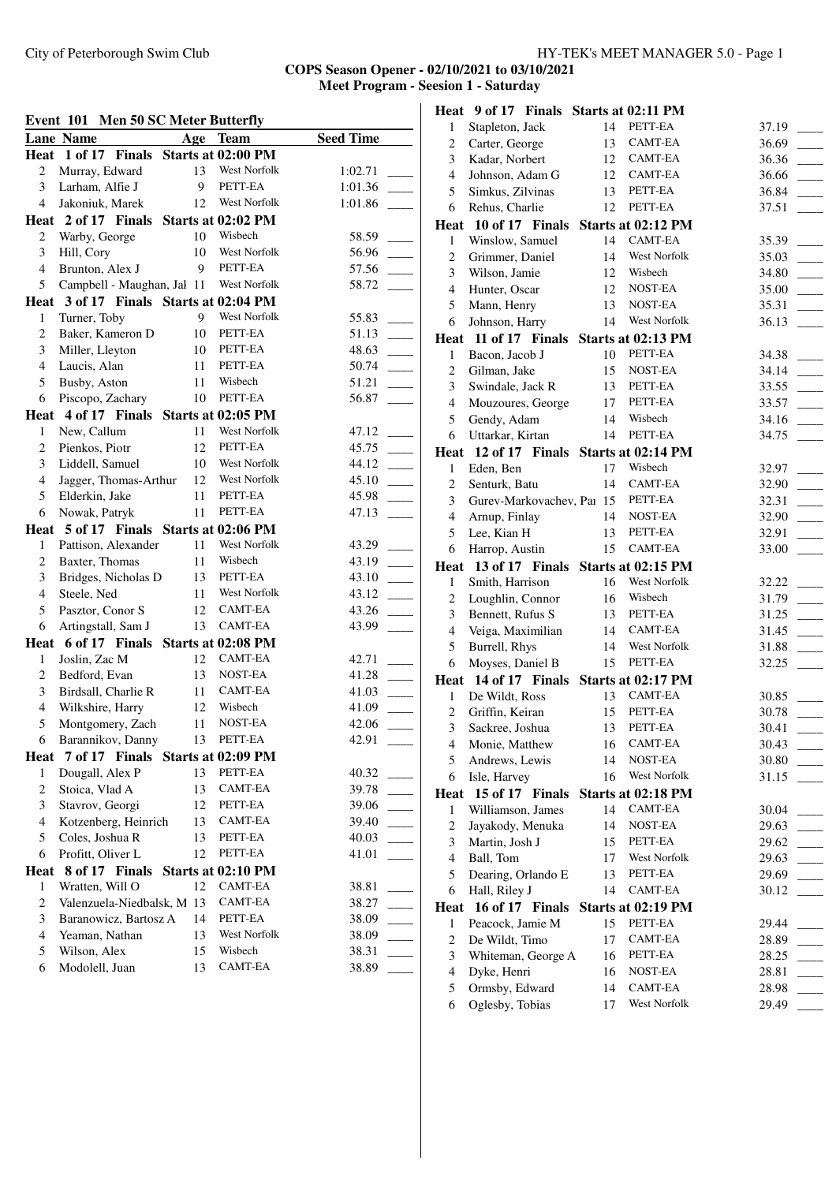City of Peterborough Swim Club

HY-TEK's MEET MANAGER 5.0 - Page 1

**COPS Season Opener - 02/10/2021 to 03/10/2021**
**Meet Program - Seesion 1 - Saturday**

## Event 101 Men 50 SC Meter Butterfly

| Lane | Name | Age | Team | Seed Time | |
|---|---|---|---|---|---|
| **Heat 1 of 17 Finals Starts at 02:00 PM** | | | | | |
| 2 | Murray, Edward | 13 | West Norfolk | 1:02.71 | ____ |
| 3 | Larham, Alfie J | 9 | PETT-EA | 1:01.36 | ____ |
| 4 | Jakoniuk, Marek | 12 | West Norfolk | 1:01.86 | ____ |
| **Heat 2 of 17 Finals Starts at 02:02 PM** | | | | | |
| 2 | Warby, George | 10 | Wisbech | 58.59 | ____ |
| 3 | Hill, Cory | 10 | West Norfolk | 56.96 | ____ |
| 4 | Brunton, Alex J | 9 | PETT-EA | 57.56 | ____ |
| 5 | Campbell - Maughan, Jal | 11 | West Norfolk | 58.72 | ____ |
| **Heat 3 of 17 Finals Starts at 02:04 PM** | | | | | |
| 1 | Turner, Toby | 9 | West Norfolk | 55.83 | ____ |
| 2 | Baker, Kameron D | 10 | PETT-EA | 51.13 | ____ |
| 3 | Miller, Lleyton | 10 | PETT-EA | 48.63 | ____ |
| 4 | Laucis, Alan | 11 | PETT-EA | 50.74 | ____ |
| 5 | Busby, Aston | 11 | Wisbech | 51.21 | ____ |
| 6 | Piscopo, Zachary | 10 | PETT-EA | 56.87 | ____ |
| **Heat 4 of 17 Finals Starts at 02:05 PM** | | | | | |
| 1 | New, Callum | 11 | West Norfolk | 47.12 | ____ |
| 2 | Pienkos, Piotr | 12 | PETT-EA | 45.75 | ____ |
| 3 | Liddell, Samuel | 10 | West Norfolk | 44.12 | ____ |
| 4 | Jagger, Thomas-Arthur | 12 | West Norfolk | 45.10 | ____ |
| 5 | Elderkin, Jake | 11 | PETT-EA | 45.98 | ____ |
| 6 | Nowak, Patryk | 11 | PETT-EA | 47.13 | ____ |
| **Heat 5 of 17 Finals Starts at 02:06 PM** | | | | | |
| 1 | Pattison, Alexander | 11 | West Norfolk | 43.29 | ____ |
| 2 | Baxter, Thomas | 11 | Wisbech | 43.19 | ____ |
| 3 | Bridges, Nicholas D | 13 | PETT-EA | 43.10 | ____ |
| 4 | Steele, Ned | 11 | West Norfolk | 43.12 | ____ |
| 5 | Pasztor, Conor S | 12 | CAMT-EA | 43.26 | ____ |
| 6 | Artingstall, Sam J | 13 | CAMT-EA | 43.99 | ____ |
| **Heat 6 of 17 Finals Starts at 02:08 PM** | | | | | |
| 1 | Joslin, Zac M | 12 | CAMT-EA | 42.71 | ____ |
| 2 | Bedford, Evan | 13 | NOST-EA | 41.28 | ____ |
| 3 | Birdsall, Charlie R | 11 | CAMT-EA | 41.03 | ____ |
| 4 | Wilkshire, Harry | 12 | Wisbech | 41.09 | ____ |
| 5 | Montgomery, Zach | 11 | NOST-EA | 42.06 | ____ |
| 6 | Barannikov, Danny | 13 | PETT-EA | 42.91 | ____ |
| **Heat 7 of 17 Finals Starts at 02:09 PM** | | | | | |
| 1 | Dougall, Alex P | 13 | PETT-EA | 40.32 | ____ |
| 2 | Stoica, Vlad A | 13 | CAMT-EA | 39.78 | ____ |
| 3 | Stavrov, Georgi | 12 | PETT-EA | 39.06 | ____ |
| 4 | Kotzenberg, Heinrich | 13 | CAMT-EA | 39.40 | ____ |
| 5 | Coles, Joshua R | 13 | PETT-EA | 40.03 | ____ |
| 6 | Profitt, Oliver L | 12 | PETT-EA | 41.01 | ____ |
| **Heat 8 of 17 Finals Starts at 02:10 PM** | | | | | |
| 1 | Wratten, Will O | 12 | CAMT-EA | 38.81 | ____ |
| 2 | Valenzuela-Niedbalsk, M | 13 | CAMT-EA | 38.27 | ____ |
| 3 | Baranowicz, Bartosz A | 14 | PETT-EA | 38.09 | ____ |
| 4 | Yeaman, Nathan | 13 | West Norfolk | 38.09 | ____ |
| 5 | Wilson, Alex | 15 | Wisbech | 38.31 | ____ |
| 6 | Modolell, Juan | 13 | CAMT-EA | 38.89 | ____ |
| **Heat 9 of 17 Finals Starts at 02:11 PM** | | | | | |
| 1 | Stapleton, Jack | 14 | PETT-EA | 37.19 | ____ |
| 2 | Carter, George | 13 | CAMT-EA | 36.69 | ____ |
| 3 | Kadar, Norbert | 12 | CAMT-EA | 36.36 | ____ |
| 4 | Johnson, Adam G | 12 | CAMT-EA | 36.66 | ____ |
| 5 | Simkus, Zilvinas | 13 | PETT-EA | 36.84 | ____ |
| 6 | Rehus, Charlie | 12 | PETT-EA | 37.51 | ____ |
| **Heat 10 of 17 Finals Starts at 02:12 PM** | | | | | |
| 1 | Winslow, Samuel | 14 | CAMT-EA | 35.39 | ____ |
| 2 | Grimmer, Daniel | 14 | West Norfolk | 35.03 | ____ |
| 3 | Wilson, Jamie | 12 | Wisbech | 34.80 | ____ |
| 4 | Hunter, Oscar | 12 | NOST-EA | 35.00 | ____ |
| 5 | Mann, Henry | 13 | NOST-EA | 35.31 | ____ |
| 6 | Johnson, Harry | 14 | West Norfolk | 36.13 | ____ |
| **Heat 11 of 17 Finals Starts at 02:13 PM** | | | | | |
| 1 | Bacon, Jacob J | 10 | PETT-EA | 34.38 | ____ |
| 2 | Gilman, Jake | 15 | NOST-EA | 34.14 | ____ |
| 3 | Swindale, Jack R | 13 | PETT-EA | 33.55 | ____ |
| 4 | Mouzoures, George | 17 | PETT-EA | 33.57 | ____ |
| 5 | Gendy, Adam | 14 | Wisbech | 34.16 | ____ |
| 6 | Uttarkar, Kirtan | 14 | PETT-EA | 34.75 | ____ |
| **Heat 12 of 17 Finals Starts at 02:14 PM** | | | | | |
| 1 | Eden, Ben | 17 | Wisbech | 32.97 | ____ |
| 2 | Senturk, Batu | 14 | CAMT-EA | 32.90 | ____ |
| 3 | Gurev-Markovachev, Pai | 15 | PETT-EA | 32.31 | ____ |
| 4 | Arnup, Finlay | 14 | NOST-EA | 32.90 | ____ |
| 5 | Lee, Kian H | 13 | PETT-EA | 32.91 | ____ |
| 6 | Harrop, Austin | 15 | CAMT-EA | 33.00 | ____ |
| **Heat 13 of 17 Finals Starts at 02:15 PM** | | | | | |
| 1 | Smith, Harrison | 16 | West Norfolk | 32.22 | ____ |
| 2 | Loughlin, Connor | 16 | Wisbech | 31.79 | ____ |
| 3 | Bennett, Rufus S | 13 | PETT-EA | 31.25 | ____ |
| 4 | Veiga, Maximilian | 14 | CAMT-EA | 31.45 | ____ |
| 5 | Burrell, Rhys | 14 | West Norfolk | 31.88 | ____ |
| 6 | Moyses, Daniel B | 15 | PETT-EA | 32.25 | ____ |
| **Heat 14 of 17 Finals Starts at 02:17 PM** | | | | | |
| 1 | De Wildt, Ross | 13 | CAMT-EA | 30.85 | ____ |
| 2 | Griffin, Keiran | 15 | PETT-EA | 30.78 | ____ |
| 3 | Sackree, Joshua | 13 | PETT-EA | 30.41 | ____ |
| 4 | Monie, Matthew | 16 | CAMT-EA | 30.43 | ____ |
| 5 | Andrews, Lewis | 14 | NOST-EA | 30.80 | ____ |
| 6 | Isle, Harvey | 16 | West Norfolk | 31.15 | ____ |
| **Heat 15 of 17 Finals Starts at 02:18 PM** | | | | | |
| 1 | Williamson, James | 14 | CAMT-EA | 30.04 | ____ |
| 2 | Jayakody, Menuka | 14 | NOST-EA | 29.63 | ____ |
| 3 | Martin, Josh J | 15 | PETT-EA | 29.62 | ____ |
| 4 | Ball, Tom | 17 | West Norfolk | 29.63 | ____ |
| 5 | Dearing, Orlando E | 13 | PETT-EA | 29.69 | ____ |
| 6 | Hall, Riley J | 14 | CAMT-EA | 30.12 | ____ |
| **Heat 16 of 17 Finals Starts at 02:19 PM** | | | | | |
| 1 | Peacock, Jamie M | 15 | PETT-EA | 29.44 | ____ |
| 2 | De Wildt, Timo | 17 | CAMT-EA | 28.89 | ____ |
| 3 | Whiteman, George A | 16 | PETT-EA | 28.25 | ____ |
| 4 | Dyke, Henri | 16 | NOST-EA | 28.81 | ____ |
| 5 | Ormsby, Edward | 14 | CAMT-EA | 28.98 | ____ |
| 6 | Oglesby, Tobias | 17 | West Norfolk | 29.49 | ____ |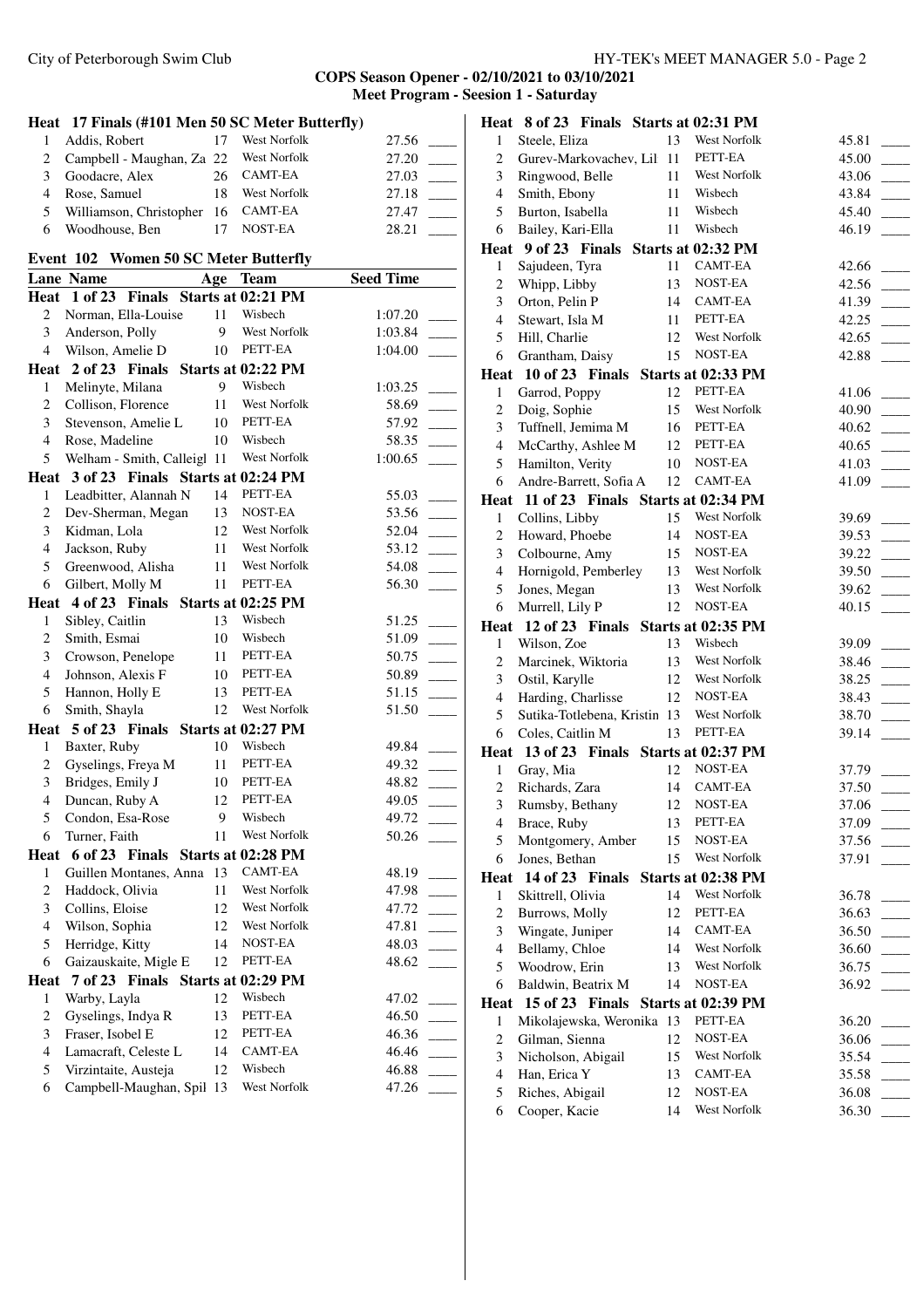**COPS Season Opener - 02/10/2021 to 03/10/2021**
**Meet Program - Seesion 1 - Saturday**

### Heat 17 Finals (#101 Men 50 SC Meter Butterfly)

| Lane | Name | Age | Team | Seed Time |
|---|---|---|---|---|
| 1 | Addis, Robert | 17 | West Norfolk | 27.56 |
| 2 | Campbell - Maughan, Za | 22 | West Norfolk | 27.20 |
| 3 | Goodacre, Alex | 26 | CAMT-EA | 27.03 |
| 4 | Rose, Samuel | 18 | West Norfolk | 27.18 |
| 5 | Williamson, Christopher | 16 | CAMT-EA | 27.47 |
| 6 | Woodhouse, Ben | 17 | NOST-EA | 28.21 |

## Event 102 Women 50 SC Meter Butterfly

| Lane | Name | Age | Team | Seed Time |
|---|---|---|---|---|
| **Heat 1 of 23 Finals Starts at 02:21 PM** | | | | |
| 2 | Norman, Ella-Louise | 11 | Wisbech | 1:07.20 |
| 3 | Anderson, Polly | 9 | West Norfolk | 1:03.84 |
| 4 | Wilson, Amelie D | 10 | PETT-EA | 1:04.00 |
| **Heat 2 of 23 Finals Starts at 02:22 PM** | | | | |
| 1 | Melinyte, Milana | 9 | Wisbech | 1:03.25 |
| 2 | Collison, Florence | 11 | West Norfolk | 58.69 |
| 3 | Stevenson, Amelie L | 10 | PETT-EA | 57.92 |
| 4 | Rose, Madeline | 10 | Wisbech | 58.35 |
| 5 | Welham - Smith, Calleigh | 11 | West Norfolk | 1:00.65 |
| **Heat 3 of 23 Finals Starts at 02:24 PM** | | | | |
| 1 | Leadbitter, Alannah N | 14 | PETT-EA | 55.03 |
| 2 | Dev-Sherman, Megan | 13 | NOST-EA | 53.56 |
| 3 | Kidman, Lola | 12 | West Norfolk | 52.04 |
| 4 | Jackson, Ruby | 11 | West Norfolk | 53.12 |
| 5 | Greenwood, Alisha | 11 | West Norfolk | 54.08 |
| 6 | Gilbert, Molly M | 11 | PETT-EA | 56.30 |
| **Heat 4 of 23 Finals Starts at 02:25 PM** | | | | |
| 1 | Sibley, Caitlin | 13 | Wisbech | 51.25 |
| 2 | Smith, Esmai | 10 | Wisbech | 51.09 |
| 3 | Crowson, Penelope | 11 | PETT-EA | 50.75 |
| 4 | Johnson, Alexis F | 10 | PETT-EA | 50.89 |
| 5 | Hannon, Holly E | 13 | PETT-EA | 51.15 |
| 6 | Smith, Shayla | 12 | West Norfolk | 51.50 |
| **Heat 5 of 23 Finals Starts at 02:27 PM** | | | | |
| 1 | Baxter, Ruby | 10 | Wisbech | 49.84 |
| 2 | Gyselings, Freya M | 11 | PETT-EA | 49.32 |
| 3 | Bridges, Emily J | 10 | PETT-EA | 48.82 |
| 4 | Duncan, Ruby A | 12 | PETT-EA | 49.05 |
| 5 | Condon, Esa-Rose | 9 | Wisbech | 49.72 |
| 6 | Turner, Faith | 11 | West Norfolk | 50.26 |
| **Heat 6 of 23 Finals Starts at 02:28 PM** | | | | |
| 1 | Guillen Montanes, Anna | 13 | CAMT-EA | 48.19 |
| 2 | Haddock, Olivia | 11 | West Norfolk | 47.98 |
| 3 | Collins, Eloise | 12 | West Norfolk | 47.72 |
| 4 | Wilson, Sophia | 12 | West Norfolk | 47.81 |
| 5 | Herridge, Kitty | 14 | NOST-EA | 48.03 |
| 6 | Gaizauskaite, Migle E | 12 | PETT-EA | 48.62 |
| **Heat 7 of 23 Finals Starts at 02:29 PM** | | | | |
| 1 | Warby, Layla | 12 | Wisbech | 47.02 |
| 2 | Gyselings, Indya R | 13 | PETT-EA | 46.50 |
| 3 | Fraser, Isobel E | 12 | PETT-EA | 46.36 |
| 4 | Lamacraft, Celeste L | 14 | CAMT-EA | 46.46 |
| 5 | Virzintaite, Austeja | 12 | Wisbech | 46.88 |
| 6 | Campbell-Maughan, Spil | 13 | West Norfolk | 47.26 |
| **Heat 8 of 23 Finals Starts at 02:31 PM** | | | | |
| 1 | Steele, Eliza | 13 | West Norfolk | 45.81 |
| 2 | Gurev-Markovachev, Lil | 11 | PETT-EA | 45.00 |
| 3 | Ringwood, Belle | 11 | West Norfolk | 43.06 |
| 4 | Smith, Ebony | 11 | Wisbech | 43.84 |
| 5 | Burton, Isabella | 11 | Wisbech | 45.40 |
| 6 | Bailey, Kari-Ella | 11 | Wisbech | 46.19 |
| **Heat 9 of 23 Finals Starts at 02:32 PM** | | | | |
| 1 | Sajudeen, Tyra | 11 | CAMT-EA | 42.66 |
| 2 | Whipp, Libby | 13 | NOST-EA | 42.56 |
| 3 | Orton, Pelin P | 14 | CAMT-EA | 41.39 |
| 4 | Stewart, Isla M | 11 | PETT-EA | 42.25 |
| 5 | Hill, Charlie | 12 | West Norfolk | 42.65 |
| 6 | Grantham, Daisy | 15 | NOST-EA | 42.88 |
| **Heat 10 of 23 Finals Starts at 02:33 PM** | | | | |
| 1 | Garrod, Poppy | 12 | PETT-EA | 41.06 |
| 2 | Doig, Sophie | 15 | West Norfolk | 40.90 |
| 3 | Tuffnell, Jemima M | 16 | PETT-EA | 40.62 |
| 4 | McCarthy, Ashlee M | 12 | PETT-EA | 40.65 |
| 5 | Hamilton, Verity | 10 | NOST-EA | 41.03 |
| 6 | Andre-Barrett, Sofia A | 12 | CAMT-EA | 41.09 |
| **Heat 11 of 23 Finals Starts at 02:34 PM** | | | | |
| 1 | Collins, Libby | 15 | West Norfolk | 39.69 |
| 2 | Howard, Phoebe | 14 | NOST-EA | 39.53 |
| 3 | Colbourne, Amy | 15 | NOST-EA | 39.22 |
| 4 | Hornigold, Pemberley | 13 | West Norfolk | 39.50 |
| 5 | Jones, Megan | 13 | West Norfolk | 39.62 |
| 6 | Murrell, Lily P | 12 | NOST-EA | 40.15 |
| **Heat 12 of 23 Finals Starts at 02:35 PM** | | | | |
| 1 | Wilson, Zoe | 13 | Wisbech | 39.09 |
| 2 | Marcinek, Wiktoria | 13 | West Norfolk | 38.46 |
| 3 | Ostil, Karylle | 12 | West Norfolk | 38.25 |
| 4 | Harding, Charlisse | 12 | NOST-EA | 38.43 |
| 5 | Sutika-Totlebena, Kristin | 13 | West Norfolk | 38.70 |
| 6 | Coles, Caitlin M | 13 | PETT-EA | 39.14 |
| **Heat 13 of 23 Finals Starts at 02:37 PM** | | | | |
| 1 | Gray, Mia | 12 | NOST-EA | 37.79 |
| 2 | Richards, Zara | 14 | CAMT-EA | 37.50 |
| 3 | Rumsby, Bethany | 12 | NOST-EA | 37.06 |
| 4 | Brace, Ruby | 13 | PETT-EA | 37.09 |
| 5 | Montgomery, Amber | 15 | NOST-EA | 37.56 |
| 6 | Jones, Bethan | 15 | West Norfolk | 37.91 |
| **Heat 14 of 23 Finals Starts at 02:38 PM** | | | | |
| 1 | Skittrell, Olivia | 14 | West Norfolk | 36.78 |
| 2 | Burrows, Molly | 12 | PETT-EA | 36.63 |
| 3 | Wingate, Juniper | 14 | CAMT-EA | 36.50 |
| 4 | Bellamy, Chloe | 14 | West Norfolk | 36.60 |
| 5 | Woodrow, Erin | 13 | West Norfolk | 36.75 |
| 6 | Baldwin, Beatrix M | 14 | NOST-EA | 36.92 |
| **Heat 15 of 23 Finals Starts at 02:39 PM** | | | | |
| 1 | Mikolajewska, Weronika | 13 | PETT-EA | 36.20 |
| 2 | Gilman, Sienna | 12 | NOST-EA | 36.06 |
| 3 | Nicholson, Abigail | 15 | West Norfolk | 35.54 |
| 4 | Han, Erica Y | 13 | CAMT-EA | 35.58 |
| 5 | Riches, Abigail | 12 | NOST-EA | 36.08 |
| 6 | Cooper, Kacie | 14 | West Norfolk | 36.30 |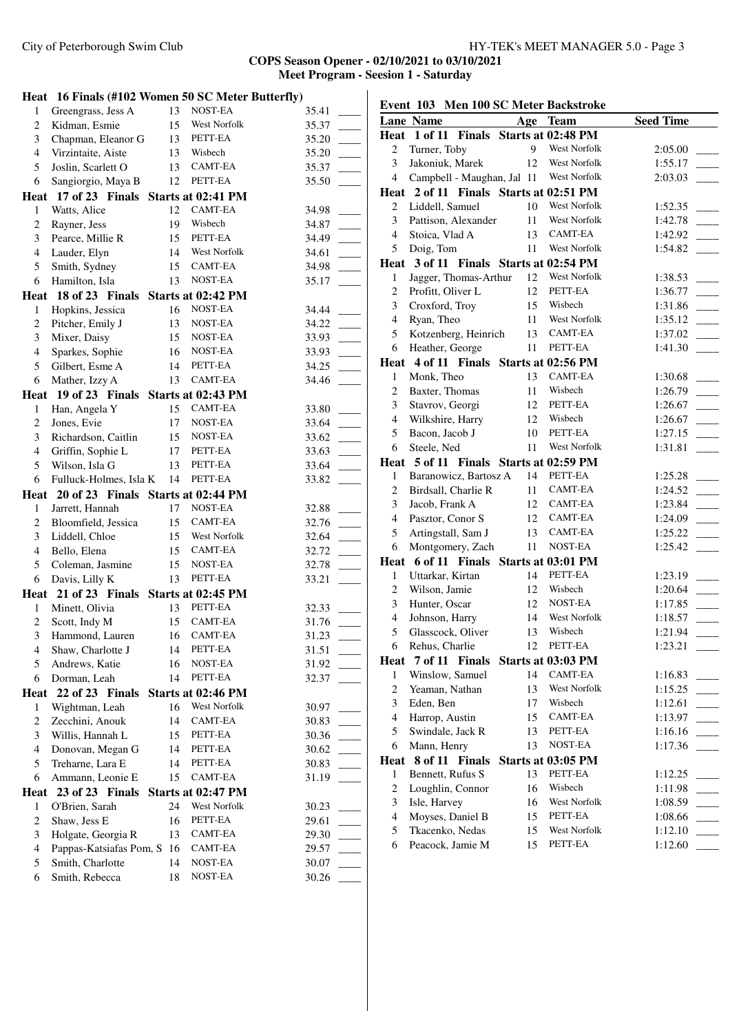## COPS Season Opener - 02/10/2021 to 03/10/2021

### Meet Program - Seesion 1 - Saturday

**Heat 16 Finals (#102 Women 50 SC Meter Butterfly)**

| Lane | Name | Age | Team | Seed Time |
|---|---|---|---|---|
| 1 | Greengrass, Jess A | 13 | NOST-EA | 35.41 |
| 2 | Kidman, Esmie | 15 | West Norfolk | 35.37 |
| 3 | Chapman, Eleanor G | 13 | PETT-EA | 35.20 |
| 4 | Virzintaite, Aiste | 13 | Wisbech | 35.20 |
| 5 | Joslin, Scarlett O | 13 | CAMT-EA | 35.37 |
| 6 | Sangiorgio, Maya B | 12 | PETT-EA | 35.50 |

**Heat 17 of 23 Finals Starts at 02:41 PM**

| Lane | Name | Age | Team | Seed Time |
|---|---|---|---|---|
| 1 | Watts, Alice | 12 | CAMT-EA | 34.98 |
| 2 | Rayner, Jess | 19 | Wisbech | 34.87 |
| 3 | Pearce, Millie R | 15 | PETT-EA | 34.49 |
| 4 | Lauder, Elyn | 14 | West Norfolk | 34.61 |
| 5 | Smith, Sydney | 15 | CAMT-EA | 34.98 |
| 6 | Hamilton, Isla | 13 | NOST-EA | 35.17 |

**Heat 18 of 23 Finals Starts at 02:42 PM**

| Lane | Name | Age | Team | Seed Time |
|---|---|---|---|---|
| 1 | Hopkins, Jessica | 16 | NOST-EA | 34.44 |
| 2 | Pitcher, Emily J | 13 | NOST-EA | 34.22 |
| 3 | Mixer, Daisy | 15 | NOST-EA | 33.93 |
| 4 | Sparkes, Sophie | 16 | NOST-EA | 33.93 |
| 5 | Gilbert, Esme A | 14 | PETT-EA | 34.25 |
| 6 | Mather, Izzy A | 13 | CAMT-EA | 34.46 |

**Heat 19 of 23 Finals Starts at 02:43 PM**

| Lane | Name | Age | Team | Seed Time |
|---|---|---|---|---|
| 1 | Han, Angela Y | 15 | CAMT-EA | 33.80 |
| 2 | Jones, Evie | 17 | NOST-EA | 33.64 |
| 3 | Richardson, Caitlin | 15 | NOST-EA | 33.62 |
| 4 | Griffin, Sophie L | 17 | PETT-EA | 33.63 |
| 5 | Wilson, Isla G | 13 | PETT-EA | 33.64 |
| 6 | Fulluck-Holmes, Isla K | 14 | PETT-EA | 33.82 |

**Heat 20 of 23 Finals Starts at 02:44 PM**

| Lane | Name | Age | Team | Seed Time |
|---|---|---|---|---|
| 1 | Jarrett, Hannah | 17 | NOST-EA | 32.88 |
| 2 | Bloomfield, Jessica | 15 | CAMT-EA | 32.76 |
| 3 | Liddell, Chloe | 15 | West Norfolk | 32.64 |
| 4 | Bello, Elena | 15 | CAMT-EA | 32.72 |
| 5 | Coleman, Jasmine | 15 | NOST-EA | 32.78 |
| 6 | Davis, Lilly K | 13 | PETT-EA | 33.21 |

**Heat 21 of 23 Finals Starts at 02:45 PM**

| Lane | Name | Age | Team | Seed Time |
|---|---|---|---|---|
| 1 | Minett, Olivia | 13 | PETT-EA | 32.33 |
| 2 | Scott, Indy M | 15 | CAMT-EA | 31.76 |
| 3 | Hammond, Lauren | 16 | CAMT-EA | 31.23 |
| 4 | Shaw, Charlotte J | 14 | PETT-EA | 31.51 |
| 5 | Andrews, Katie | 16 | NOST-EA | 31.92 |
| 6 | Dorman, Leah | 14 | PETT-EA | 32.37 |

**Heat 22 of 23 Finals Starts at 02:46 PM**

| Lane | Name | Age | Team | Seed Time |
|---|---|---|---|---|
| 1 | Wightman, Leah | 16 | West Norfolk | 30.97 |
| 2 | Zecchini, Anouk | 14 | CAMT-EA | 30.83 |
| 3 | Willis, Hannah L | 15 | PETT-EA | 30.36 |
| 4 | Donovan, Megan G | 14 | PETT-EA | 30.62 |
| 5 | Treharne, Lara E | 14 | PETT-EA | 30.83 |
| 6 | Ammann, Leonie E | 15 | CAMT-EA | 31.19 |

**Heat 23 of 23 Finals Starts at 02:47 PM**

| Lane | Name | Age | Team | Seed Time |
|---|---|---|---|---|
| 1 | O'Brien, Sarah | 24 | West Norfolk | 30.23 |
| 2 | Shaw, Jess E | 16 | PETT-EA | 29.61 |
| 3 | Holgate, Georgia R | 13 | CAMT-EA | 29.30 |
| 4 | Pappas-Katsiafas Pom, S | 16 | CAMT-EA | 29.57 |
| 5 | Smith, Charlotte | 14 | NOST-EA | 30.07 |
| 6 | Smith, Rebecca | 18 | NOST-EA | 30.26 |

### Event 103 Men 100 SC Meter Backstroke

**Heat 1 of 11 Finals Starts at 02:48 PM**

| Lane | Name | Age | Team | Seed Time |
|---|---|---|---|---|
| 2 | Turner, Toby | 9 | West Norfolk | 2:05.00 |
| 3 | Jakoniuk, Marek | 12 | West Norfolk | 1:55.17 |
| 4 | Campbell - Maughan, Jal | 11 | West Norfolk | 2:03.03 |

**Heat 2 of 11 Finals Starts at 02:51 PM**

| Lane | Name | Age | Team | Seed Time |
|---|---|---|---|---|
| 2 | Liddell, Samuel | 10 | West Norfolk | 1:52.35 |
| 3 | Pattison, Alexander | 11 | West Norfolk | 1:42.78 |
| 4 | Stoica, Vlad A | 13 | CAMT-EA | 1:42.92 |
| 5 | Doig, Tom | 11 | West Norfolk | 1:54.82 |

**Heat 3 of 11 Finals Starts at 02:54 PM**

| Lane | Name | Age | Team | Seed Time |
|---|---|---|---|---|
| 1 | Jagger, Thomas-Arthur | 12 | West Norfolk | 1:38.53 |
| 2 | Profitt, Oliver L | 12 | PETT-EA | 1:36.77 |
| 3 | Croxford, Troy | 15 | Wisbech | 1:31.86 |
| 4 | Ryan, Theo | 11 | West Norfolk | 1:35.12 |
| 5 | Kotzenberg, Heinrich | 13 | CAMT-EA | 1:37.02 |
| 6 | Heather, George | 11 | PETT-EA | 1:41.30 |

**Heat 4 of 11 Finals Starts at 02:56 PM**

| Lane | Name | Age | Team | Seed Time |
|---|---|---|---|---|
| 1 | Monk, Theo | 13 | CAMT-EA | 1:30.68 |
| 2 | Baxter, Thomas | 11 | Wisbech | 1:26.79 |
| 3 | Stavrov, Georgi | 12 | PETT-EA | 1:26.67 |
| 4 | Wilkshire, Harry | 12 | Wisbech | 1:26.67 |
| 5 | Bacon, Jacob J | 10 | PETT-EA | 1:27.15 |
| 6 | Steele, Ned | 11 | West Norfolk | 1:31.81 |

**Heat 5 of 11 Finals Starts at 02:59 PM**

| Lane | Name | Age | Team | Seed Time |
|---|---|---|---|---|
| 1 | Baranowicz, Bartosz A | 14 | PETT-EA | 1:25.28 |
| 2 | Birdsall, Charlie R | 11 | CAMT-EA | 1:24.52 |
| 3 | Jacob, Frank A | 12 | CAMT-EA | 1:23.84 |
| 4 | Pasztor, Conor S | 12 | CAMT-EA | 1:24.09 |
| 5 | Artingstall, Sam J | 13 | CAMT-EA | 1:25.22 |
| 6 | Montgomery, Zach | 11 | NOST-EA | 1:25.42 |

**Heat 6 of 11 Finals Starts at 03:01 PM**

| Lane | Name | Age | Team | Seed Time |
|---|---|---|---|---|
| 1 | Uttarkar, Kirtan | 14 | PETT-EA | 1:23.19 |
| 2 | Wilson, Jamie | 12 | Wisbech | 1:20.64 |
| 3 | Hunter, Oscar | 12 | NOST-EA | 1:17.85 |
| 4 | Johnson, Harry | 14 | West Norfolk | 1:18.57 |
| 5 | Glasscock, Oliver | 13 | Wisbech | 1:21.94 |
| 6 | Rehus, Charlie | 12 | PETT-EA | 1:23.21 |

**Heat 7 of 11 Finals Starts at 03:03 PM**

| Lane | Name | Age | Team | Seed Time |
|---|---|---|---|---|
| 1 | Winslow, Samuel | 14 | CAMT-EA | 1:16.83 |
| 2 | Yeaman, Nathan | 13 | West Norfolk | 1:15.25 |
| 3 | Eden, Ben | 17 | Wisbech | 1:12.61 |
| 4 | Harrop, Austin | 15 | CAMT-EA | 1:13.97 |
| 5 | Swindale, Jack R | 13 | PETT-EA | 1:16.16 |
| 6 | Mann, Henry | 13 | NOST-EA | 1:17.36 |

**Heat 8 of 11 Finals Starts at 03:05 PM**

| Lane | Name | Age | Team | Seed Time |
|---|---|---|---|---|
| 1 | Bennett, Rufus S | 13 | PETT-EA | 1:12.25 |
| 2 | Loughlin, Connor | 16 | Wisbech | 1:11.98 |
| 3 | Isle, Harvey | 16 | West Norfolk | 1:08.59 |
| 4 | Moyses, Daniel B | 15 | PETT-EA | 1:08.66 |
| 5 | Tkacenko, Nedas | 15 | West Norfolk | 1:12.10 |
| 6 | Peacock, Jamie M | 15 | PETT-EA | 1:12.60 |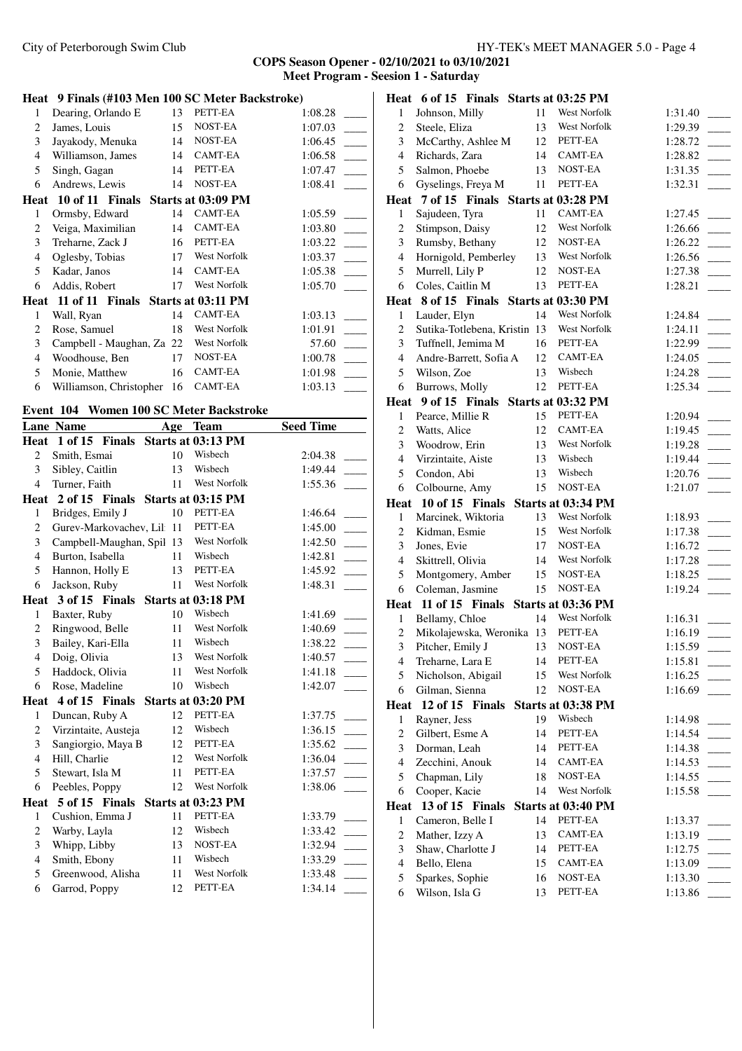**COPS Season Opener - 02/10/2021 to 03/10/2021**
**Meet Program - Seesion 1 - Saturday**

**Heat 9 Finals (#103 Men 100 SC Meter Backstroke)**

| Lane | Name | Age | Team | Seed Time | |
|---|---|---|---|---|---|
| 1 | Dearing, Orlando E | 13 | PETT-EA | 1:08.28 | ____ |
| 2 | James, Louis | 15 | NOST-EA | 1:07.03 | ____ |
| 3 | Jayakody, Menuka | 14 | NOST-EA | 1:06.45 | ____ |
| 4 | Williamson, James | 14 | CAMT-EA | 1:06.58 | ____ |
| 5 | Singh, Gagan | 14 | PETT-EA | 1:07.47 | ____ |
| 6 | Andrews, Lewis | 14 | NOST-EA | 1:08.41 | ____ |

**Heat 10 of 11 Finals Starts at 03:09 PM**

| Lane | Name | Age | Team | Seed Time | |
|---|---|---|---|---|---|
| 1 | Ormsby, Edward | 14 | CAMT-EA | 1:05.59 | ____ |
| 2 | Veiga, Maximilian | 14 | CAMT-EA | 1:03.80 | ____ |
| 3 | Treharne, Zack J | 16 | PETT-EA | 1:03.22 | ____ |
| 4 | Oglesby, Tobias | 17 | West Norfolk | 1:03.37 | ____ |
| 5 | Kadar, Janos | 14 | CAMT-EA | 1:05.38 | ____ |
| 6 | Addis, Robert | 17 | West Norfolk | 1:05.70 | ____ |

**Heat 11 of 11 Finals Starts at 03:11 PM**

| Lane | Name | Age | Team | Seed Time | |
|---|---|---|---|---|---|
| 1 | Wall, Ryan | 14 | CAMT-EA | 1:03.13 | ____ |
| 2 | Rose, Samuel | 18 | West Norfolk | 1:01.91 | ____ |
| 3 | Campbell - Maughan, Za | 22 | West Norfolk | 57.60 | ____ |
| 4 | Woodhouse, Ben | 17 | NOST-EA | 1:00.78 | ____ |
| 5 | Monie, Matthew | 16 | CAMT-EA | 1:01.98 | ____ |
| 6 | Williamson, Christopher | 16 | CAMT-EA | 1:03.13 | ____ |

## Event 104 Women 100 SC Meter Backstroke

**Heat 1 of 15 Finals Starts at 03:13 PM**

| Lane | Name | Age | Team | Seed Time | |
|---|---|---|---|---|---|
| 2 | Smith, Esmai | 10 | Wisbech | 2:04.38 | ____ |
| 3 | Sibley, Caitlin | 13 | Wisbech | 1:49.44 | ____ |
| 4 | Turner, Faith | 11 | West Norfolk | 1:55.36 | ____ |

**Heat 2 of 15 Finals Starts at 03:15 PM**

| Lane | Name | Age | Team | Seed Time | |
|---|---|---|---|---|---|
| 1 | Bridges, Emily J | 10 | PETT-EA | 1:46.64 | ____ |
| 2 | Gurev-Markovachev, Lil | 11 | PETT-EA | 1:45.00 | ____ |
| 3 | Campbell-Maughan, Spil | 13 | West Norfolk | 1:42.50 | ____ |
| 4 | Burton, Isabella | 11 | Wisbech | 1:42.81 | ____ |
| 5 | Hannon, Holly E | 13 | PETT-EA | 1:45.92 | ____ |
| 6 | Jackson, Ruby | 11 | West Norfolk | 1:48.31 | ____ |

**Heat 3 of 15 Finals Starts at 03:18 PM**

| Lane | Name | Age | Team | Seed Time | |
|---|---|---|---|---|---|
| 1 | Baxter, Ruby | 10 | Wisbech | 1:41.69 | ____ |
| 2 | Ringwood, Belle | 11 | West Norfolk | 1:40.69 | ____ |
| 3 | Bailey, Kari-Ella | 11 | Wisbech | 1:38.22 | ____ |
| 4 | Doig, Olivia | 13 | West Norfolk | 1:40.57 | ____ |
| 5 | Haddock, Olivia | 11 | West Norfolk | 1:41.18 | ____ |
| 6 | Rose, Madeline | 10 | Wisbech | 1:42.07 | ____ |

**Heat 4 of 15 Finals Starts at 03:20 PM**

| Lane | Name | Age | Team | Seed Time | |
|---|---|---|---|---|---|
| 1 | Duncan, Ruby A | 12 | PETT-EA | 1:37.75 | ____ |
| 2 | Virzintaite, Austeja | 12 | Wisbech | 1:36.15 | ____ |
| 3 | Sangiorgio, Maya B | 12 | PETT-EA | 1:35.62 | ____ |
| 4 | Hill, Charlie | 12 | West Norfolk | 1:36.04 | ____ |
| 5 | Stewart, Isla M | 11 | PETT-EA | 1:37.57 | ____ |
| 6 | Peebles, Poppy | 12 | West Norfolk | 1:38.06 | ____ |

**Heat 5 of 15 Finals Starts at 03:23 PM**

| Lane | Name | Age | Team | Seed Time | |
|---|---|---|---|---|---|
| 1 | Cushion, Emma J | 11 | PETT-EA | 1:33.79 | ____ |
| 2 | Warby, Layla | 12 | Wisbech | 1:33.42 | ____ |
| 3 | Whipp, Libby | 13 | NOST-EA | 1:32.94 | ____ |
| 4 | Smith, Ebony | 11 | Wisbech | 1:33.29 | ____ |
| 5 | Greenwood, Alisha | 11 | West Norfolk | 1:33.48 | ____ |
| 6 | Garrod, Poppy | 12 | PETT-EA | 1:34.14 | ____ |

**Heat 6 of 15 Finals Starts at 03:25 PM**

| Lane | Name | Age | Team | Seed Time | |
|---|---|---|---|---|---|
| 1 | Johnson, Milly | 11 | West Norfolk | 1:31.40 | ____ |
| 2 | Steele, Eliza | 13 | West Norfolk | 1:29.39 | ____ |
| 3 | McCarthy, Ashlee M | 12 | PETT-EA | 1:28.72 | ____ |
| 4 | Richards, Zara | 14 | CAMT-EA | 1:28.82 | ____ |
| 5 | Salmon, Phoebe | 13 | NOST-EA | 1:31.35 | ____ |
| 6 | Gyselings, Freya M | 11 | PETT-EA | 1:32.31 | ____ |

**Heat 7 of 15 Finals Starts at 03:28 PM**

| Lane | Name | Age | Team | Seed Time | |
|---|---|---|---|---|---|
| 1 | Sajudeen, Tyra | 11 | CAMT-EA | 1:27.45 | ____ |
| 2 | Stimpson, Daisy | 12 | West Norfolk | 1:26.66 | ____ |
| 3 | Rumsby, Bethany | 12 | NOST-EA | 1:26.22 | ____ |
| 4 | Hornigold, Pemberley | 13 | West Norfolk | 1:26.56 | ____ |
| 5 | Murrell, Lily P | 12 | NOST-EA | 1:27.38 | ____ |
| 6 | Coles, Caitlin M | 13 | PETT-EA | 1:28.21 | ____ |

**Heat 8 of 15 Finals Starts at 03:30 PM**

| Lane | Name | Age | Team | Seed Time | |
|---|---|---|---|---|---|
| 1 | Lauder, Elyn | 14 | West Norfolk | 1:24.84 | ____ |
| 2 | Sutika-Totlebena, Kristin | 13 | West Norfolk | 1:24.11 | ____ |
| 3 | Tuffnell, Jemima M | 16 | PETT-EA | 1:22.99 | ____ |
| 4 | Andre-Barrett, Sofia A | 12 | CAMT-EA | 1:24.05 | ____ |
| 5 | Wilson, Zoe | 13 | Wisbech | 1:24.28 | ____ |
| 6 | Burrows, Molly | 12 | PETT-EA | 1:25.34 | ____ |

**Heat 9 of 15 Finals Starts at 03:32 PM**

| Lane | Name | Age | Team | Seed Time | |
|---|---|---|---|---|---|
| 1 | Pearce, Millie R | 15 | PETT-EA | 1:20.94 | ____ |
| 2 | Watts, Alice | 12 | CAMT-EA | 1:19.45 | ____ |
| 3 | Woodrow, Erin | 13 | West Norfolk | 1:19.28 | ____ |
| 4 | Virzintaite, Aiste | 13 | Wisbech | 1:19.44 | ____ |
| 5 | Condon, Abi | 13 | Wisbech | 1:20.76 | ____ |
| 6 | Colbourne, Amy | 15 | NOST-EA | 1:21.07 | ____ |

**Heat 10 of 15 Finals Starts at 03:34 PM**

| Lane | Name | Age | Team | Seed Time | |
|---|---|---|---|---|---|
| 1 | Marcinek, Wiktoria | 13 | West Norfolk | 1:18.93 | ____ |
| 2 | Kidman, Esmie | 15 | West Norfolk | 1:17.38 | ____ |
| 3 | Jones, Evie | 17 | NOST-EA | 1:16.72 | ____ |
| 4 | Skittrell, Olivia | 14 | West Norfolk | 1:17.28 | ____ |
| 5 | Montgomery, Amber | 15 | NOST-EA | 1:18.25 | ____ |
| 6 | Coleman, Jasmine | 15 | NOST-EA | 1:19.24 | ____ |

**Heat 11 of 15 Finals Starts at 03:36 PM**

| Lane | Name | Age | Team | Seed Time | |
|---|---|---|---|---|---|
| 1 | Bellamy, Chloe | 14 | West Norfolk | 1:16.31 | ____ |
| 2 | Mikolajewska, Weronika | 13 | PETT-EA | 1:16.19 | ____ |
| 3 | Pitcher, Emily J | 13 | NOST-EA | 1:15.59 | ____ |
| 4 | Treharne, Lara E | 14 | PETT-EA | 1:15.81 | ____ |
| 5 | Nicholson, Abigail | 15 | West Norfolk | 1:16.25 | ____ |
| 6 | Gilman, Sienna | 12 | NOST-EA | 1:16.69 | ____ |

**Heat 12 of 15 Finals Starts at 03:38 PM**

| Lane | Name | Age | Team | Seed Time | |
|---|---|---|---|---|---|
| 1 | Rayner, Jess | 19 | Wisbech | 1:14.98 | ____ |
| 2 | Gilbert, Esme A | 14 | PETT-EA | 1:14.54 | ____ |
| 3 | Dorman, Leah | 14 | PETT-EA | 1:14.38 | ____ |
| 4 | Zecchini, Anouk | 14 | CAMT-EA | 1:14.53 | ____ |
| 5 | Chapman, Lily | 18 | NOST-EA | 1:14.55 | ____ |
| 6 | Cooper, Kacie | 14 | West Norfolk | 1:15.58 | ____ |

**Heat 13 of 15 Finals Starts at 03:40 PM**

| Lane | Name | Age | Team | Seed Time | |
|---|---|---|---|---|---|
| 1 | Cameron, Belle I | 14 | PETT-EA | 1:13.37 | ____ |
| 2 | Mather, Izzy A | 13 | CAMT-EA | 1:13.19 | ____ |
| 3 | Shaw, Charlotte J | 14 | PETT-EA | 1:12.75 | ____ |
| 4 | Bello, Elena | 15 | CAMT-EA | 1:13.09 | ____ |
| 5 | Sparkes, Sophie | 16 | NOST-EA | 1:13.30 | ____ |
| 6 | Wilson, Isla G | 13 | PETT-EA | 1:13.86 | ____ |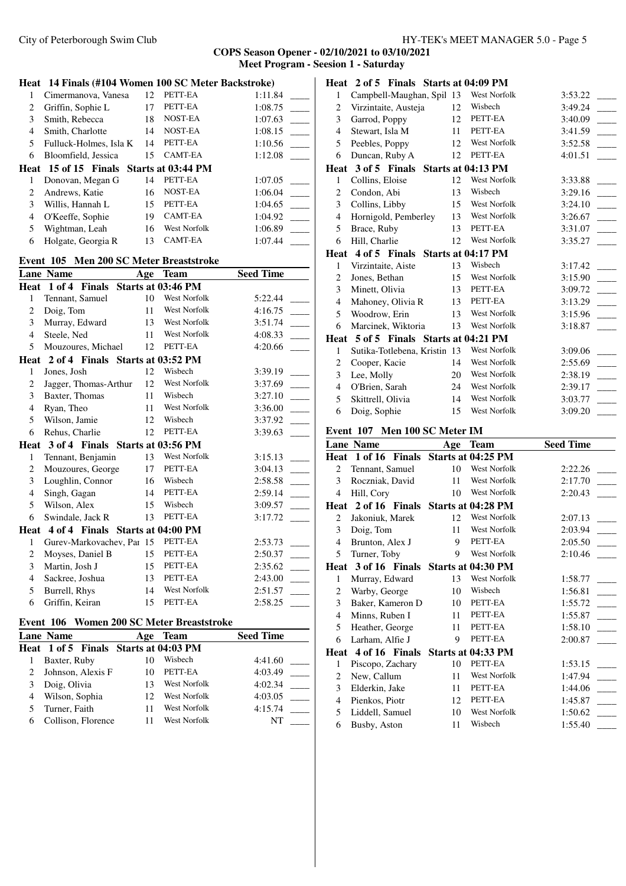**COPS Season Opener - 02/10/2021 to 03/10/2021**
**Meet Program - Seesion 1 - Saturday**

**Heat 14 Finals (#104 Women 100 SC Meter Backstroke)**

| Lane | Name | Age | Team | Seed Time | |
|---|---|---|---|---|---|
| 1 | Cimermanova, Vanesa | 12 | PETT-EA | 1:11.84 | ____ |
| 2 | Griffin, Sophie L | 17 | PETT-EA | 1:08.75 | ____ |
| 3 | Smith, Rebecca | 18 | NOST-EA | 1:07.63 | ____ |
| 4 | Smith, Charlotte | 14 | NOST-EA | 1:08.15 | ____ |
| 5 | Fulluck-Holmes, Isla K | 14 | PETT-EA | 1:10.56 | ____ |
| 6 | Bloomfield, Jessica | 15 | CAMT-EA | 1:12.08 | ____ |

**Heat 15 of 15 Finals Starts at 03:44 PM**

| Lane | Name | Age | Team | Seed Time | |
|---|---|---|---|---|---|
| 1 | Donovan, Megan G | 14 | PETT-EA | 1:07.05 | ____ |
| 2 | Andrews, Katie | 16 | NOST-EA | 1:06.04 | ____ |
| 3 | Willis, Hannah L | 15 | PETT-EA | 1:04.65 | ____ |
| 4 | O'Keeffe, Sophie | 19 | CAMT-EA | 1:04.92 | ____ |
| 5 | Wightman, Leah | 16 | West Norfolk | 1:06.89 | ____ |
| 6 | Holgate, Georgia R | 13 | CAMT-EA | 1:07.44 | ____ |

## Event 105 Men 200 SC Meter Breaststroke

| Lane | Name | Age | Team | Seed Time | |
|---|---|---|---|---|---|
| **Heat 1 of 4 Finals Starts at 03:46 PM** | | | | | |
| 1 | Tennant, Samuel | 10 | West Norfolk | 5:22.44 | ____ |
| 2 | Doig, Tom | 11 | West Norfolk | 4:16.75 | ____ |
| 3 | Murray, Edward | 13 | West Norfolk | 3:51.74 | ____ |
| 4 | Steele, Ned | 11 | West Norfolk | 4:08.33 | ____ |
| 5 | Mouzoures, Michael | 12 | PETT-EA | 4:20.66 | ____ |
| **Heat 2 of 4 Finals Starts at 03:52 PM** | | | | | |
| 1 | Jones, Josh | 12 | Wisbech | 3:39.19 | ____ |
| 2 | Jagger, Thomas-Arthur | 12 | West Norfolk | 3:37.69 | ____ |
| 3 | Baxter, Thomas | 11 | Wisbech | 3:27.10 | ____ |
| 4 | Ryan, Theo | 11 | West Norfolk | 3:36.00 | ____ |
| 5 | Wilson, Jamie | 12 | Wisbech | 3:37.92 | ____ |
| 6 | Rehus, Charlie | 12 | PETT-EA | 3:39.63 | ____ |
| **Heat 3 of 4 Finals Starts at 03:56 PM** | | | | | |
| 1 | Tennant, Benjamin | 13 | West Norfolk | 3:15.13 | ____ |
| 2 | Mouzoures, George | 17 | PETT-EA | 3:04.13 | ____ |
| 3 | Loughlin, Connor | 16 | Wisbech | 2:58.58 | ____ |
| 4 | Singh, Gagan | 14 | PETT-EA | 2:59.14 | ____ |
| 5 | Wilson, Alex | 15 | Wisbech | 3:09.57 | ____ |
| 6 | Swindale, Jack R | 13 | PETT-EA | 3:17.72 | ____ |
| **Heat 4 of 4 Finals Starts at 04:00 PM** | | | | | |
| 1 | Gurev-Markovachev, Pa | 15 | PETT-EA | 2:53.73 | ____ |
| 2 | Moyses, Daniel B | 15 | PETT-EA | 2:50.37 | ____ |
| 3 | Martin, Josh J | 15 | PETT-EA | 2:35.62 | ____ |
| 4 | Sackree, Joshua | 13 | PETT-EA | 2:43.00 | ____ |
| 5 | Burrell, Rhys | 14 | West Norfolk | 2:51.57 | ____ |
| 6 | Griffin, Keiran | 15 | PETT-EA | 2:58.25 | ____ |

## Event 106 Women 200 SC Meter Breaststroke

| Lane | Name | Age | Team | Seed Time | |
|---|---|---|---|---|---|
| **Heat 1 of 5 Finals Starts at 04:03 PM** | | | | | |
| 1 | Baxter, Ruby | 10 | Wisbech | 4:41.60 | ____ |
| 2 | Johnson, Alexis F | 10 | PETT-EA | 4:03.49 | ____ |
| 3 | Doig, Olivia | 13 | West Norfolk | 4:02.34 | ____ |
| 4 | Wilson, Sophia | 12 | West Norfolk | 4:03.05 | ____ |
| 5 | Turner, Faith | 11 | West Norfolk | 4:15.74 | ____ |
| 6 | Collison, Florence | 11 | West Norfolk | NT | ____ |
| **Heat 2 of 5 Finals Starts at 04:09 PM** | | | | | |
| 1 | Campbell-Maughan, Spil | 13 | West Norfolk | 3:53.22 | ____ |
| 2 | Virzintaite, Austeja | 12 | Wisbech | 3:49.24 | ____ |
| 3 | Garrod, Poppy | 12 | PETT-EA | 3:40.09 | ____ |
| 4 | Stewart, Isla M | 11 | PETT-EA | 3:41.59 | ____ |
| 5 | Peebles, Poppy | 12 | West Norfolk | 3:52.58 | ____ |
| 6 | Duncan, Ruby A | 12 | PETT-EA | 4:01.51 | ____ |
| **Heat 3 of 5 Finals Starts at 04:13 PM** | | | | | |
| 1 | Collins, Eloise | 12 | West Norfolk | 3:33.88 | ____ |
| 2 | Condon, Abi | 13 | Wisbech | 3:29.16 | ____ |
| 3 | Collins, Libby | 15 | West Norfolk | 3:24.10 | ____ |
| 4 | Hornigold, Pemberley | 13 | West Norfolk | 3:26.67 | ____ |
| 5 | Brace, Ruby | 13 | PETT-EA | 3:31.07 | ____ |
| 6 | Hill, Charlie | 12 | West Norfolk | 3:35.27 | ____ |
| **Heat 4 of 5 Finals Starts at 04:17 PM** | | | | | |
| 1 | Virzintaite, Aiste | 13 | Wisbech | 3:17.42 | ____ |
| 2 | Jones, Bethan | 15 | West Norfolk | 3:15.90 | ____ |
| 3 | Minett, Olivia | 13 | PETT-EA | 3:09.72 | ____ |
| 4 | Mahoney, Olivia R | 13 | PETT-EA | 3:13.29 | ____ |
| 5 | Woodrow, Erin | 13 | West Norfolk | 3:15.96 | ____ |
| 6 | Marcinek, Wiktoria | 13 | West Norfolk | 3:18.87 | ____ |
| **Heat 5 of 5 Finals Starts at 04:21 PM** | | | | | |
| 1 | Sutika-Totlebena, Kristin | 13 | West Norfolk | 3:09.06 | ____ |
| 2 | Cooper, Kacie | 14 | West Norfolk | 2:55.69 | ____ |
| 3 | Lee, Molly | 20 | West Norfolk | 2:38.19 | ____ |
| 4 | O'Brien, Sarah | 24 | West Norfolk | 2:39.17 | ____ |
| 5 | Skittrell, Olivia | 14 | West Norfolk | 3:03.77 | ____ |
| 6 | Doig, Sophie | 15 | West Norfolk | 3:09.20 | ____ |

## Event 107 Men 100 SC Meter IM

| Lane | Name | Age | Team | Seed Time | |
|---|---|---|---|---|---|
| **Heat 1 of 16 Finals Starts at 04:25 PM** | | | | | |
| 2 | Tennant, Samuel | 10 | West Norfolk | 2:22.26 | ____ |
| 3 | Roczniak, David | 11 | West Norfolk | 2:17.70 | ____ |
| 4 | Hill, Cory | 10 | West Norfolk | 2:20.43 | ____ |
| **Heat 2 of 16 Finals Starts at 04:28 PM** | | | | | |
| 2 | Jakoniuk, Marek | 12 | West Norfolk | 2:07.13 | ____ |
| 3 | Doig, Tom | 11 | West Norfolk | 2:03.94 | ____ |
| 4 | Brunton, Alex J | 9 | PETT-EA | 2:05.50 | ____ |
| 5 | Turner, Toby | 9 | West Norfolk | 2:10.46 | ____ |
| **Heat 3 of 16 Finals Starts at 04:30 PM** | | | | | |
| 1 | Murray, Edward | 13 | West Norfolk | 1:58.77 | ____ |
| 2 | Warby, George | 10 | Wisbech | 1:56.81 | ____ |
| 3 | Baker, Kameron D | 10 | PETT-EA | 1:55.72 | ____ |
| 4 | Minns, Ruben I | 11 | PETT-EA | 1:55.87 | ____ |
| 5 | Heather, George | 11 | PETT-EA | 1:58.10 | ____ |
| 6 | Larham, Alfie J | 9 | PETT-EA | 2:00.87 | ____ |
| **Heat 4 of 16 Finals Starts at 04:33 PM** | | | | | |
| 1 | Piscopo, Zachary | 10 | PETT-EA | 1:53.15 | ____ |
| 2 | New, Callum | 11 | West Norfolk | 1:47.94 | ____ |
| 3 | Elderkin, Jake | 11 | PETT-EA | 1:44.06 | ____ |
| 4 | Pienkos, Piotr | 12 | PETT-EA | 1:45.87 | ____ |
| 5 | Liddell, Samuel | 10 | West Norfolk | 1:50.62 | ____ |
| 6 | Busby, Aston | 11 | Wisbech | 1:55.40 | ____ |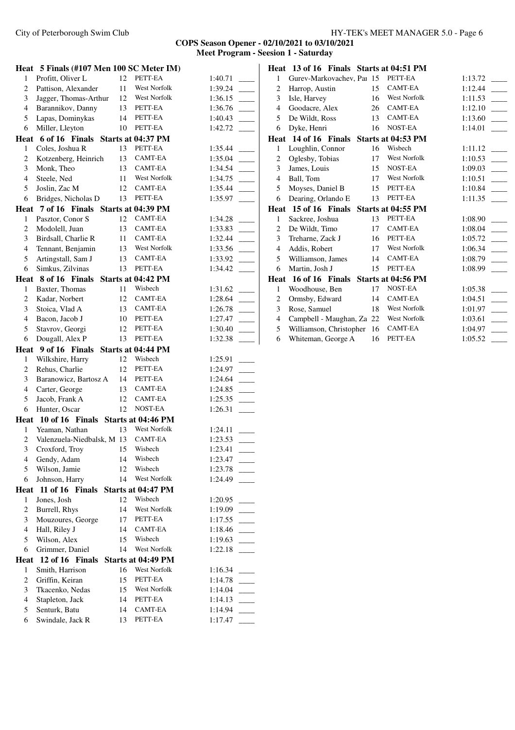## COPS Season Opener - 02/10/2021 to 03/10/2021

### Meet Program - Seesion 1 - Saturday

**Heat 5 Finals (#107 Men 100 SC Meter IM)**

| Lane | Name | Age | Team | Seed Time | |
|---|---|---|---|---|---|
| 1 | Profitt, Oliver L | 12 | PETT-EA | 1:40.71 | ____ |
| 2 | Pattison, Alexander | 11 | West Norfolk | 1:39.24 | ____ |
| 3 | Jagger, Thomas-Arthur | 12 | West Norfolk | 1:36.15 | ____ |
| 4 | Barannikov, Danny | 13 | PETT-EA | 1:36.76 | ____ |
| 5 | Lapas, Dominykas | 14 | PETT-EA | 1:40.43 | ____ |
| 6 | Miller, Lleyton | 10 | PETT-EA | 1:42.72 | ____ |

**Heat 6 of 16 Finals Starts at 04:37 PM**

| Lane | Name | Age | Team | Seed Time | |
|---|---|---|---|---|---|
| 1 | Coles, Joshua R | 13 | PETT-EA | 1:35.44 | ____ |
| 2 | Kotzenberg, Heinrich | 13 | CAMT-EA | 1:35.04 | ____ |
| 3 | Monk, Theo | 13 | CAMT-EA | 1:34.54 | ____ |
| 4 | Steele, Ned | 11 | West Norfolk | 1:34.75 | ____ |
| 5 | Joslin, Zac M | 12 | CAMT-EA | 1:35.44 | ____ |
| 6 | Bridges, Nicholas D | 13 | PETT-EA | 1:35.97 | ____ |

**Heat 7 of 16 Finals Starts at 04:39 PM**

| Lane | Name | Age | Team | Seed Time | |
|---|---|---|---|---|---|
| 1 | Pasztor, Conor S | 12 | CAMT-EA | 1:34.28 | ____ |
| 2 | Modolell, Juan | 13 | CAMT-EA | 1:33.83 | ____ |
| 3 | Birdsall, Charlie R | 11 | CAMT-EA | 1:32.44 | ____ |
| 4 | Tennant, Benjamin | 13 | West Norfolk | 1:33.56 | ____ |
| 5 | Artingstall, Sam J | 13 | CAMT-EA | 1:33.92 | ____ |
| 6 | Simkus, Zilvinas | 13 | PETT-EA | 1:34.42 | ____ |

**Heat 8 of 16 Finals Starts at 04:42 PM**

| Lane | Name | Age | Team | Seed Time | |
|---|---|---|---|---|---|
| 1 | Baxter, Thomas | 11 | Wisbech | 1:31.62 | ____ |
| 2 | Kadar, Norbert | 12 | CAMT-EA | 1:28.64 | ____ |
| 3 | Stoica, Vlad A | 13 | CAMT-EA | 1:26.78 | ____ |
| 4 | Bacon, Jacob J | 10 | PETT-EA | 1:27.47 | ____ |
| 5 | Stavrov, Georgi | 12 | PETT-EA | 1:30.40 | ____ |
| 6 | Dougall, Alex P | 13 | PETT-EA | 1:32.38 | ____ |

**Heat 9 of 16 Finals Starts at 04:44 PM**

| Lane | Name | Age | Team | Seed Time | |
|---|---|---|---|---|---|
| 1 | Wilkshire, Harry | 12 | Wisbech | 1:25.91 | ____ |
| 2 | Rehus, Charlie | 12 | PETT-EA | 1:24.97 | ____ |
| 3 | Baranowicz, Bartosz A | 14 | PETT-EA | 1:24.64 | ____ |
| 4 | Carter, George | 13 | CAMT-EA | 1:24.85 | ____ |
| 5 | Jacob, Frank A | 12 | CAMT-EA | 1:25.35 | ____ |
| 6 | Hunter, Oscar | 12 | NOST-EA | 1:26.31 | ____ |

**Heat 10 of 16 Finals Starts at 04:46 PM**

| Lane | Name | Age | Team | Seed Time | |
|---|---|---|---|---|---|
| 1 | Yeaman, Nathan | 13 | West Norfolk | 1:24.11 | ____ |
| 2 | Valenzuela-Niedbalsk, M | 13 | CAMT-EA | 1:23.53 | ____ |
| 3 | Croxford, Troy | 15 | Wisbech | 1:23.41 | ____ |
| 4 | Gendy, Adam | 14 | Wisbech | 1:23.47 | ____ |
| 5 | Wilson, Jamie | 12 | Wisbech | 1:23.78 | ____ |
| 6 | Johnson, Harry | 14 | West Norfolk | 1:24.49 | ____ |

**Heat 11 of 16 Finals Starts at 04:47 PM**

| Lane | Name | Age | Team | Seed Time | |
|---|---|---|---|---|---|
| 1 | Jones, Josh | 12 | Wisbech | 1:20.95 | ____ |
| 2 | Burrell, Rhys | 14 | West Norfolk | 1:19.09 | ____ |
| 3 | Mouzoures, George | 17 | PETT-EA | 1:17.55 | ____ |
| 4 | Hall, Riley J | 14 | CAMT-EA | 1:18.46 | ____ |
| 5 | Wilson, Alex | 15 | Wisbech | 1:19.63 | ____ |
| 6 | Grimmer, Daniel | 14 | West Norfolk | 1:22.18 | ____ |

**Heat 12 of 16 Finals Starts at 04:49 PM**

| Lane | Name | Age | Team | Seed Time | |
|---|---|---|---|---|---|
| 1 | Smith, Harrison | 16 | West Norfolk | 1:16.34 | ____ |
| 2 | Griffin, Keiran | 15 | PETT-EA | 1:14.78 | ____ |
| 3 | Tkacenko, Nedas | 15 | West Norfolk | 1:14.04 | ____ |
| 4 | Stapleton, Jack | 14 | PETT-EA | 1:14.13 | ____ |
| 5 | Senturk, Batu | 14 | CAMT-EA | 1:14.94 | ____ |
| 6 | Swindale, Jack R | 13 | PETT-EA | 1:17.47 | ____ |

**Heat 13 of 16 Finals Starts at 04:51 PM**

| Lane | Name | Age | Team | Seed Time | |
|---|---|---|---|---|---|
| 1 | Gurev-Markovachev, Pa | 15 | PETT-EA | 1:13.72 | ____ |
| 2 | Harrop, Austin | 15 | CAMT-EA | 1:12.44 | ____ |
| 3 | Isle, Harvey | 16 | West Norfolk | 1:11.53 | ____ |
| 4 | Goodacre, Alex | 26 | CAMT-EA | 1:12.10 | ____ |
| 5 | De Wildt, Ross | 13 | CAMT-EA | 1:13.60 | ____ |
| 6 | Dyke, Henri | 16 | NOST-EA | 1:14.01 | ____ |

**Heat 14 of 16 Finals Starts at 04:53 PM**

| Lane | Name | Age | Team | Seed Time | |
|---|---|---|---|---|---|
| 1 | Loughlin, Connor | 16 | Wisbech | 1:11.12 | ____ |
| 2 | Oglesby, Tobias | 17 | West Norfolk | 1:10.53 | ____ |
| 3 | James, Louis | 15 | NOST-EA | 1:09.03 | ____ |
| 4 | Ball, Tom | 17 | West Norfolk | 1:10.51 | ____ |
| 5 | Moyses, Daniel B | 15 | PETT-EA | 1:10.84 | ____ |
| 6 | Dearing, Orlando E | 13 | PETT-EA | 1:11.35 | ____ |

**Heat 15 of 16 Finals Starts at 04:55 PM**

| Lane | Name | Age | Team | Seed Time | |
|---|---|---|---|---|---|
| 1 | Sackree, Joshua | 13 | PETT-EA | 1:08.90 | ____ |
| 2 | De Wildt, Timo | 17 | CAMT-EA | 1:08.04 | ____ |
| 3 | Treharne, Zack J | 16 | PETT-EA | 1:05.72 | ____ |
| 4 | Addis, Robert | 17 | West Norfolk | 1:06.34 | ____ |
| 5 | Williamson, James | 14 | CAMT-EA | 1:08.79 | ____ |
| 6 | Martin, Josh J | 15 | PETT-EA | 1:08.99 | ____ |

**Heat 16 of 16 Finals Starts at 04:56 PM**

| Lane | Name | Age | Team | Seed Time | |
|---|---|---|---|---|---|
| 1 | Woodhouse, Ben | 17 | NOST-EA | 1:05.38 | ____ |
| 2 | Ormsby, Edward | 14 | CAMT-EA | 1:04.51 | ____ |
| 3 | Rose, Samuel | 18 | West Norfolk | 1:01.97 | ____ |
| 4 | Campbell - Maughan, Za | 22 | West Norfolk | 1:03.61 | ____ |
| 5 | Williamson, Christopher | 16 | CAMT-EA | 1:04.97 | ____ |
| 6 | Whiteman, George A | 16 | PETT-EA | 1:05.52 | ____ |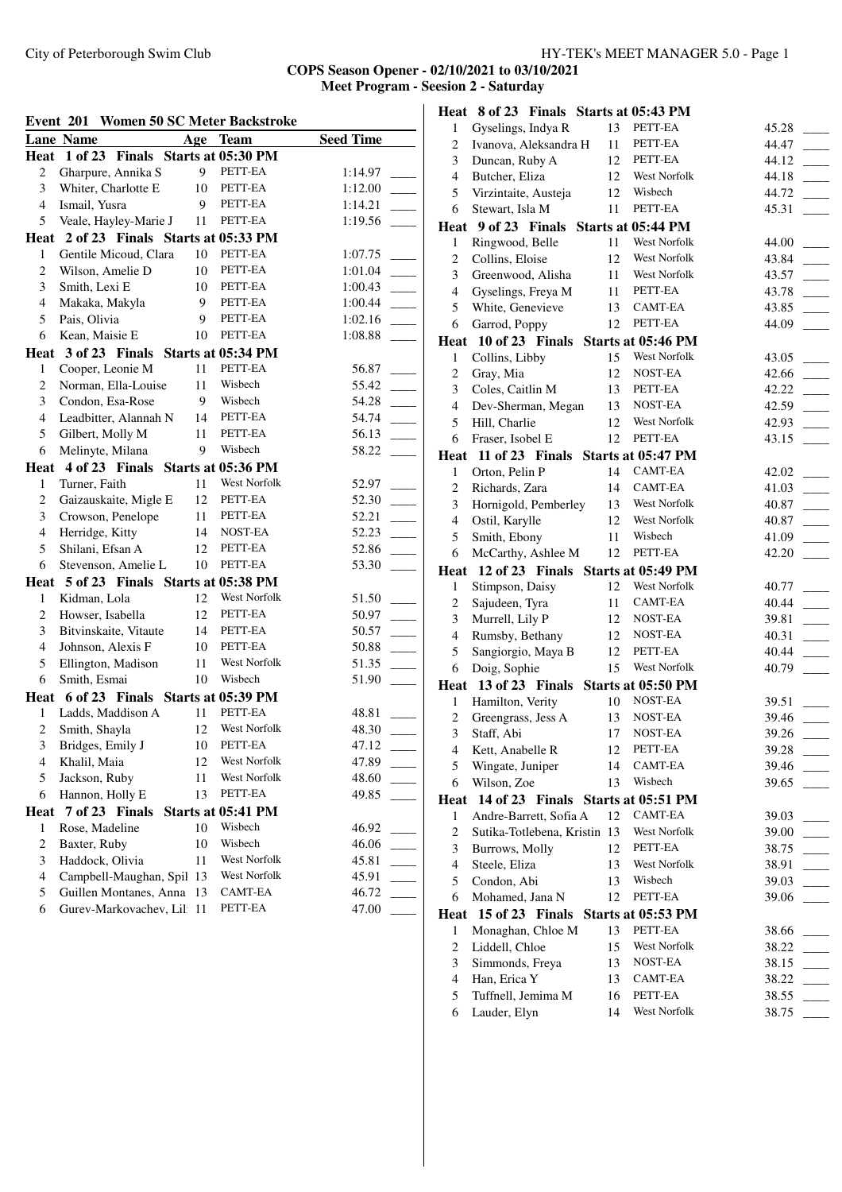**COPS Season Opener - 02/10/2021 to 03/10/2021**
**Meet Program - Seesion 2 - Saturday**

### Event 201 Women 50 SC Meter Backstroke

| Lane | Name | Age | Team | Seed Time |
|---|---|---|---|---|
| **Heat 1 of 23 Finals Starts at 05:30 PM** | | | | |
| 2 | Gharpure, Annika S | 9 | PETT-EA | 1:14.97 |
| 3 | Whiter, Charlotte E | 10 | PETT-EA | 1:12.00 |
| 4 | Ismail, Yusra | 9 | PETT-EA | 1:14.21 |
| 5 | Veale, Hayley-Marie J | 11 | PETT-EA | 1:19.56 |
| **Heat 2 of 23 Finals Starts at 05:33 PM** | | | | |
| 1 | Gentile Micoud, Clara | 10 | PETT-EA | 1:07.75 |
| 2 | Wilson, Amelie D | 10 | PETT-EA | 1:01.04 |
| 3 | Smith, Lexi E | 10 | PETT-EA | 1:00.43 |
| 4 | Makaka, Makyla | 9 | PETT-EA | 1:00.44 |
| 5 | Pais, Olivia | 9 | PETT-EA | 1:02.16 |
| 6 | Kean, Maisie E | 10 | PETT-EA | 1:08.88 |
| **Heat 3 of 23 Finals Starts at 05:34 PM** | | | | |
| 1 | Cooper, Leonie M | 11 | PETT-EA | 56.87 |
| 2 | Norman, Ella-Louise | 11 | Wisbech | 55.42 |
| 3 | Condon, Esa-Rose | 9 | Wisbech | 54.28 |
| 4 | Leadbitter, Alannah N | 14 | PETT-EA | 54.74 |
| 5 | Gilbert, Molly M | 11 | PETT-EA | 56.13 |
| 6 | Melinyte, Milana | 9 | Wisbech | 58.22 |
| **Heat 4 of 23 Finals Starts at 05:36 PM** | | | | |
| 1 | Turner, Faith | 11 | West Norfolk | 52.97 |
| 2 | Gaizauskaite, Migle E | 12 | PETT-EA | 52.30 |
| 3 | Crowson, Penelope | 11 | PETT-EA | 52.21 |
| 4 | Herridge, Kitty | 14 | NOST-EA | 52.23 |
| 5 | Shilani, Efsan A | 12 | PETT-EA | 52.86 |
| 6 | Stevenson, Amelie L | 10 | PETT-EA | 53.30 |
| **Heat 5 of 23 Finals Starts at 05:38 PM** | | | | |
| 1 | Kidman, Lola | 12 | West Norfolk | 51.50 |
| 2 | Howser, Isabella | 12 | PETT-EA | 50.97 |
| 3 | Bitvinskaite, Vitaute | 14 | PETT-EA | 50.57 |
| 4 | Johnson, Alexis F | 10 | PETT-EA | 50.88 |
| 5 | Ellington, Madison | 11 | West Norfolk | 51.35 |
| 6 | Smith, Esmai | 10 | Wisbech | 51.90 |
| **Heat 6 of 23 Finals Starts at 05:39 PM** | | | | |
| 1 | Ladds, Maddison A | 11 | PETT-EA | 48.81 |
| 2 | Smith, Shayla | 12 | West Norfolk | 48.30 |
| 3 | Bridges, Emily J | 10 | PETT-EA | 47.12 |
| 4 | Khalil, Maia | 12 | West Norfolk | 47.89 |
| 5 | Jackson, Ruby | 11 | West Norfolk | 48.60 |
| 6 | Hannon, Holly E | 13 | PETT-EA | 49.85 |
| **Heat 7 of 23 Finals Starts at 05:41 PM** | | | | |
| 1 | Rose, Madeline | 10 | Wisbech | 46.92 |
| 2 | Baxter, Ruby | 10 | Wisbech | 46.06 |
| 3 | Haddock, Olivia | 11 | West Norfolk | 45.81 |
| 4 | Campbell-Maughan, Spil | 13 | West Norfolk | 45.91 |
| 5 | Guillen Montanes, Anna | 13 | CAMT-EA | 46.72 |
| 6 | Gurev-Markovachev, Lil | 11 | PETT-EA | 47.00 |
| **Heat 8 of 23 Finals Starts at 05:43 PM** | | | | |
| 1 | Gyselings, Indya R | 13 | PETT-EA | 45.28 |
| 2 | Ivanova, Aleksandra H | 11 | PETT-EA | 44.47 |
| 3 | Duncan, Ruby A | 12 | PETT-EA | 44.12 |
| 4 | Butcher, Eliza | 12 | West Norfolk | 44.18 |
| 5 | Virzintaite, Austeja | 12 | Wisbech | 44.72 |
| 6 | Stewart, Isla M | 11 | PETT-EA | 45.31 |
| **Heat 9 of 23 Finals Starts at 05:44 PM** | | | | |
| 1 | Ringwood, Belle | 11 | West Norfolk | 44.00 |
| 2 | Collins, Eloise | 12 | West Norfolk | 43.84 |
| 3 | Greenwood, Alisha | 11 | West Norfolk | 43.57 |
| 4 | Gyselings, Freya M | 11 | PETT-EA | 43.78 |
| 5 | White, Genevieve | 13 | CAMT-EA | 43.85 |
| 6 | Garrod, Poppy | 12 | PETT-EA | 44.09 |
| **Heat 10 of 23 Finals Starts at 05:46 PM** | | | | |
| 1 | Collins, Libby | 15 | West Norfolk | 43.05 |
| 2 | Gray, Mia | 12 | NOST-EA | 42.66 |
| 3 | Coles, Caitlin M | 13 | PETT-EA | 42.22 |
| 4 | Dev-Sherman, Megan | 13 | NOST-EA | 42.59 |
| 5 | Hill, Charlie | 12 | West Norfolk | 42.93 |
| 6 | Fraser, Isobel E | 12 | PETT-EA | 43.15 |
| **Heat 11 of 23 Finals Starts at 05:47 PM** | | | | |
| 1 | Orton, Pelin P | 14 | CAMT-EA | 42.02 |
| 2 | Richards, Zara | 14 | CAMT-EA | 41.03 |
| 3 | Hornigold, Pemberley | 13 | West Norfolk | 40.87 |
| 4 | Ostil, Karylle | 12 | West Norfolk | 40.87 |
| 5 | Smith, Ebony | 11 | Wisbech | 41.09 |
| 6 | McCarthy, Ashlee M | 12 | PETT-EA | 42.20 |
| **Heat 12 of 23 Finals Starts at 05:49 PM** | | | | |
| 1 | Stimpson, Daisy | 12 | West Norfolk | 40.77 |
| 2 | Sajudeen, Tyra | 11 | CAMT-EA | 40.44 |
| 3 | Murrell, Lily P | 12 | NOST-EA | 39.81 |
| 4 | Rumsby, Bethany | 12 | NOST-EA | 40.31 |
| 5 | Sangiorgio, Maya B | 12 | PETT-EA | 40.44 |
| 6 | Doig, Sophie | 15 | West Norfolk | 40.79 |
| **Heat 13 of 23 Finals Starts at 05:50 PM** | | | | |
| 1 | Hamilton, Verity | 10 | NOST-EA | 39.51 |
| 2 | Greengrass, Jess A | 13 | NOST-EA | 39.46 |
| 3 | Staff, Abi | 17 | NOST-EA | 39.26 |
| 4 | Kett, Anabelle R | 12 | PETT-EA | 39.28 |
| 5 | Wingate, Juniper | 14 | CAMT-EA | 39.46 |
| 6 | Wilson, Zoe | 13 | Wisbech | 39.65 |
| **Heat 14 of 23 Finals Starts at 05:51 PM** | | | | |
| 1 | Andre-Barrett, Sofia A | 12 | CAMT-EA | 39.03 |
| 2 | Sutika-Totlebena, Kristin | 13 | West Norfolk | 39.00 |
| 3 | Burrows, Molly | 12 | PETT-EA | 38.75 |
| 4 | Steele, Eliza | 13 | West Norfolk | 38.91 |
| 5 | Condon, Abi | 13 | Wisbech | 39.03 |
| 6 | Mohamed, Jana N | 12 | PETT-EA | 39.06 |
| **Heat 15 of 23 Finals Starts at 05:53 PM** | | | | |
| 1 | Monaghan, Chloe M | 13 | PETT-EA | 38.66 |
| 2 | Liddell, Chloe | 15 | West Norfolk | 38.22 |
| 3 | Simmonds, Freya | 13 | NOST-EA | 38.15 |
| 4 | Han, Erica Y | 13 | CAMT-EA | 38.22 |
| 5 | Tuffnell, Jemima M | 16 | PETT-EA | 38.55 |
| 6 | Lauder, Elyn | 14 | West Norfolk | 38.75 |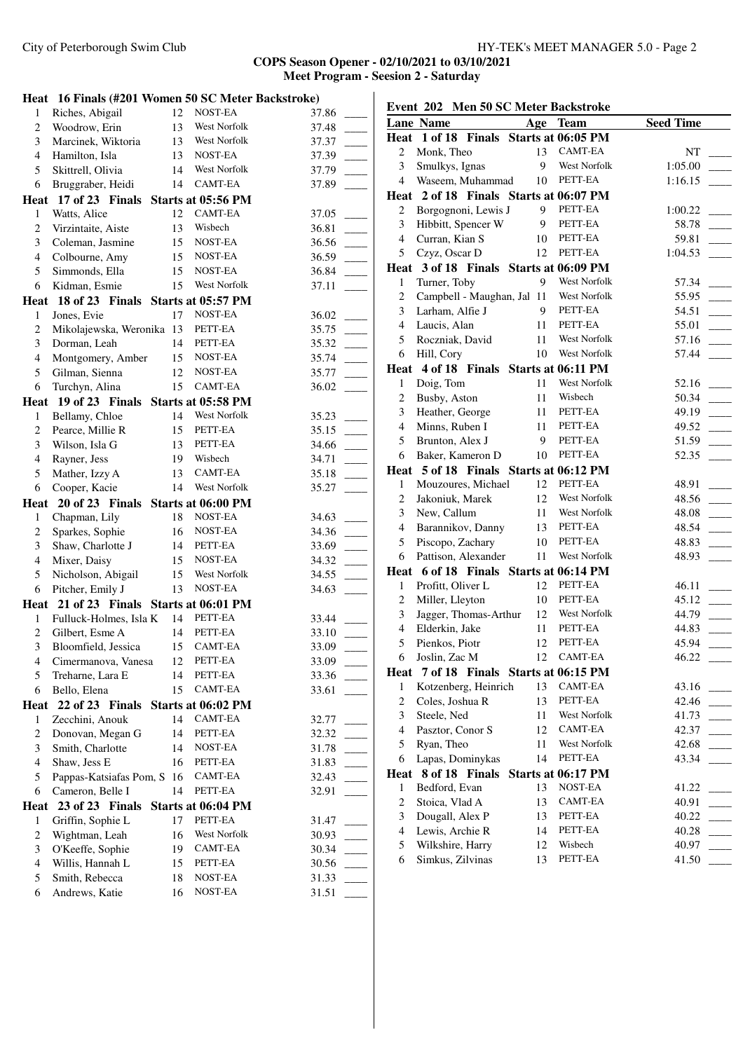**COPS Season Opener - 02/10/2021 to 03/10/2021**
**Meet Program - Seesion 2 - Saturday**

**Heat 16 Finals (#201 Women 50 SC Meter Backstroke)**

| Lane | Name | Age | Team | Seed Time |
|---|---|---|---|---|
| 1 | Riches, Abigail | 12 | NOST-EA | 37.86 |
| 2 | Woodrow, Erin | 13 | West Norfolk | 37.48 |
| 3 | Marcinek, Wiktoria | 13 | West Norfolk | 37.37 |
| 4 | Hamilton, Isla | 13 | NOST-EA | 37.39 |
| 5 | Skittrell, Olivia | 14 | West Norfolk | 37.79 |
| 6 | Bruggraber, Heidi | 14 | CAMT-EA | 37.89 |

**Heat 17 of 23 Finals Starts at 05:56 PM**

| Lane | Name | Age | Team | Seed Time |
|---|---|---|---|---|
| 1 | Watts, Alice | 12 | CAMT-EA | 37.05 |
| 2 | Virzintaite, Aiste | 13 | Wisbech | 36.81 |
| 3 | Coleman, Jasmine | 15 | NOST-EA | 36.56 |
| 4 | Colbourne, Amy | 15 | NOST-EA | 36.59 |
| 5 | Simmonds, Ella | 15 | NOST-EA | 36.84 |
| 6 | Kidman, Esmie | 15 | West Norfolk | 37.11 |

**Heat 18 of 23 Finals Starts at 05:57 PM**

| Lane | Name | Age | Team | Seed Time |
|---|---|---|---|---|
| 1 | Jones, Evie | 17 | NOST-EA | 36.02 |
| 2 | Mikolajewska, Weronika | 13 | PETT-EA | 35.75 |
| 3 | Dorman, Leah | 14 | PETT-EA | 35.32 |
| 4 | Montgomery, Amber | 15 | NOST-EA | 35.74 |
| 5 | Gilman, Sienna | 12 | NOST-EA | 35.77 |
| 6 | Turchyn, Alina | 15 | CAMT-EA | 36.02 |

**Heat 19 of 23 Finals Starts at 05:58 PM**

| Lane | Name | Age | Team | Seed Time |
|---|---|---|---|---|
| 1 | Bellamy, Chloe | 14 | West Norfolk | 35.23 |
| 2 | Pearce, Millie R | 15 | PETT-EA | 35.15 |
| 3 | Wilson, Isla G | 13 | PETT-EA | 34.66 |
| 4 | Rayner, Jess | 19 | Wisbech | 34.71 |
| 5 | Mather, Izzy A | 13 | CAMT-EA | 35.18 |
| 6 | Cooper, Kacie | 14 | West Norfolk | 35.27 |

**Heat 20 of 23 Finals Starts at 06:00 PM**

| Lane | Name | Age | Team | Seed Time |
|---|---|---|---|---|
| 1 | Chapman, Lily | 18 | NOST-EA | 34.63 |
| 2 | Sparkes, Sophie | 16 | NOST-EA | 34.36 |
| 3 | Shaw, Charlotte J | 14 | PETT-EA | 33.69 |
| 4 | Mixer, Daisy | 15 | NOST-EA | 34.32 |
| 5 | Nicholson, Abigail | 15 | West Norfolk | 34.55 |
| 6 | Pitcher, Emily J | 13 | NOST-EA | 34.63 |

**Heat 21 of 23 Finals Starts at 06:01 PM**

| Lane | Name | Age | Team | Seed Time |
|---|---|---|---|---|
| 1 | Fulluck-Holmes, Isla K | 14 | PETT-EA | 33.44 |
| 2 | Gilbert, Esme A | 14 | PETT-EA | 33.10 |
| 3 | Bloomfield, Jessica | 15 | CAMT-EA | 33.09 |
| 4 | Cimermanova, Vanesa | 12 | PETT-EA | 33.09 |
| 5 | Treharne, Lara E | 14 | PETT-EA | 33.36 |
| 6 | Bello, Elena | 15 | CAMT-EA | 33.61 |

**Heat 22 of 23 Finals Starts at 06:02 PM**

| Lane | Name | Age | Team | Seed Time |
|---|---|---|---|---|
| 1 | Zecchini, Anouk | 14 | CAMT-EA | 32.77 |
| 2 | Donovan, Megan G | 14 | PETT-EA | 32.32 |
| 3 | Smith, Charlotte | 14 | NOST-EA | 31.78 |
| 4 | Shaw, Jess E | 16 | PETT-EA | 31.83 |
| 5 | Pappas-Katsiafas Pom, S | 16 | CAMT-EA | 32.43 |
| 6 | Cameron, Belle I | 14 | PETT-EA | 32.91 |

**Heat 23 of 23 Finals Starts at 06:04 PM**

| Lane | Name | Age | Team | Seed Time |
|---|---|---|---|---|
| 1 | Griffin, Sophie L | 17 | PETT-EA | 31.47 |
| 2 | Wightman, Leah | 16 | West Norfolk | 30.93 |
| 3 | O'Keeffe, Sophie | 19 | CAMT-EA | 30.34 |
| 4 | Willis, Hannah L | 15 | PETT-EA | 30.56 |
| 5 | Smith, Rebecca | 18 | NOST-EA | 31.33 |
| 6 | Andrews, Katie | 16 | NOST-EA | 31.51 |

**Event 202 Men 50 SC Meter Backstroke**

**Heat 1 of 18 Finals Starts at 06:05 PM**

| Lane | Name | Age | Team | Seed Time |
|---|---|---|---|---|
| 2 | Monk, Theo | 13 | CAMT-EA | NT |
| 3 | Smulkys, Ignas | 9 | West Norfolk | 1:05.00 |
| 4 | Waseem, Muhammad | 10 | PETT-EA | 1:16.15 |

**Heat 2 of 18 Finals Starts at 06:07 PM**

| Lane | Name | Age | Team | Seed Time |
|---|---|---|---|---|
| 2 | Borgognoni, Lewis J | 9 | PETT-EA | 1:00.22 |
| 3 | Hibbitt, Spencer W | 9 | PETT-EA | 58.78 |
| 4 | Curran, Kian S | 10 | PETT-EA | 59.81 |
| 5 | Czyz, Oscar D | 12 | PETT-EA | 1:04.53 |

**Heat 3 of 18 Finals Starts at 06:09 PM**

| Lane | Name | Age | Team | Seed Time |
|---|---|---|---|---|
| 1 | Turner, Toby | 9 | West Norfolk | 57.34 |
| 2 | Campbell - Maughan, Jal | 11 | West Norfolk | 55.95 |
| 3 | Larham, Alfie J | 9 | PETT-EA | 54.51 |
| 4 | Laucis, Alan | 11 | PETT-EA | 55.01 |
| 5 | Roczniak, David | 11 | West Norfolk | 57.16 |
| 6 | Hill, Cory | 10 | West Norfolk | 57.44 |

**Heat 4 of 18 Finals Starts at 06:11 PM**

| Lane | Name | Age | Team | Seed Time |
|---|---|---|---|---|
| 1 | Doig, Tom | 11 | West Norfolk | 52.16 |
| 2 | Busby, Aston | 11 | Wisbech | 50.34 |
| 3 | Heather, George | 11 | PETT-EA | 49.19 |
| 4 | Minns, Ruben I | 11 | PETT-EA | 49.52 |
| 5 | Brunton, Alex J | 9 | PETT-EA | 51.59 |
| 6 | Baker, Kameron D | 10 | PETT-EA | 52.35 |

**Heat 5 of 18 Finals Starts at 06:12 PM**

| Lane | Name | Age | Team | Seed Time |
|---|---|---|---|---|
| 1 | Mouzoures, Michael | 12 | PETT-EA | 48.91 |
| 2 | Jakoniuk, Marek | 12 | West Norfolk | 48.56 |
| 3 | New, Callum | 11 | West Norfolk | 48.08 |
| 4 | Barannikov, Danny | 13 | PETT-EA | 48.54 |
| 5 | Piscopo, Zachary | 10 | PETT-EA | 48.83 |
| 6 | Pattison, Alexander | 11 | West Norfolk | 48.93 |

**Heat 6 of 18 Finals Starts at 06:14 PM**

| Lane | Name | Age | Team | Seed Time |
|---|---|---|---|---|
| 1 | Profitt, Oliver L | 12 | PETT-EA | 46.11 |
| 2 | Miller, Lleyton | 10 | PETT-EA | 45.12 |
| 3 | Jagger, Thomas-Arthur | 12 | West Norfolk | 44.79 |
| 4 | Elderkin, Jake | 11 | PETT-EA | 44.83 |
| 5 | Pienkos, Piotr | 12 | PETT-EA | 45.94 |
| 6 | Joslin, Zac M | 12 | CAMT-EA | 46.22 |

**Heat 7 of 18 Finals Starts at 06:15 PM**

| Lane | Name | Age | Team | Seed Time |
|---|---|---|---|---|
| 1 | Kotzenberg, Heinrich | 13 | CAMT-EA | 43.16 |
| 2 | Coles, Joshua R | 13 | PETT-EA | 42.46 |
| 3 | Steele, Ned | 11 | West Norfolk | 41.73 |
| 4 | Pasztor, Conor S | 12 | CAMT-EA | 42.37 |
| 5 | Ryan, Theo | 11 | West Norfolk | 42.68 |
| 6 | Lapas, Dominykas | 14 | PETT-EA | 43.34 |

**Heat 8 of 18 Finals Starts at 06:17 PM**

| Lane | Name | Age | Team | Seed Time |
|---|---|---|---|---|
| 1 | Bedford, Evan | 13 | NOST-EA | 41.22 |
| 2 | Stoica, Vlad A | 13 | CAMT-EA | 40.91 |
| 3 | Dougall, Alex P | 13 | PETT-EA | 40.22 |
| 4 | Lewis, Archie R | 14 | PETT-EA | 40.28 |
| 5 | Wilkshire, Harry | 12 | Wisbech | 40.97 |
| 6 | Simkus, Zilvinas | 13 | PETT-EA | 41.50 |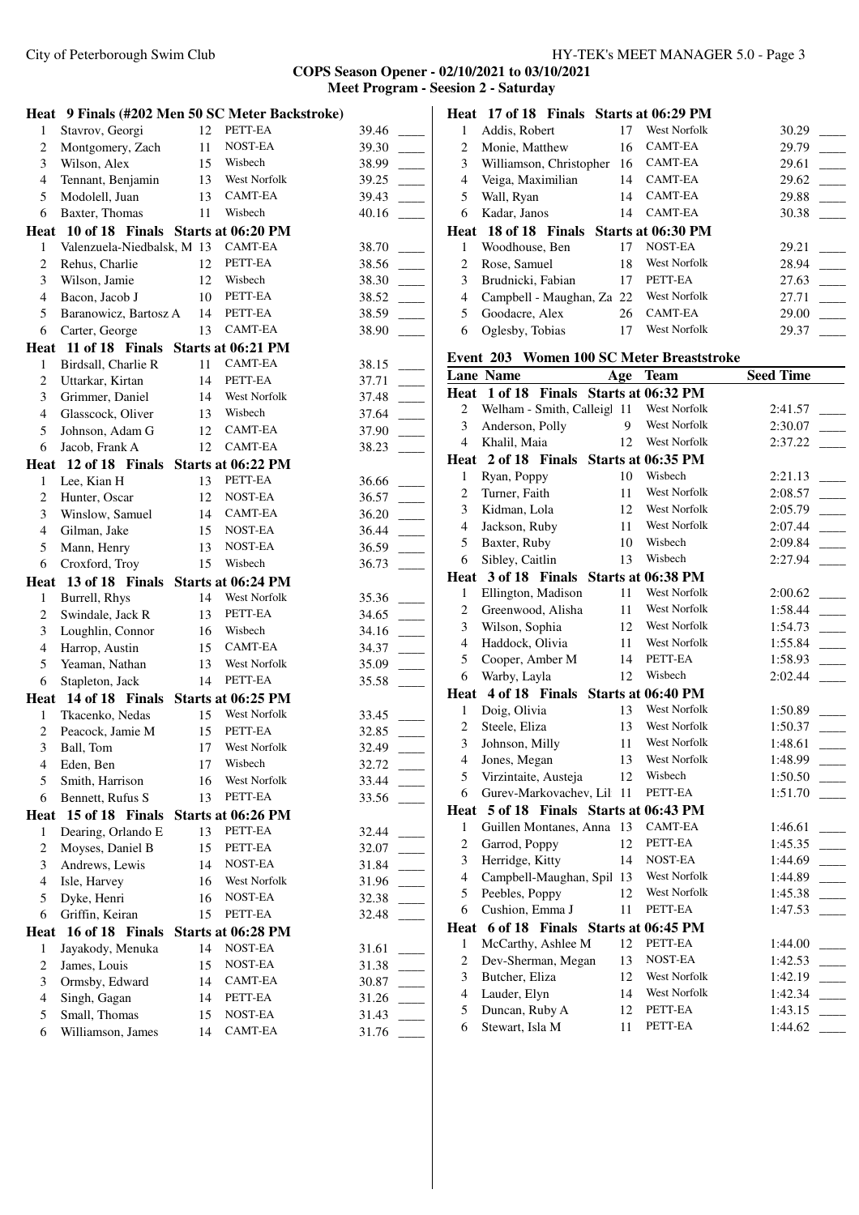**COPS Season Opener - 02/10/2021 to 03/10/2021**
**Meet Program - Seesion 2 - Saturday**

**Heat 9 Finals (#202 Men 50 SC Meter Backstroke)**

| Lane | Name | Age | Team | Seed Time | |
|---|---|---|---|---|---|
| 1 | Stavrov, Georgi | 12 | PETT-EA | 39.46 | ____ |
| 2 | Montgomery, Zach | 11 | NOST-EA | 39.30 | ____ |
| 3 | Wilson, Alex | 15 | Wisbech | 38.99 | ____ |
| 4 | Tennant, Benjamin | 13 | West Norfolk | 39.25 | ____ |
| 5 | Modolell, Juan | 13 | CAMT-EA | 39.43 | ____ |
| 6 | Baxter, Thomas | 11 | Wisbech | 40.16 | ____ |

**Heat 10 of 18 Finals Starts at 06:20 PM**

| Lane | Name | Age | Team | Seed Time | |
|---|---|---|---|---|---|
| 1 | Valenzuela-Niedbalsk, M | 13 | CAMT-EA | 38.70 | ____ |
| 2 | Rehus, Charlie | 12 | PETT-EA | 38.56 | ____ |
| 3 | Wilson, Jamie | 12 | Wisbech | 38.30 | ____ |
| 4 | Bacon, Jacob J | 10 | PETT-EA | 38.52 | ____ |
| 5 | Baranowicz, Bartosz A | 14 | PETT-EA | 38.59 | ____ |
| 6 | Carter, George | 13 | CAMT-EA | 38.90 | ____ |

**Heat 11 of 18 Finals Starts at 06:21 PM**

| Lane | Name | Age | Team | Seed Time | |
|---|---|---|---|---|---|
| 1 | Birdsall, Charlie R | 11 | CAMT-EA | 38.15 | ____ |
| 2 | Uttarkar, Kirtan | 14 | PETT-EA | 37.71 | ____ |
| 3 | Grimmer, Daniel | 14 | West Norfolk | 37.48 | ____ |
| 4 | Glasscock, Oliver | 13 | Wisbech | 37.64 | ____ |
| 5 | Johnson, Adam G | 12 | CAMT-EA | 37.90 | ____ |
| 6 | Jacob, Frank A | 12 | CAMT-EA | 38.23 | ____ |

**Heat 12 of 18 Finals Starts at 06:22 PM**

| Lane | Name | Age | Team | Seed Time | |
|---|---|---|---|---|---|
| 1 | Lee, Kian H | 13 | PETT-EA | 36.66 | ____ |
| 2 | Hunter, Oscar | 12 | NOST-EA | 36.57 | ____ |
| 3 | Winslow, Samuel | 14 | CAMT-EA | 36.20 | ____ |
| 4 | Gilman, Jake | 15 | NOST-EA | 36.44 | ____ |
| 5 | Mann, Henry | 13 | NOST-EA | 36.59 | ____ |
| 6 | Croxford, Troy | 15 | Wisbech | 36.73 | ____ |

**Heat 13 of 18 Finals Starts at 06:24 PM**

| Lane | Name | Age | Team | Seed Time | |
|---|---|---|---|---|---|
| 1 | Burrell, Rhys | 14 | West Norfolk | 35.36 | ____ |
| 2 | Swindale, Jack R | 13 | PETT-EA | 34.65 | ____ |
| 3 | Loughlin, Connor | 16 | Wisbech | 34.16 | ____ |
| 4 | Harrop, Austin | 15 | CAMT-EA | 34.37 | ____ |
| 5 | Yeaman, Nathan | 13 | West Norfolk | 35.09 | ____ |
| 6 | Stapleton, Jack | 14 | PETT-EA | 35.58 | ____ |

**Heat 14 of 18 Finals Starts at 06:25 PM**

| Lane | Name | Age | Team | Seed Time | |
|---|---|---|---|---|---|
| 1 | Tkacenko, Nedas | 15 | West Norfolk | 33.45 | ____ |
| 2 | Peacock, Jamie M | 15 | PETT-EA | 32.85 | ____ |
| 3 | Ball, Tom | 17 | West Norfolk | 32.49 | ____ |
| 4 | Eden, Ben | 17 | Wisbech | 32.72 | ____ |
| 5 | Smith, Harrison | 16 | West Norfolk | 33.44 | ____ |
| 6 | Bennett, Rufus S | 13 | PETT-EA | 33.56 | ____ |

**Heat 15 of 18 Finals Starts at 06:26 PM**

| Lane | Name | Age | Team | Seed Time | |
|---|---|---|---|---|---|
| 1 | Dearing, Orlando E | 13 | PETT-EA | 32.44 | ____ |
| 2 | Moyses, Daniel B | 15 | PETT-EA | 32.07 | ____ |
| 3 | Andrews, Lewis | 14 | NOST-EA | 31.84 | ____ |
| 4 | Isle, Harvey | 16 | West Norfolk | 31.96 | ____ |
| 5 | Dyke, Henri | 16 | NOST-EA | 32.38 | ____ |
| 6 | Griffin, Keiran | 15 | PETT-EA | 32.48 | ____ |

**Heat 16 of 18 Finals Starts at 06:28 PM**

| Lane | Name | Age | Team | Seed Time | |
|---|---|---|---|---|---|
| 1 | Jayakody, Menuka | 14 | NOST-EA | 31.61 | ____ |
| 2 | James, Louis | 15 | NOST-EA | 31.38 | ____ |
| 3 | Ormsby, Edward | 14 | CAMT-EA | 30.87 | ____ |
| 4 | Singh, Gagan | 14 | PETT-EA | 31.26 | ____ |
| 5 | Small, Thomas | 15 | NOST-EA | 31.43 | ____ |
| 6 | Williamson, James | 14 | CAMT-EA | 31.76 | ____ |

**Heat 17 of 18 Finals Starts at 06:29 PM**

| Lane | Name | Age | Team | Seed Time | |
|---|---|---|---|---|---|
| 1 | Addis, Robert | 17 | West Norfolk | 30.29 | ____ |
| 2 | Monie, Matthew | 16 | CAMT-EA | 29.79 | ____ |
| 3 | Williamson, Christopher | 16 | CAMT-EA | 29.61 | ____ |
| 4 | Veiga, Maximilian | 14 | CAMT-EA | 29.62 | ____ |
| 5 | Wall, Ryan | 14 | CAMT-EA | 29.88 | ____ |
| 6 | Kadar, Janos | 14 | CAMT-EA | 30.38 | ____ |

**Heat 18 of 18 Finals Starts at 06:30 PM**

| Lane | Name | Age | Team | Seed Time | |
|---|---|---|---|---|---|
| 1 | Woodhouse, Ben | 17 | NOST-EA | 29.21 | ____ |
| 2 | Rose, Samuel | 18 | West Norfolk | 28.94 | ____ |
| 3 | Brudnicki, Fabian | 17 | PETT-EA | 27.63 | ____ |
| 4 | Campbell - Maughan, Za | 22 | West Norfolk | 27.71 | ____ |
| 5 | Goodacre, Alex | 26 | CAMT-EA | 29.00 | ____ |
| 6 | Oglesby, Tobias | 17 | West Norfolk | 29.37 | ____ |

## Event 203 Women 100 SC Meter Breaststroke

**Heat 1 of 18 Finals Starts at 06:32 PM**

| Lane | Name | Age | Team | Seed Time | |
|---|---|---|---|---|---|
| 2 | Welham - Smith, Calleigl | 11 | West Norfolk | 2:41.57 | ____ |
| 3 | Anderson, Polly | 9 | West Norfolk | 2:30.07 | ____ |
| 4 | Khalil, Maia | 12 | West Norfolk | 2:37.22 | ____ |

**Heat 2 of 18 Finals Starts at 06:35 PM**

| Lane | Name | Age | Team | Seed Time | |
|---|---|---|---|---|---|
| 1 | Ryan, Poppy | 10 | Wisbech | 2:21.13 | ____ |
| 2 | Turner, Faith | 11 | West Norfolk | 2:08.57 | ____ |
| 3 | Kidman, Lola | 12 | West Norfolk | 2:05.79 | ____ |
| 4 | Jackson, Ruby | 11 | West Norfolk | 2:07.44 | ____ |
| 5 | Baxter, Ruby | 10 | Wisbech | 2:09.84 | ____ |
| 6 | Sibley, Caitlin | 13 | Wisbech | 2:27.94 | ____ |

**Heat 3 of 18 Finals Starts at 06:38 PM**

| Lane | Name | Age | Team | Seed Time | |
|---|---|---|---|---|---|
| 1 | Ellington, Madison | 11 | West Norfolk | 2:00.62 | ____ |
| 2 | Greenwood, Alisha | 11 | West Norfolk | 1:58.44 | ____ |
| 3 | Wilson, Sophia | 12 | West Norfolk | 1:54.73 | ____ |
| 4 | Haddock, Olivia | 11 | West Norfolk | 1:55.84 | ____ |
| 5 | Cooper, Amber M | 14 | PETT-EA | 1:58.93 | ____ |
| 6 | Warby, Layla | 12 | Wisbech | 2:02.44 | ____ |

**Heat 4 of 18 Finals Starts at 06:40 PM**

| Lane | Name | Age | Team | Seed Time | |
|---|---|---|---|---|---|
| 1 | Doig, Olivia | 13 | West Norfolk | 1:50.89 | ____ |
| 2 | Steele, Eliza | 13 | West Norfolk | 1:50.37 | ____ |
| 3 | Johnson, Milly | 11 | West Norfolk | 1:48.61 | ____ |
| 4 | Jones, Megan | 13 | West Norfolk | 1:48.99 | ____ |
| 5 | Virzintaite, Austeja | 12 | Wisbech | 1:50.50 | ____ |
| 6 | Gurev-Markovachev, Lil | 11 | PETT-EA | 1:51.70 | ____ |

**Heat 5 of 18 Finals Starts at 06:43 PM**

| Lane | Name | Age | Team | Seed Time | |
|---|---|---|---|---|---|
| 1 | Guillen Montanes, Anna | 13 | CAMT-EA | 1:46.61 | ____ |
| 2 | Garrod, Poppy | 12 | PETT-EA | 1:45.35 | ____ |
| 3 | Herridge, Kitty | 14 | NOST-EA | 1:44.69 | ____ |
| 4 | Campbell-Maughan, Spil | 13 | West Norfolk | 1:44.89 | ____ |
| 5 | Peebles, Poppy | 12 | West Norfolk | 1:45.38 | ____ |
| 6 | Cushion, Emma J | 11 | PETT-EA | 1:47.53 | ____ |

**Heat 6 of 18 Finals Starts at 06:45 PM**

| Lane | Name | Age | Team | Seed Time | |
|---|---|---|---|---|---|
| 1 | McCarthy, Ashlee M | 12 | PETT-EA | 1:44.00 | ____ |
| 2 | Dev-Sherman, Megan | 13 | NOST-EA | 1:42.53 | ____ |
| 3 | Butcher, Eliza | 12 | West Norfolk | 1:42.19 | ____ |
| 4 | Lauder, Elyn | 14 | West Norfolk | 1:42.34 | ____ |
| 5 | Duncan, Ruby A | 12 | PETT-EA | 1:43.15 | ____ |
| 6 | Stewart, Isla M | 11 | PETT-EA | 1:44.62 | ____ |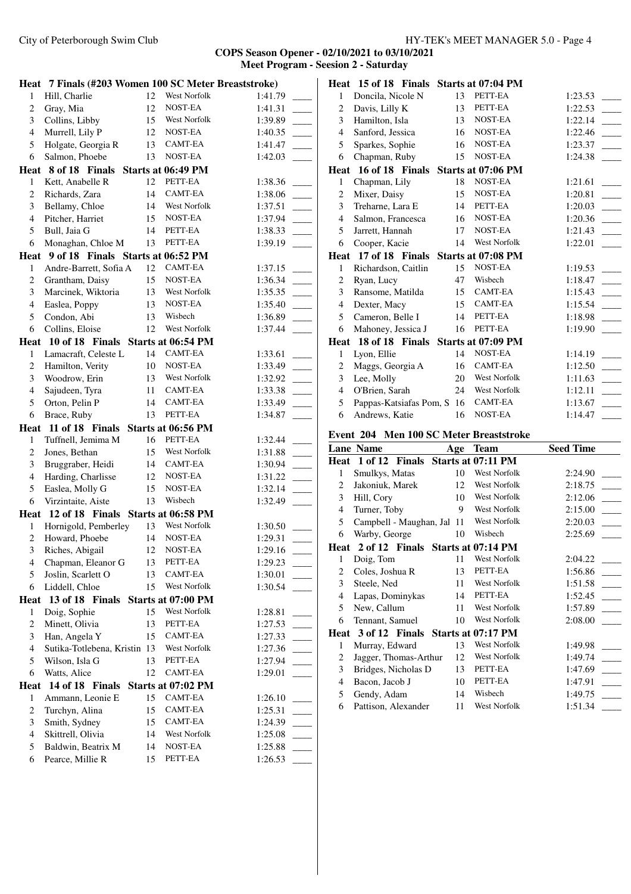**COPS Season Opener - 02/10/2021 to 03/10/2021**
**Meet Program - Seesion 2 - Saturday**

**Heat 7 Finals (#203 Women 100 SC Meter Breaststroke)**

| Lane | Name | Age | Team | Seed Time |
|---|---|---|---|---|
| 1 | Hill, Charlie | 12 | West Norfolk | 1:41.79 |
| 2 | Gray, Mia | 12 | NOST-EA | 1:41.31 |
| 3 | Collins, Libby | 15 | West Norfolk | 1:39.89 |
| 4 | Murrell, Lily P | 12 | NOST-EA | 1:40.35 |
| 5 | Holgate, Georgia R | 13 | CAMT-EA | 1:41.47 |
| 6 | Salmon, Phoebe | 13 | NOST-EA | 1:42.03 |

**Heat 8 of 18 Finals Starts at 06:49 PM**

| Lane | Name | Age | Team | Seed Time |
|---|---|---|---|---|
| 1 | Kett, Anabelle R | 12 | PETT-EA | 1:38.36 |
| 2 | Richards, Zara | 14 | CAMT-EA | 1:38.06 |
| 3 | Bellamy, Chloe | 14 | West Norfolk | 1:37.51 |
| 4 | Pitcher, Harriet | 15 | NOST-EA | 1:37.94 |
| 5 | Bull, Jaia G | 14 | PETT-EA | 1:38.33 |
| 6 | Monaghan, Chloe M | 13 | PETT-EA | 1:39.19 |

**Heat 9 of 18 Finals Starts at 06:52 PM**

| Lane | Name | Age | Team | Seed Time |
|---|---|---|---|---|
| 1 | Andre-Barrett, Sofia A | 12 | CAMT-EA | 1:37.15 |
| 2 | Grantham, Daisy | 15 | NOST-EA | 1:36.34 |
| 3 | Marcinek, Wiktoria | 13 | West Norfolk | 1:35.35 |
| 4 | Easlea, Poppy | 13 | NOST-EA | 1:35.40 |
| 5 | Condon, Abi | 13 | Wisbech | 1:36.89 |
| 6 | Collins, Eloise | 12 | West Norfolk | 1:37.44 |

**Heat 10 of 18 Finals Starts at 06:54 PM**

| Lane | Name | Age | Team | Seed Time |
|---|---|---|---|---|
| 1 | Lamacraft, Celeste L | 14 | CAMT-EA | 1:33.61 |
| 2 | Hamilton, Verity | 10 | NOST-EA | 1:33.49 |
| 3 | Woodrow, Erin | 13 | West Norfolk | 1:32.92 |
| 4 | Sajudeen, Tyra | 11 | CAMT-EA | 1:33.38 |
| 5 | Orton, Pelin P | 14 | CAMT-EA | 1:33.49 |
| 6 | Brace, Ruby | 13 | PETT-EA | 1:34.87 |

**Heat 11 of 18 Finals Starts at 06:56 PM**

| Lane | Name | Age | Team | Seed Time |
|---|---|---|---|---|
| 1 | Tuffnell, Jemima M | 16 | PETT-EA | 1:32.44 |
| 2 | Jones, Bethan | 15 | West Norfolk | 1:31.88 |
| 3 | Bruggraber, Heidi | 14 | CAMT-EA | 1:30.94 |
| 4 | Harding, Charlisse | 12 | NOST-EA | 1:31.22 |
| 5 | Easlea, Molly G | 15 | NOST-EA | 1:32.14 |
| 6 | Virzintaite, Aiste | 13 | Wisbech | 1:32.49 |

**Heat 12 of 18 Finals Starts at 06:58 PM**

| Lane | Name | Age | Team | Seed Time |
|---|---|---|---|---|
| 1 | Hornigold, Pemberley | 13 | West Norfolk | 1:30.50 |
| 2 | Howard, Phoebe | 14 | NOST-EA | 1:29.31 |
| 3 | Riches, Abigail | 12 | NOST-EA | 1:29.16 |
| 4 | Chapman, Eleanor G | 13 | PETT-EA | 1:29.23 |
| 5 | Joslin, Scarlett O | 13 | CAMT-EA | 1:30.01 |
| 6 | Liddell, Chloe | 15 | West Norfolk | 1:30.54 |

**Heat 13 of 18 Finals Starts at 07:00 PM**

| Lane | Name | Age | Team | Seed Time |
|---|---|---|---|---|
| 1 | Doig, Sophie | 15 | West Norfolk | 1:28.81 |
| 2 | Minett, Olivia | 13 | PETT-EA | 1:27.53 |
| 3 | Han, Angela Y | 15 | CAMT-EA | 1:27.33 |
| 4 | Sutika-Totlebena, Kristin | 13 | West Norfolk | 1:27.36 |
| 5 | Wilson, Isla G | 13 | PETT-EA | 1:27.94 |
| 6 | Watts, Alice | 12 | CAMT-EA | 1:29.01 |

**Heat 14 of 18 Finals Starts at 07:02 PM**

| Lane | Name | Age | Team | Seed Time |
|---|---|---|---|---|
| 1 | Ammann, Leonie E | 15 | CAMT-EA | 1:26.10 |
| 2 | Turchyn, Alina | 15 | CAMT-EA | 1:25.31 |
| 3 | Smith, Sydney | 15 | CAMT-EA | 1:24.39 |
| 4 | Skittrell, Olivia | 14 | West Norfolk | 1:25.08 |
| 5 | Baldwin, Beatrix M | 14 | NOST-EA | 1:25.88 |
| 6 | Pearce, Millie R | 15 | PETT-EA | 1:26.53 |

**Heat 15 of 18 Finals Starts at 07:04 PM**

| Lane | Name | Age | Team | Seed Time |
|---|---|---|---|---|
| 1 | Doncila, Nicole N | 13 | PETT-EA | 1:23.53 |
| 2 | Davis, Lilly K | 13 | PETT-EA | 1:22.53 |
| 3 | Hamilton, Isla | 13 | NOST-EA | 1:22.14 |
| 4 | Sanford, Jessica | 16 | NOST-EA | 1:22.46 |
| 5 | Sparkes, Sophie | 16 | NOST-EA | 1:23.37 |
| 6 | Chapman, Ruby | 15 | NOST-EA | 1:24.38 |

**Heat 16 of 18 Finals Starts at 07:06 PM**

| Lane | Name | Age | Team | Seed Time |
|---|---|---|---|---|
| 1 | Chapman, Lily | 18 | NOST-EA | 1:21.61 |
| 2 | Mixer, Daisy | 15 | NOST-EA | 1:20.81 |
| 3 | Treharne, Lara E | 14 | PETT-EA | 1:20.03 |
| 4 | Salmon, Francesca | 16 | NOST-EA | 1:20.36 |
| 5 | Jarrett, Hannah | 17 | NOST-EA | 1:21.43 |
| 6 | Cooper, Kacie | 14 | West Norfolk | 1:22.01 |

**Heat 17 of 18 Finals Starts at 07:08 PM**

| Lane | Name | Age | Team | Seed Time |
|---|---|---|---|---|
| 1 | Richardson, Caitlin | 15 | NOST-EA | 1:19.53 |
| 2 | Ryan, Lucy | 47 | Wisbech | 1:18.47 |
| 3 | Ransome, Matilda | 15 | CAMT-EA | 1:15.43 |
| 4 | Dexter, Macy | 15 | CAMT-EA | 1:15.54 |
| 5 | Cameron, Belle I | 14 | PETT-EA | 1:18.98 |
| 6 | Mahoney, Jessica J | 16 | PETT-EA | 1:19.90 |

**Heat 18 of 18 Finals Starts at 07:09 PM**

| Lane | Name | Age | Team | Seed Time |
|---|---|---|---|---|
| 1 | Lyon, Ellie | 14 | NOST-EA | 1:14.19 |
| 2 | Maggs, Georgia A | 16 | CAMT-EA | 1:12.50 |
| 3 | Lee, Molly | 20 | West Norfolk | 1:11.63 |
| 4 | O'Brien, Sarah | 24 | West Norfolk | 1:12.11 |
| 5 | Pappas-Katsiafas Pom, S | 16 | CAMT-EA | 1:13.67 |
| 6 | Andrews, Katie | 16 | NOST-EA | 1:14.47 |

## Event 204 Men 100 SC Meter Breaststroke

**Heat 1 of 12 Finals Starts at 07:11 PM**

| Lane | Name | Age | Team | Seed Time |
|---|---|---|---|---|
| 1 | Smulkys, Matas | 10 | West Norfolk | 2:24.90 |
| 2 | Jakoniuk, Marek | 12 | West Norfolk | 2:18.75 |
| 3 | Hill, Cory | 10 | West Norfolk | 2:12.06 |
| 4 | Turner, Toby | 9 | West Norfolk | 2:15.00 |
| 5 | Campbell - Maughan, Jal | 11 | West Norfolk | 2:20.03 |
| 6 | Warby, George | 10 | Wisbech | 2:25.69 |

**Heat 2 of 12 Finals Starts at 07:14 PM**

| Lane | Name | Age | Team | Seed Time |
|---|---|---|---|---|
| 1 | Doig, Tom | 11 | West Norfolk | 2:04.22 |
| 2 | Coles, Joshua R | 13 | PETT-EA | 1:56.86 |
| 3 | Steele, Ned | 11 | West Norfolk | 1:51.58 |
| 4 | Lapas, Dominykas | 14 | PETT-EA | 1:52.45 |
| 5 | New, Callum | 11 | West Norfolk | 1:57.89 |
| 6 | Tennant, Samuel | 10 | West Norfolk | 2:08.00 |

**Heat 3 of 12 Finals Starts at 07:17 PM**

| Lane | Name | Age | Team | Seed Time |
|---|---|---|---|---|
| 1 | Murray, Edward | 13 | West Norfolk | 1:49.98 |
| 2 | Jagger, Thomas-Arthur | 12 | West Norfolk | 1:49.74 |
| 3 | Bridges, Nicholas D | 13 | PETT-EA | 1:47.69 |
| 4 | Bacon, Jacob J | 10 | PETT-EA | 1:47.91 |
| 5 | Gendy, Adam | 14 | Wisbech | 1:49.75 |
| 6 | Pattison, Alexander | 11 | West Norfolk | 1:51.34 |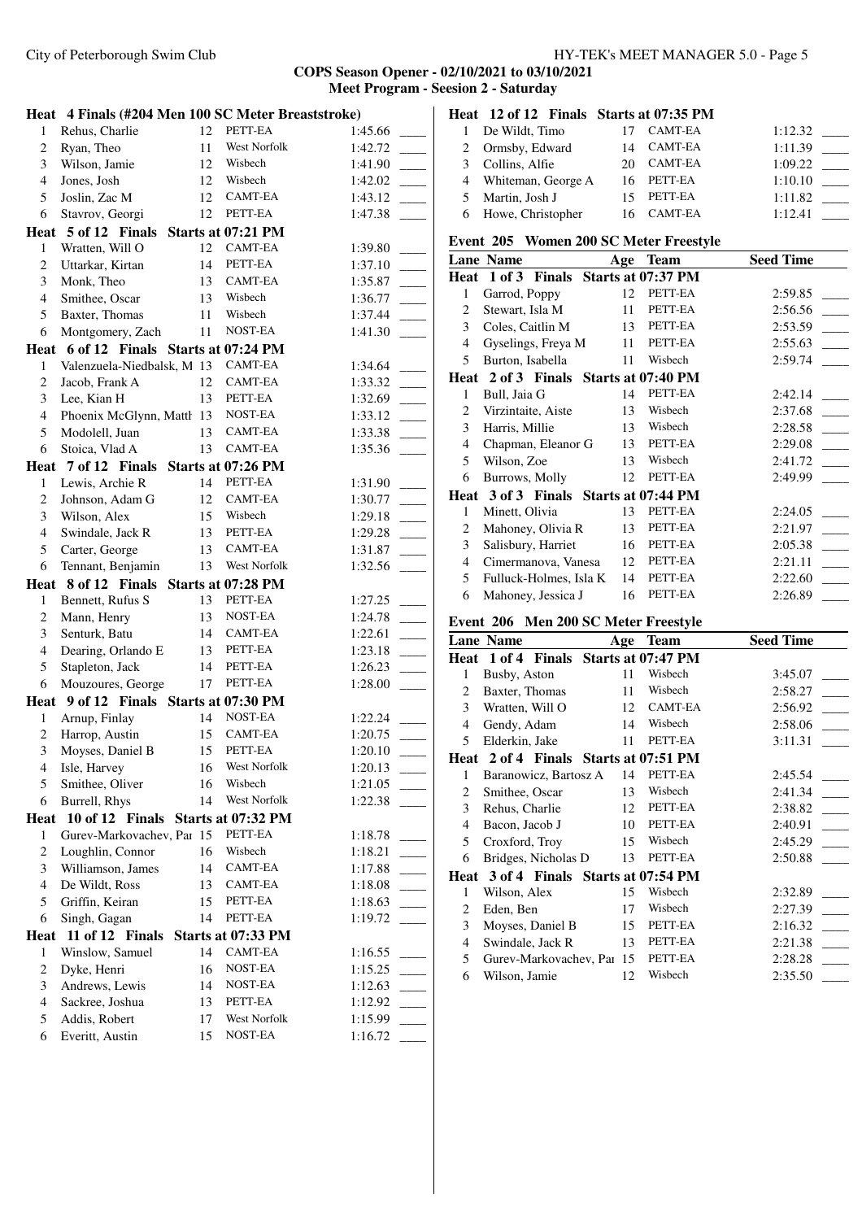**COPS Season Opener - 02/10/2021 to 03/10/2021**
**Meet Program - Seesion 2 - Saturday**

**Heat 4 Finals (#204 Men 100 SC Meter Breaststroke)**

| Lane | Name | Age | Team | Seed Time | |
|---|---|---|---|---|---|
| 1 | Rehus, Charlie | 12 | PETT-EA | 1:45.66 | ____ |
| 2 | Ryan, Theo | 11 | West Norfolk | 1:42.72 | ____ |
| 3 | Wilson, Jamie | 12 | Wisbech | 1:41.90 | ____ |
| 4 | Jones, Josh | 12 | Wisbech | 1:42.02 | ____ |
| 5 | Joslin, Zac M | 12 | CAMT-EA | 1:43.12 | ____ |
| 6 | Stavrov, Georgi | 12 | PETT-EA | 1:47.38 | ____ |
| **Heat 5 of 12 Finals Starts at 07:21 PM** | | | | | |
| 1 | Wratten, Will O | 12 | CAMT-EA | 1:39.80 | ____ |
| 2 | Uttarkar, Kirtan | 14 | PETT-EA | 1:37.10 | ____ |
| 3 | Monk, Theo | 13 | CAMT-EA | 1:35.87 | ____ |
| 4 | Smithee, Oscar | 13 | Wisbech | 1:36.77 | ____ |
| 5 | Baxter, Thomas | 11 | Wisbech | 1:37.44 | ____ |
| 6 | Montgomery, Zach | 11 | NOST-EA | 1:41.30 | ____ |
| **Heat 6 of 12 Finals Starts at 07:24 PM** | | | | | |
| 1 | Valenzuela-Niedbalsk, M | 13 | CAMT-EA | 1:34.64 | ____ |
| 2 | Jacob, Frank A | 12 | CAMT-EA | 1:33.32 | ____ |
| 3 | Lee, Kian H | 13 | PETT-EA | 1:32.69 | ____ |
| 4 | Phoenix McGlynn, Matth | 13 | NOST-EA | 1:33.12 | ____ |
| 5 | Modolell, Juan | 13 | CAMT-EA | 1:33.38 | ____ |
| 6 | Stoica, Vlad A | 13 | CAMT-EA | 1:35.36 | ____ |
| **Heat 7 of 12 Finals Starts at 07:26 PM** | | | | | |
| 1 | Lewis, Archie R | 14 | PETT-EA | 1:31.90 | ____ |
| 2 | Johnson, Adam G | 12 | CAMT-EA | 1:30.77 | ____ |
| 3 | Wilson, Alex | 15 | Wisbech | 1:29.18 | ____ |
| 4 | Swindale, Jack R | 13 | PETT-EA | 1:29.28 | ____ |
| 5 | Carter, George | 13 | CAMT-EA | 1:31.87 | ____ |
| 6 | Tennant, Benjamin | 13 | West Norfolk | 1:32.56 | ____ |
| **Heat 8 of 12 Finals Starts at 07:28 PM** | | | | | |
| 1 | Bennett, Rufus S | 13 | PETT-EA | 1:27.25 | ____ |
| 2 | Mann, Henry | 13 | NOST-EA | 1:24.78 | ____ |
| 3 | Senturk, Batu | 14 | CAMT-EA | 1:22.61 | ____ |
| 4 | Dearing, Orlando E | 13 | PETT-EA | 1:23.18 | ____ |
| 5 | Stapleton, Jack | 14 | PETT-EA | 1:26.23 | ____ |
| 6 | Mouzoures, George | 17 | PETT-EA | 1:28.00 | ____ |
| **Heat 9 of 12 Finals Starts at 07:30 PM** | | | | | |
| 1 | Arnup, Finlay | 14 | NOST-EA | 1:22.24 | ____ |
| 2 | Harrop, Austin | 15 | CAMT-EA | 1:20.75 | ____ |
| 3 | Moyses, Daniel B | 15 | PETT-EA | 1:20.10 | ____ |
| 4 | Isle, Harvey | 16 | West Norfolk | 1:20.13 | ____ |
| 5 | Smithee, Oliver | 16 | Wisbech | 1:21.05 | ____ |
| 6 | Burrell, Rhys | 14 | West Norfolk | 1:22.38 | ____ |
| **Heat 10 of 12 Finals Starts at 07:32 PM** | | | | | |
| 1 | Gurev-Markovachev, Pa | 15 | PETT-EA | 1:18.78 | ____ |
| 2 | Loughlin, Connor | 16 | Wisbech | 1:18.21 | ____ |
| 3 | Williamson, James | 14 | CAMT-EA | 1:17.88 | ____ |
| 4 | De Wildt, Ross | 13 | CAMT-EA | 1:18.08 | ____ |
| 5 | Griffin, Keiran | 15 | PETT-EA | 1:18.63 | ____ |
| 6 | Singh, Gagan | 14 | PETT-EA | 1:19.72 | ____ |
| **Heat 11 of 12 Finals Starts at 07:33 PM** | | | | | |
| 1 | Winslow, Samuel | 14 | CAMT-EA | 1:16.55 | ____ |
| 2 | Dyke, Henri | 16 | NOST-EA | 1:15.25 | ____ |
| 3 | Andrews, Lewis | 14 | NOST-EA | 1:12.63 | ____ |
| 4 | Sackree, Joshua | 13 | PETT-EA | 1:12.92 | ____ |
| 5 | Addis, Robert | 17 | West Norfolk | 1:15.99 | ____ |
| 6 | Everitt, Austin | 15 | NOST-EA | 1:16.72 | ____ |
| **Heat 12 of 12 Finals Starts at 07:35 PM** | | | | | |
| 1 | De Wildt, Timo | 17 | CAMT-EA | 1:12.32 | ____ |
| 2 | Ormsby, Edward | 14 | CAMT-EA | 1:11.39 | ____ |
| 3 | Collins, Alfie | 20 | CAMT-EA | 1:09.22 | ____ |
| 4 | Whiteman, George A | 16 | PETT-EA | 1:10.10 | ____ |
| 5 | Martin, Josh J | 15 | PETT-EA | 1:11.82 | ____ |
| 6 | Howe, Christopher | 16 | CAMT-EA | 1:12.41 | ____ |

**Event 205 Women 200 SC Meter Freestyle**

| Lane | Name | Age | Team | Seed Time | |
|---|---|---|---|---|---|
| **Heat 1 of 3 Finals Starts at 07:37 PM** | | | | | |
| 1 | Garrod, Poppy | 12 | PETT-EA | 2:59.85 | ____ |
| 2 | Stewart, Isla M | 11 | PETT-EA | 2:56.56 | ____ |
| 3 | Coles, Caitlin M | 13 | PETT-EA | 2:53.59 | ____ |
| 4 | Gyselings, Freya M | 11 | PETT-EA | 2:55.63 | ____ |
| 5 | Burton, Isabella | 11 | Wisbech | 2:59.74 | ____ |
| **Heat 2 of 3 Finals Starts at 07:40 PM** | | | | | |
| 1 | Bull, Jaia G | 14 | PETT-EA | 2:42.14 | ____ |
| 2 | Virzintaite, Aiste | 13 | Wisbech | 2:37.68 | ____ |
| 3 | Harris, Millie | 13 | Wisbech | 2:28.58 | ____ |
| 4 | Chapman, Eleanor G | 13 | PETT-EA | 2:29.08 | ____ |
| 5 | Wilson, Zoe | 13 | Wisbech | 2:41.72 | ____ |
| 6 | Burrows, Molly | 12 | PETT-EA | 2:49.99 | ____ |
| **Heat 3 of 3 Finals Starts at 07:44 PM** | | | | | |
| 1 | Minett, Olivia | 13 | PETT-EA | 2:24.05 | ____ |
| 2 | Mahoney, Olivia R | 13 | PETT-EA | 2:21.97 | ____ |
| 3 | Salisbury, Harriet | 16 | PETT-EA | 2:05.38 | ____ |
| 4 | Cimermanova, Vanesa | 12 | PETT-EA | 2:21.11 | ____ |
| 5 | Fulluck-Holmes, Isla K | 14 | PETT-EA | 2:22.60 | ____ |
| 6 | Mahoney, Jessica J | 16 | PETT-EA | 2:26.89 | ____ |

**Event 206 Men 200 SC Meter Freestyle**

| Lane | Name | Age | Team | Seed Time | |
|---|---|---|---|---|---|
| **Heat 1 of 4 Finals Starts at 07:47 PM** | | | | | |
| 1 | Busby, Aston | 11 | Wisbech | 3:45.07 | ____ |
| 2 | Baxter, Thomas | 11 | Wisbech | 2:58.27 | ____ |
| 3 | Wratten, Will O | 12 | CAMT-EA | 2:56.92 | ____ |
| 4 | Gendy, Adam | 14 | Wisbech | 2:58.06 | ____ |
| 5 | Elderkin, Jake | 11 | PETT-EA | 3:11.31 | ____ |
| **Heat 2 of 4 Finals Starts at 07:51 PM** | | | | | |
| 1 | Baranowicz, Bartosz A | 14 | PETT-EA | 2:45.54 | ____ |
| 2 | Smithee, Oscar | 13 | Wisbech | 2:41.34 | ____ |
| 3 | Rehus, Charlie | 12 | PETT-EA | 2:38.82 | ____ |
| 4 | Bacon, Jacob J | 10 | PETT-EA | 2:40.91 | ____ |
| 5 | Croxford, Troy | 15 | Wisbech | 2:45.29 | ____ |
| 6 | Bridges, Nicholas D | 13 | PETT-EA | 2:50.88 | ____ |
| **Heat 3 of 4 Finals Starts at 07:54 PM** | | | | | |
| 1 | Wilson, Alex | 15 | Wisbech | 2:32.89 | ____ |
| 2 | Eden, Ben | 17 | Wisbech | 2:27.39 | ____ |
| 3 | Moyses, Daniel B | 15 | PETT-EA | 2:16.32 | ____ |
| 4 | Swindale, Jack R | 13 | PETT-EA | 2:21.38 | ____ |
| 5 | Gurev-Markovachev, Pa | 15 | PETT-EA | 2:28.28 | ____ |
| 6 | Wilson, Jamie | 12 | Wisbech | 2:35.50 | ____ |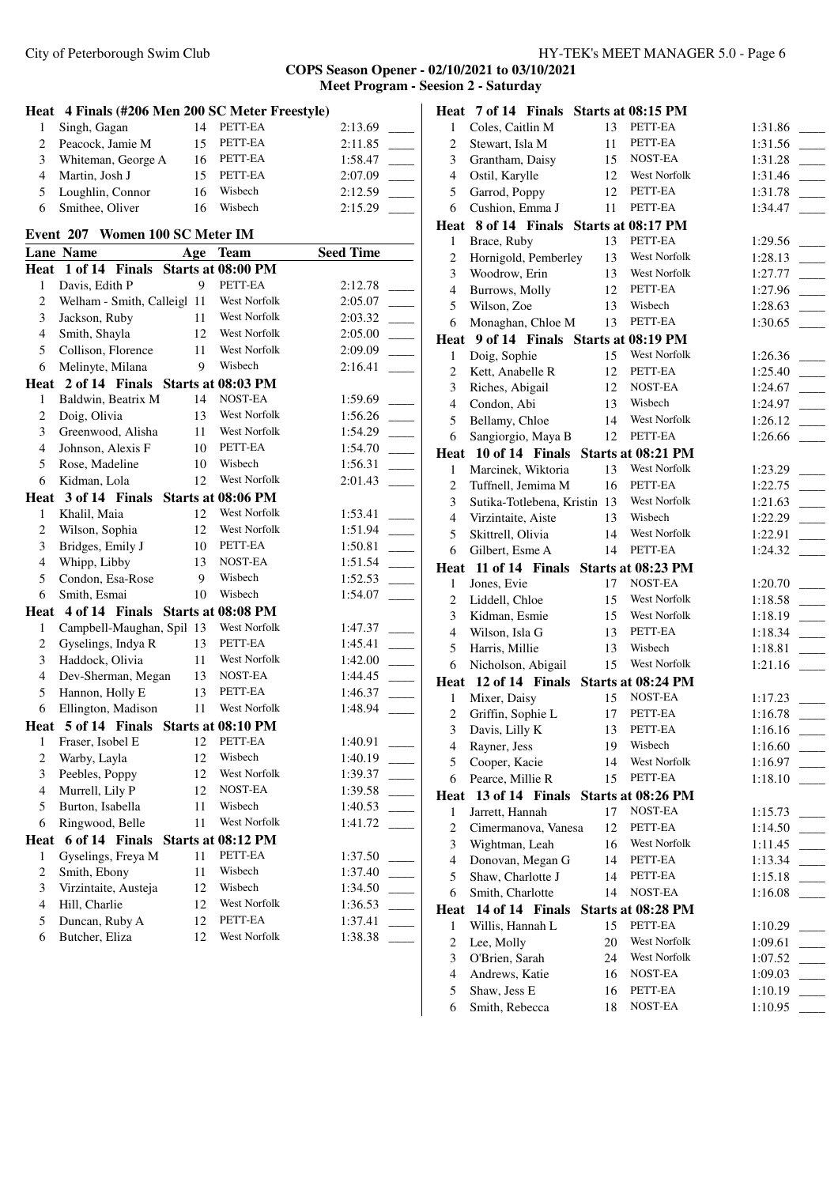**COPS Season Opener - 02/10/2021 to 03/10/2021**
**Meet Program - Seesion 2 - Saturday**

### Heat 4 Finals (#206 Men 200 SC Meter Freestyle)

| Lane | Name | Age | Team | Seed Time |
|---|---|---|---|---|
| 1 | Singh, Gagan | 14 | PETT-EA | 2:13.69 |
| 2 | Peacock, Jamie M | 15 | PETT-EA | 2:11.85 |
| 3 | Whiteman, George A | 16 | PETT-EA | 1:58.47 |
| 4 | Martin, Josh J | 15 | PETT-EA | 2:07.09 |
| 5 | Loughlin, Connor | 16 | Wisbech | 2:12.59 |
| 6 | Smithee, Oliver | 16 | Wisbech | 2:15.29 |

### Event 207 Women 100 SC Meter IM

| Lane | Name | Age | Team | Seed Time |
|---|---|---|---|---|
| **Heat 1 of 14 Finals Starts at 08:00 PM** | | | | |
| 1 | Davis, Edith P | 9 | PETT-EA | 2:12.78 |
| 2 | Welham - Smith, Calleigl | 11 | West Norfolk | 2:05.07 |
| 3 | Jackson, Ruby | 11 | West Norfolk | 2:03.32 |
| 4 | Smith, Shayla | 12 | West Norfolk | 2:05.00 |
| 5 | Collison, Florence | 11 | West Norfolk | 2:09.09 |
| 6 | Melinyte, Milana | 9 | Wisbech | 2:16.41 |
| **Heat 2 of 14 Finals Starts at 08:03 PM** | | | | |
| 1 | Baldwin, Beatrix M | 14 | NOST-EA | 1:59.69 |
| 2 | Doig, Olivia | 13 | West Norfolk | 1:56.26 |
| 3 | Greenwood, Alisha | 11 | West Norfolk | 1:54.29 |
| 4 | Johnson, Alexis F | 10 | PETT-EA | 1:54.70 |
| 5 | Rose, Madeline | 10 | Wisbech | 1:56.31 |
| 6 | Kidman, Lola | 12 | West Norfolk | 2:01.43 |
| **Heat 3 of 14 Finals Starts at 08:06 PM** | | | | |
| 1 | Khalil, Maia | 12 | West Norfolk | 1:53.41 |
| 2 | Wilson, Sophia | 12 | West Norfolk | 1:51.94 |
| 3 | Bridges, Emily J | 10 | PETT-EA | 1:50.81 |
| 4 | Whipp, Libby | 13 | NOST-EA | 1:51.54 |
| 5 | Condon, Esa-Rose | 9 | Wisbech | 1:52.53 |
| 6 | Smith, Esmai | 10 | Wisbech | 1:54.07 |
| **Heat 4 of 14 Finals Starts at 08:08 PM** | | | | |
| 1 | Campbell-Maughan, Spil | 13 | West Norfolk | 1:47.37 |
| 2 | Gyselings, Indya R | 13 | PETT-EA | 1:45.41 |
| 3 | Haddock, Olivia | 11 | West Norfolk | 1:42.00 |
| 4 | Dev-Sherman, Megan | 13 | NOST-EA | 1:44.45 |
| 5 | Hannon, Holly E | 13 | PETT-EA | 1:46.37 |
| 6 | Ellington, Madison | 11 | West Norfolk | 1:48.94 |
| **Heat 5 of 14 Finals Starts at 08:10 PM** | | | | |
| 1 | Fraser, Isobel E | 12 | PETT-EA | 1:40.91 |
| 2 | Warby, Layla | 12 | Wisbech | 1:40.19 |
| 3 | Peebles, Poppy | 12 | West Norfolk | 1:39.37 |
| 4 | Murrell, Lily P | 12 | NOST-EA | 1:39.58 |
| 5 | Burton, Isabella | 11 | Wisbech | 1:40.53 |
| 6 | Ringwood, Belle | 11 | West Norfolk | 1:41.72 |
| **Heat 6 of 14 Finals Starts at 08:12 PM** | | | | |
| 1 | Gyselings, Freya M | 11 | PETT-EA | 1:37.50 |
| 2 | Smith, Ebony | 11 | Wisbech | 1:37.40 |
| 3 | Virzintaite, Austeja | 12 | Wisbech | 1:34.50 |
| 4 | Hill, Charlie | 12 | West Norfolk | 1:36.53 |
| 5 | Duncan, Ruby A | 12 | PETT-EA | 1:37.41 |
| 6 | Butcher, Eliza | 12 | West Norfolk | 1:38.38 |
| **Heat 7 of 14 Finals Starts at 08:15 PM** | | | | |
| 1 | Coles, Caitlin M | 13 | PETT-EA | 1:31.86 |
| 2 | Stewart, Isla M | 11 | PETT-EA | 1:31.56 |
| 3 | Grantham, Daisy | 15 | NOST-EA | 1:31.28 |
| 4 | Ostil, Karylle | 12 | West Norfolk | 1:31.46 |
| 5 | Garrod, Poppy | 12 | PETT-EA | 1:31.78 |
| 6 | Cushion, Emma J | 11 | PETT-EA | 1:34.47 |
| **Heat 8 of 14 Finals Starts at 08:17 PM** | | | | |
| 1 | Brace, Ruby | 13 | PETT-EA | 1:29.56 |
| 2 | Hornigold, Pemberley | 13 | West Norfolk | 1:28.13 |
| 3 | Woodrow, Erin | 13 | West Norfolk | 1:27.77 |
| 4 | Burrows, Molly | 12 | PETT-EA | 1:27.96 |
| 5 | Wilson, Zoe | 13 | Wisbech | 1:28.63 |
| 6 | Monaghan, Chloe M | 13 | PETT-EA | 1:30.65 |
| **Heat 9 of 14 Finals Starts at 08:19 PM** | | | | |
| 1 | Doig, Sophie | 15 | West Norfolk | 1:26.36 |
| 2 | Kett, Anabelle R | 12 | PETT-EA | 1:25.40 |
| 3 | Riches, Abigail | 12 | NOST-EA | 1:24.67 |
| 4 | Condon, Abi | 13 | Wisbech | 1:24.97 |
| 5 | Bellamy, Chloe | 14 | West Norfolk | 1:26.12 |
| 6 | Sangiorgio, Maya B | 12 | PETT-EA | 1:26.66 |
| **Heat 10 of 14 Finals Starts at 08:21 PM** | | | | |
| 1 | Marcinek, Wiktoria | 13 | West Norfolk | 1:23.29 |
| 2 | Tuffnell, Jemima M | 16 | PETT-EA | 1:22.75 |
| 3 | Sutika-Totlebena, Kristin | 13 | West Norfolk | 1:21.63 |
| 4 | Virzintaite, Aiste | 13 | Wisbech | 1:22.29 |
| 5 | Skittrell, Olivia | 14 | West Norfolk | 1:22.91 |
| 6 | Gilbert, Esme A | 14 | PETT-EA | 1:24.32 |
| **Heat 11 of 14 Finals Starts at 08:23 PM** | | | | |
| 1 | Jones, Evie | 17 | NOST-EA | 1:20.70 |
| 2 | Liddell, Chloe | 15 | West Norfolk | 1:18.58 |
| 3 | Kidman, Esmie | 15 | West Norfolk | 1:18.19 |
| 4 | Wilson, Isla G | 13 | PETT-EA | 1:18.34 |
| 5 | Harris, Millie | 13 | Wisbech | 1:18.81 |
| 6 | Nicholson, Abigail | 15 | West Norfolk | 1:21.16 |
| **Heat 12 of 14 Finals Starts at 08:24 PM** | | | | |
| 1 | Mixer, Daisy | 15 | NOST-EA | 1:17.23 |
| 2 | Griffin, Sophie L | 17 | PETT-EA | 1:16.78 |
| 3 | Davis, Lilly K | 13 | PETT-EA | 1:16.16 |
| 4 | Rayner, Jess | 19 | Wisbech | 1:16.60 |
| 5 | Cooper, Kacie | 14 | West Norfolk | 1:16.97 |
| 6 | Pearce, Millie R | 15 | PETT-EA | 1:18.10 |
| **Heat 13 of 14 Finals Starts at 08:26 PM** | | | | |
| 1 | Jarrett, Hannah | 17 | NOST-EA | 1:15.73 |
| 2 | Cimermanova, Vanesa | 12 | PETT-EA | 1:14.50 |
| 3 | Wightman, Leah | 16 | West Norfolk | 1:11.45 |
| 4 | Donovan, Megan G | 14 | PETT-EA | 1:13.34 |
| 5 | Shaw, Charlotte J | 14 | PETT-EA | 1:15.18 |
| 6 | Smith, Charlotte | 14 | NOST-EA | 1:16.08 |
| **Heat 14 of 14 Finals Starts at 08:28 PM** | | | | |
| 1 | Willis, Hannah L | 15 | PETT-EA | 1:10.29 |
| 2 | Lee, Molly | 20 | West Norfolk | 1:09.61 |
| 3 | O'Brien, Sarah | 24 | West Norfolk | 1:07.52 |
| 4 | Andrews, Katie | 16 | NOST-EA | 1:09.03 |
| 5 | Shaw, Jess E | 16 | PETT-EA | 1:10.19 |
| 6 | Smith, Rebecca | 18 | NOST-EA | 1:10.95 |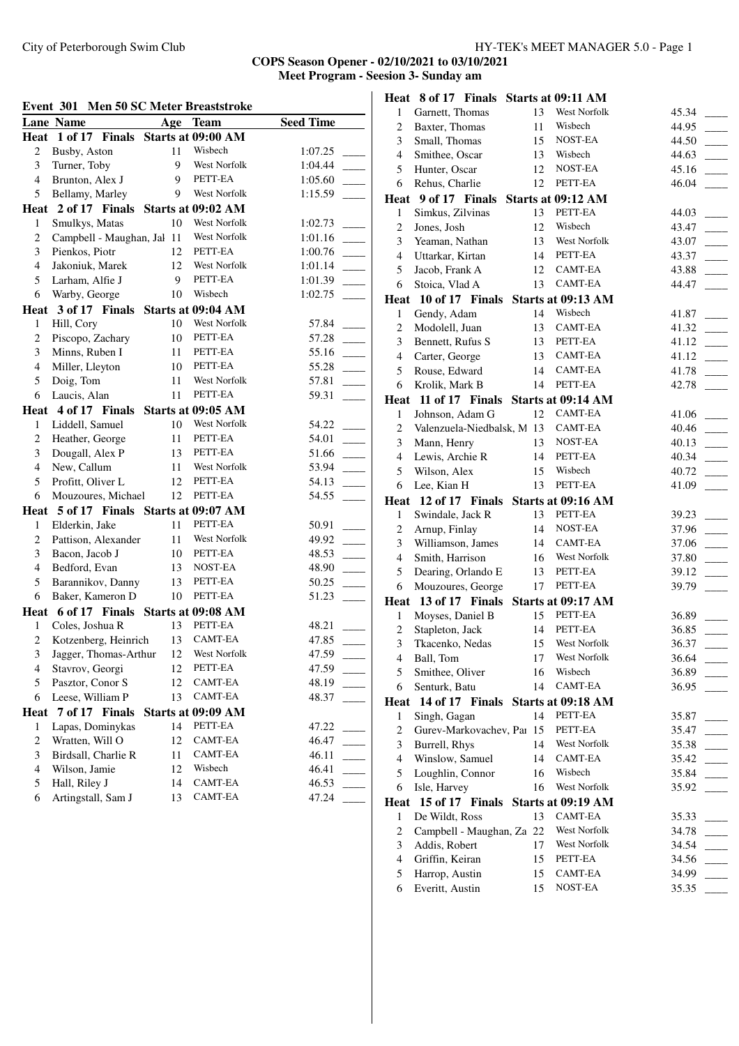**COPS Season Opener - 02/10/2021 to 03/10/2021**
**Meet Program - Seesion 3- Sunday am**

## Event 301 Men 50 SC Meter Breaststroke

| Lane | Name | Age | Team | Seed Time |
|---|---|---|---|---|
| **Heat 1 of 17 Finals Starts at 09:00 AM** | | | | |
| 2 | Busby, Aston | 11 | Wisbech | 1:07.25 |
| 3 | Turner, Toby | 9 | West Norfolk | 1:04.44 |
| 4 | Brunton, Alex J | 9 | PETT-EA | 1:05.60 |
| 5 | Bellamy, Marley | 9 | West Norfolk | 1:15.59 |
| **Heat 2 of 17 Finals Starts at 09:02 AM** | | | | |
| 1 | Smulkys, Matas | 10 | West Norfolk | 1:02.73 |
| 2 | Campbell - Maughan, Jal | 11 | West Norfolk | 1:01.16 |
| 3 | Pienkos, Piotr | 12 | PETT-EA | 1:00.76 |
| 4 | Jakoniuk, Marek | 12 | West Norfolk | 1:01.14 |
| 5 | Larham, Alfie J | 9 | PETT-EA | 1:01.39 |
| 6 | Warby, George | 10 | Wisbech | 1:02.75 |
| **Heat 3 of 17 Finals Starts at 09:04 AM** | | | | |
| 1 | Hill, Cory | 10 | West Norfolk | 57.84 |
| 2 | Piscopo, Zachary | 10 | PETT-EA | 57.28 |
| 3 | Minns, Ruben I | 11 | PETT-EA | 55.16 |
| 4 | Miller, Lleyton | 10 | PETT-EA | 55.28 |
| 5 | Doig, Tom | 11 | West Norfolk | 57.81 |
| 6 | Laucis, Alan | 11 | PETT-EA | 59.31 |
| **Heat 4 of 17 Finals Starts at 09:05 AM** | | | | |
| 1 | Liddell, Samuel | 10 | West Norfolk | 54.22 |
| 2 | Heather, George | 11 | PETT-EA | 54.01 |
| 3 | Dougall, Alex P | 13 | PETT-EA | 51.66 |
| 4 | New, Callum | 11 | West Norfolk | 53.94 |
| 5 | Profitt, Oliver L | 12 | PETT-EA | 54.13 |
| 6 | Mouzoures, Michael | 12 | PETT-EA | 54.55 |
| **Heat 5 of 17 Finals Starts at 09:07 AM** | | | | |
| 1 | Elderkin, Jake | 11 | PETT-EA | 50.91 |
| 2 | Pattison, Alexander | 11 | West Norfolk | 49.92 |
| 3 | Bacon, Jacob J | 10 | PETT-EA | 48.53 |
| 4 | Bedford, Evan | 13 | NOST-EA | 48.90 |
| 5 | Barannikov, Danny | 13 | PETT-EA | 50.25 |
| 6 | Baker, Kameron D | 10 | PETT-EA | 51.23 |
| **Heat 6 of 17 Finals Starts at 09:08 AM** | | | | |
| 1 | Coles, Joshua R | 13 | PETT-EA | 48.21 |
| 2 | Kotzenberg, Heinrich | 13 | CAMT-EA | 47.85 |
| 3 | Jagger, Thomas-Arthur | 12 | West Norfolk | 47.59 |
| 4 | Stavrov, Georgi | 12 | PETT-EA | 47.59 |
| 5 | Pasztor, Conor S | 12 | CAMT-EA | 48.19 |
| 6 | Leese, William P | 13 | CAMT-EA | 48.37 |
| **Heat 7 of 17 Finals Starts at 09:09 AM** | | | | |
| 1 | Lapas, Dominykas | 14 | PETT-EA | 47.22 |
| 2 | Wratten, Will O | 12 | CAMT-EA | 46.47 |
| 3 | Birdsall, Charlie R | 11 | CAMT-EA | 46.11 |
| 4 | Wilson, Jamie | 12 | Wisbech | 46.41 |
| 5 | Hall, Riley J | 14 | CAMT-EA | 46.53 |
| 6 | Artingstall, Sam J | 13 | CAMT-EA | 47.24 |
| **Heat 8 of 17 Finals Starts at 09:11 AM** | | | | |
| 1 | Garnett, Thomas | 13 | West Norfolk | 45.34 |
| 2 | Baxter, Thomas | 11 | Wisbech | 44.95 |
| 3 | Small, Thomas | 15 | NOST-EA | 44.50 |
| 4 | Smithee, Oscar | 13 | Wisbech | 44.63 |
| 5 | Hunter, Oscar | 12 | NOST-EA | 45.16 |
| 6 | Rehus, Charlie | 12 | PETT-EA | 46.04 |
| **Heat 9 of 17 Finals Starts at 09:12 AM** | | | | |
| 1 | Simkus, Zilvinas | 13 | PETT-EA | 44.03 |
| 2 | Jones, Josh | 12 | Wisbech | 43.47 |
| 3 | Yeaman, Nathan | 13 | West Norfolk | 43.07 |
| 4 | Uttarkar, Kirtan | 14 | PETT-EA | 43.37 |
| 5 | Jacob, Frank A | 12 | CAMT-EA | 43.88 |
| 6 | Stoica, Vlad A | 13 | CAMT-EA | 44.47 |
| **Heat 10 of 17 Finals Starts at 09:13 AM** | | | | |
| 1 | Gendy, Adam | 14 | Wisbech | 41.87 |
| 2 | Modolell, Juan | 13 | CAMT-EA | 41.32 |
| 3 | Bennett, Rufus S | 13 | PETT-EA | 41.12 |
| 4 | Carter, George | 13 | CAMT-EA | 41.12 |
| 5 | Rouse, Edward | 14 | CAMT-EA | 41.78 |
| 6 | Krolik, Mark B | 14 | PETT-EA | 42.78 |
| **Heat 11 of 17 Finals Starts at 09:14 AM** | | | | |
| 1 | Johnson, Adam G | 12 | CAMT-EA | 41.06 |
| 2 | Valenzuela-Niedbalsk, M | 13 | CAMT-EA | 40.46 |
| 3 | Mann, Henry | 13 | NOST-EA | 40.13 |
| 4 | Lewis, Archie R | 14 | PETT-EA | 40.34 |
| 5 | Wilson, Alex | 15 | Wisbech | 40.72 |
| 6 | Lee, Kian H | 13 | PETT-EA | 41.09 |
| **Heat 12 of 17 Finals Starts at 09:16 AM** | | | | |
| 1 | Swindale, Jack R | 13 | PETT-EA | 39.23 |
| 2 | Arnup, Finlay | 14 | NOST-EA | 37.96 |
| 3 | Williamson, James | 14 | CAMT-EA | 37.06 |
| 4 | Smith, Harrison | 16 | West Norfolk | 37.80 |
| 5 | Dearing, Orlando E | 13 | PETT-EA | 39.12 |
| 6 | Mouzoures, George | 17 | PETT-EA | 39.79 |
| **Heat 13 of 17 Finals Starts at 09:17 AM** | | | | |
| 1 | Moyses, Daniel B | 15 | PETT-EA | 36.89 |
| 2 | Stapleton, Jack | 14 | PETT-EA | 36.85 |
| 3 | Tkacenko, Nedas | 15 | West Norfolk | 36.37 |
| 4 | Ball, Tom | 17 | West Norfolk | 36.64 |
| 5 | Smithee, Oliver | 16 | Wisbech | 36.89 |
| 6 | Senturk, Batu | 14 | CAMT-EA | 36.95 |
| **Heat 14 of 17 Finals Starts at 09:18 AM** | | | | |
| 1 | Singh, Gagan | 14 | PETT-EA | 35.87 |
| 2 | Gurev-Markovachev, Pai | 15 | PETT-EA | 35.47 |
| 3 | Burrell, Rhys | 14 | West Norfolk | 35.38 |
| 4 | Winslow, Samuel | 14 | CAMT-EA | 35.42 |
| 5 | Loughlin, Connor | 16 | Wisbech | 35.84 |
| 6 | Isle, Harvey | 16 | West Norfolk | 35.92 |
| **Heat 15 of 17 Finals Starts at 09:19 AM** | | | | |
| 1 | De Wildt, Ross | 13 | CAMT-EA | 35.33 |
| 2 | Campbell - Maughan, Za | 22 | West Norfolk | 34.78 |
| 3 | Addis, Robert | 17 | West Norfolk | 34.54 |
| 4 | Griffin, Keiran | 15 | PETT-EA | 34.56 |
| 5 | Harrop, Austin | 15 | CAMT-EA | 34.99 |
| 6 | Everitt, Austin | 15 | NOST-EA | 35.35 |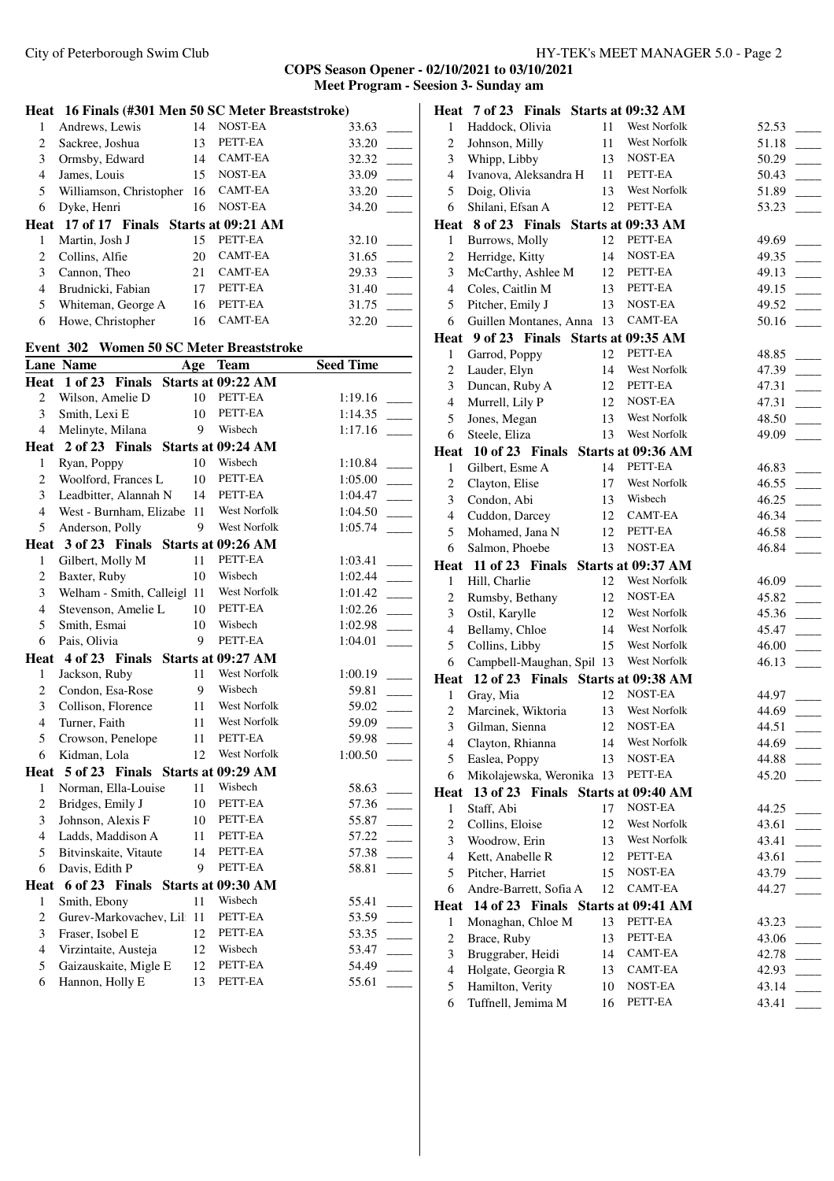**COPS Season Opener - 02/10/2021 to 03/10/2021**
**Meet Program - Seesion 3- Sunday am**

### Heat 16 Finals (#301 Men 50 SC Meter Breaststroke)

| Lane | Name | Age | Team | Seed Time | |
|---|---|---|---|---|---|
| 1 | Andrews, Lewis | 14 | NOST-EA | 33.63 | ____ |
| 2 | Sackree, Joshua | 13 | PETT-EA | 33.20 | ____ |
| 3 | Ormsby, Edward | 14 | CAMT-EA | 32.32 | ____ |
| 4 | James, Louis | 15 | NOST-EA | 33.09 | ____ |
| 5 | Williamson, Christopher | 16 | CAMT-EA | 33.20 | ____ |
| 6 | Dyke, Henri | 16 | NOST-EA | 34.20 | ____ |

### Heat 17 of 17 Finals Starts at 09:21 AM

| Lane | Name | Age | Team | Seed Time | |
|---|---|---|---|---|---|
| 1 | Martin, Josh J | 15 | PETT-EA | 32.10 | ____ |
| 2 | Collins, Alfie | 20 | CAMT-EA | 31.65 | ____ |
| 3 | Cannon, Theo | 21 | CAMT-EA | 29.33 | ____ |
| 4 | Brudnicki, Fabian | 17 | PETT-EA | 31.40 | ____ |
| 5 | Whiteman, George A | 16 | PETT-EA | 31.75 | ____ |
| 6 | Howe, Christopher | 16 | CAMT-EA | 32.20 | ____ |

## Event 302 Women 50 SC Meter Breaststroke

| Lane | Name | Age | Team | Seed Time | |
|---|---|---|---|---|---|
| **Heat 1 of 23 Finals Starts at 09:22 AM** | | | | | |
| 2 | Wilson, Amelie D | 10 | PETT-EA | 1:19.16 | ____ |
| 3 | Smith, Lexi E | 10 | PETT-EA | 1:14.35 | ____ |
| 4 | Melinyte, Milana | 9 | Wisbech | 1:17.16 | ____ |
| **Heat 2 of 23 Finals Starts at 09:24 AM** | | | | | |
| 1 | Ryan, Poppy | 10 | Wisbech | 1:10.84 | ____ |
| 2 | Woolford, Frances L | 10 | PETT-EA | 1:05.00 | ____ |
| 3 | Leadbitter, Alannah N | 14 | PETT-EA | 1:04.47 | ____ |
| 4 | West - Burnham, Elizabe | 11 | West Norfolk | 1:04.50 | ____ |
| 5 | Anderson, Polly | 9 | West Norfolk | 1:05.74 | ____ |
| **Heat 3 of 23 Finals Starts at 09:26 AM** | | | | | |
| 1 | Gilbert, Molly M | 11 | PETT-EA | 1:03.41 | ____ |
| 2 | Baxter, Ruby | 10 | Wisbech | 1:02.44 | ____ |
| 3 | Welham - Smith, Calleigl | 11 | West Norfolk | 1:01.42 | ____ |
| 4 | Stevenson, Amelie L | 10 | PETT-EA | 1:02.26 | ____ |
| 5 | Smith, Esmai | 10 | Wisbech | 1:02.98 | ____ |
| 6 | Pais, Olivia | 9 | PETT-EA | 1:04.01 | ____ |
| **Heat 4 of 23 Finals Starts at 09:27 AM** | | | | | |
| 1 | Jackson, Ruby | 11 | West Norfolk | 1:00.19 | ____ |
| 2 | Condon, Esa-Rose | 9 | Wisbech | 59.81 | ____ |
| 3 | Collison, Florence | 11 | West Norfolk | 59.02 | ____ |
| 4 | Turner, Faith | 11 | West Norfolk | 59.09 | ____ |
| 5 | Crowson, Penelope | 11 | PETT-EA | 59.98 | ____ |
| 6 | Kidman, Lola | 12 | West Norfolk | 1:00.50 | ____ |
| **Heat 5 of 23 Finals Starts at 09:29 AM** | | | | | |
| 1 | Norman, Ella-Louise | 11 | Wisbech | 58.63 | ____ |
| 2 | Bridges, Emily J | 10 | PETT-EA | 57.36 | ____ |
| 3 | Johnson, Alexis F | 10 | PETT-EA | 55.87 | ____ |
| 4 | Ladds, Maddison A | 11 | PETT-EA | 57.22 | ____ |
| 5 | Bitvinskaite, Vitaute | 14 | PETT-EA | 57.38 | ____ |
| 6 | Davis, Edith P | 9 | PETT-EA | 58.81 | ____ |
| **Heat 6 of 23 Finals Starts at 09:30 AM** | | | | | |
| 1 | Smith, Ebony | 11 | Wisbech | 55.41 | ____ |
| 2 | Gurev-Markovachev, Lil | 11 | PETT-EA | 53.59 | ____ |
| 3 | Fraser, Isobel E | 12 | PETT-EA | 53.35 | ____ |
| 4 | Virzintaite, Austeja | 12 | Wisbech | 53.47 | ____ |
| 5 | Gaizauskaite, Migle E | 12 | PETT-EA | 54.49 | ____ |
| 6 | Hannon, Holly E | 13 | PETT-EA | 55.61 | ____ |
| **Heat 7 of 23 Finals Starts at 09:32 AM** | | | | | |
| 1 | Haddock, Olivia | 11 | West Norfolk | 52.53 | ____ |
| 2 | Johnson, Milly | 11 | West Norfolk | 51.18 | ____ |
| 3 | Whipp, Libby | 13 | NOST-EA | 50.29 | ____ |
| 4 | Ivanova, Aleksandra H | 11 | PETT-EA | 50.43 | ____ |
| 5 | Doig, Olivia | 13 | West Norfolk | 51.89 | ____ |
| 6 | Shilani, Efsan A | 12 | PETT-EA | 53.23 | ____ |
| **Heat 8 of 23 Finals Starts at 09:33 AM** | | | | | |
| 1 | Burrows, Molly | 12 | PETT-EA | 49.69 | ____ |
| 2 | Herridge, Kitty | 14 | NOST-EA | 49.35 | ____ |
| 3 | McCarthy, Ashlee M | 12 | PETT-EA | 49.13 | ____ |
| 4 | Coles, Caitlin M | 13 | PETT-EA | 49.15 | ____ |
| 5 | Pitcher, Emily J | 13 | NOST-EA | 49.52 | ____ |
| 6 | Guillen Montanes, Anna | 13 | CAMT-EA | 50.16 | ____ |
| **Heat 9 of 23 Finals Starts at 09:35 AM** | | | | | |
| 1 | Garrod, Poppy | 12 | PETT-EA | 48.85 | ____ |
| 2 | Lauder, Elyn | 14 | West Norfolk | 47.39 | ____ |
| 3 | Duncan, Ruby A | 12 | PETT-EA | 47.31 | ____ |
| 4 | Murrell, Lily P | 12 | NOST-EA | 47.31 | ____ |
| 5 | Jones, Megan | 13 | West Norfolk | 48.50 | ____ |
| 6 | Steele, Eliza | 13 | West Norfolk | 49.09 | ____ |
| **Heat 10 of 23 Finals Starts at 09:36 AM** | | | | | |
| 1 | Gilbert, Esme A | 14 | PETT-EA | 46.83 | ____ |
| 2 | Clayton, Elise | 17 | West Norfolk | 46.55 | ____ |
| 3 | Condon, Abi | 13 | Wisbech | 46.25 | ____ |
| 4 | Cuddon, Darcey | 12 | CAMT-EA | 46.34 | ____ |
| 5 | Mohamed, Jana N | 12 | PETT-EA | 46.58 | ____ |
| 6 | Salmon, Phoebe | 13 | NOST-EA | 46.84 | ____ |
| **Heat 11 of 23 Finals Starts at 09:37 AM** | | | | | |
| 1 | Hill, Charlie | 12 | West Norfolk | 46.09 | ____ |
| 2 | Rumsby, Bethany | 12 | NOST-EA | 45.82 | ____ |
| 3 | Ostil, Karylle | 12 | West Norfolk | 45.36 | ____ |
| 4 | Bellamy, Chloe | 14 | West Norfolk | 45.47 | ____ |
| 5 | Collins, Libby | 15 | West Norfolk | 46.00 | ____ |
| 6 | Campbell-Maughan, Spil | 13 | West Norfolk | 46.13 | ____ |
| **Heat 12 of 23 Finals Starts at 09:38 AM** | | | | | |
| 1 | Gray, Mia | 12 | NOST-EA | 44.97 | ____ |
| 2 | Marcinek, Wiktoria | 13 | West Norfolk | 44.69 | ____ |
| 3 | Gilman, Sienna | 12 | NOST-EA | 44.51 | ____ |
| 4 | Clayton, Rhianna | 14 | West Norfolk | 44.69 | ____ |
| 5 | Easlea, Poppy | 13 | NOST-EA | 44.88 | ____ |
| 6 | Mikolajewska, Weronika | 13 | PETT-EA | 45.20 | ____ |
| **Heat 13 of 23 Finals Starts at 09:40 AM** | | | | | |
| 1 | Staff, Abi | 17 | NOST-EA | 44.25 | ____ |
| 2 | Collins, Eloise | 12 | West Norfolk | 43.61 | ____ |
| 3 | Woodrow, Erin | 13 | West Norfolk | 43.41 | ____ |
| 4 | Kett, Anabelle R | 12 | PETT-EA | 43.61 | ____ |
| 5 | Pitcher, Harriet | 15 | NOST-EA | 43.79 | ____ |
| 6 | Andre-Barrett, Sofia A | 12 | CAMT-EA | 44.27 | ____ |
| **Heat 14 of 23 Finals Starts at 09:41 AM** | | | | | |
| 1 | Monaghan, Chloe M | 13 | PETT-EA | 43.23 | ____ |
| 2 | Brace, Ruby | 13 | PETT-EA | 43.06 | ____ |
| 3 | Bruggraber, Heidi | 14 | CAMT-EA | 42.78 | ____ |
| 4 | Holgate, Georgia R | 13 | CAMT-EA | 42.93 | ____ |
| 5 | Hamilton, Verity | 10 | NOST-EA | 43.14 | ____ |
| 6 | Tuffnell, Jemima M | 16 | PETT-EA | 43.41 | ____ |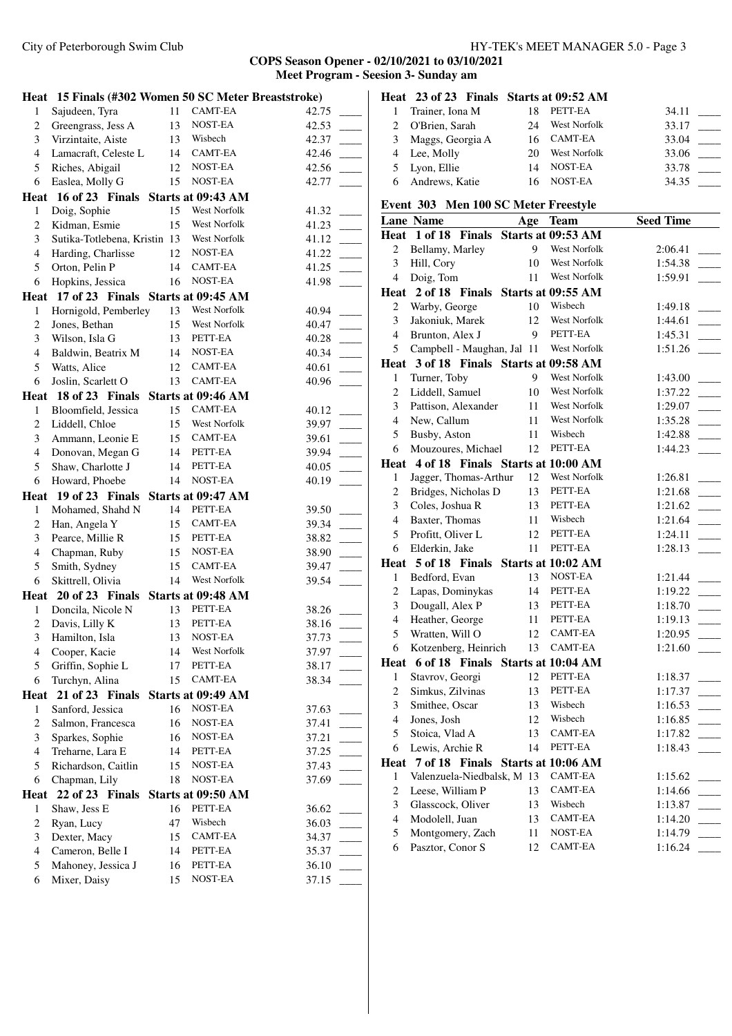## COPS Season Opener - 02/10/2021 to 03/10/2021
### Meet Program - Seesion 3- Sunday am

**Heat 15 Finals (#302 Women 50 SC Meter Breaststroke)**

| Lane | Name | Age | Team | Seed Time | |
|---|---|---|---|---|---|
| 1 | Sajudeen, Tyra | 11 | CAMT-EA | 42.75 | ____ |
| 2 | Greengrass, Jess A | 13 | NOST-EA | 42.53 | ____ |
| 3 | Virzintaite, Aiste | 13 | Wisbech | 42.37 | ____ |
| 4 | Lamacraft, Celeste L | 14 | CAMT-EA | 42.46 | ____ |
| 5 | Riches, Abigail | 12 | NOST-EA | 42.56 | ____ |
| 6 | Easlea, Molly G | 15 | NOST-EA | 42.77 | ____ |

**Heat 16 of 23 Finals Starts at 09:43 AM**

| Lane | Name | Age | Team | Seed Time | |
|---|---|---|---|---|---|
| 1 | Doig, Sophie | 15 | West Norfolk | 41.32 | ____ |
| 2 | Kidman, Esmie | 15 | West Norfolk | 41.23 | ____ |
| 3 | Sutika-Totlebena, Kristin | 13 | West Norfolk | 41.12 | ____ |
| 4 | Harding, Charlisse | 12 | NOST-EA | 41.22 | ____ |
| 5 | Orton, Pelin P | 14 | CAMT-EA | 41.25 | ____ |
| 6 | Hopkins, Jessica | 16 | NOST-EA | 41.98 | ____ |

**Heat 17 of 23 Finals Starts at 09:45 AM**

| Lane | Name | Age | Team | Seed Time | |
|---|---|---|---|---|---|
| 1 | Hornigold, Pemberley | 13 | West Norfolk | 40.94 | ____ |
| 2 | Jones, Bethan | 15 | West Norfolk | 40.47 | ____ |
| 3 | Wilson, Isla G | 13 | PETT-EA | 40.28 | ____ |
| 4 | Baldwin, Beatrix M | 14 | NOST-EA | 40.34 | ____ |
| 5 | Watts, Alice | 12 | CAMT-EA | 40.61 | ____ |
| 6 | Joslin, Scarlett O | 13 | CAMT-EA | 40.96 | ____ |

**Heat 18 of 23 Finals Starts at 09:46 AM**

| Lane | Name | Age | Team | Seed Time | |
|---|---|---|---|---|---|
| 1 | Bloomfield, Jessica | 15 | CAMT-EA | 40.12 | ____ |
| 2 | Liddell, Chloe | 15 | West Norfolk | 39.97 | ____ |
| 3 | Ammann, Leonie E | 15 | CAMT-EA | 39.61 | ____ |
| 4 | Donovan, Megan G | 14 | PETT-EA | 39.94 | ____ |
| 5 | Shaw, Charlotte J | 14 | PETT-EA | 40.05 | ____ |
| 6 | Howard, Phoebe | 14 | NOST-EA | 40.19 | ____ |

**Heat 19 of 23 Finals Starts at 09:47 AM**

| Lane | Name | Age | Team | Seed Time | |
|---|---|---|---|---|---|
| 1 | Mohamed, Shahd N | 14 | PETT-EA | 39.50 | ____ |
| 2 | Han, Angela Y | 15 | CAMT-EA | 39.34 | ____ |
| 3 | Pearce, Millie R | 15 | PETT-EA | 38.82 | ____ |
| 4 | Chapman, Ruby | 15 | NOST-EA | 38.90 | ____ |
| 5 | Smith, Sydney | 15 | CAMT-EA | 39.47 | ____ |
| 6 | Skittrell, Olivia | 14 | West Norfolk | 39.54 | ____ |

**Heat 20 of 23 Finals Starts at 09:48 AM**

| Lane | Name | Age | Team | Seed Time | |
|---|---|---|---|---|---|
| 1 | Doncila, Nicole N | 13 | PETT-EA | 38.26 | ____ |
| 2 | Davis, Lilly K | 13 | PETT-EA | 38.16 | ____ |
| 3 | Hamilton, Isla | 13 | NOST-EA | 37.73 | ____ |
| 4 | Cooper, Kacie | 14 | West Norfolk | 37.97 | ____ |
| 5 | Griffin, Sophie L | 17 | PETT-EA | 38.17 | ____ |
| 6 | Turchyn, Alina | 15 | CAMT-EA | 38.34 | ____ |

**Heat 21 of 23 Finals Starts at 09:49 AM**

| Lane | Name | Age | Team | Seed Time | |
|---|---|---|---|---|---|
| 1 | Sanford, Jessica | 16 | NOST-EA | 37.63 | ____ |
| 2 | Salmon, Francesca | 16 | NOST-EA | 37.41 | ____ |
| 3 | Sparkes, Sophie | 16 | NOST-EA | 37.21 | ____ |
| 4 | Treharne, Lara E | 14 | PETT-EA | 37.25 | ____ |
| 5 | Richardson, Caitlin | 15 | NOST-EA | 37.43 | ____ |
| 6 | Chapman, Lily | 18 | NOST-EA | 37.69 | ____ |

**Heat 22 of 23 Finals Starts at 09:50 AM**

| Lane | Name | Age | Team | Seed Time | |
|---|---|---|---|---|---|
| 1 | Shaw, Jess E | 16 | PETT-EA | 36.62 | ____ |
| 2 | Ryan, Lucy | 47 | Wisbech | 36.03 | ____ |
| 3 | Dexter, Macy | 15 | CAMT-EA | 34.37 | ____ |
| 4 | Cameron, Belle I | 14 | PETT-EA | 35.37 | ____ |
| 5 | Mahoney, Jessica J | 16 | PETT-EA | 36.10 | ____ |
| 6 | Mixer, Daisy | 15 | NOST-EA | 37.15 | ____ |

**Heat 23 of 23 Finals Starts at 09:52 AM**

| Lane | Name | Age | Team | Seed Time | |
|---|---|---|---|---|---|
| 1 | Trainer, Iona M | 18 | PETT-EA | 34.11 | ____ |
| 2 | O'Brien, Sarah | 24 | West Norfolk | 33.17 | ____ |
| 3 | Maggs, Georgia A | 16 | CAMT-EA | 33.04 | ____ |
| 4 | Lee, Molly | 20 | West Norfolk | 33.06 | ____ |
| 5 | Lyon, Ellie | 14 | NOST-EA | 33.78 | ____ |
| 6 | Andrews, Katie | 16 | NOST-EA | 34.35 | ____ |

### Event 303 Men 100 SC Meter Freestyle

**Heat 1 of 18 Finals Starts at 09:53 AM**

| Lane | Name | Age | Team | Seed Time | |
|---|---|---|---|---|---|
| 2 | Bellamy, Marley | 9 | West Norfolk | 2:06.41 | ____ |
| 3 | Hill, Cory | 10 | West Norfolk | 1:54.38 | ____ |
| 4 | Doig, Tom | 11 | West Norfolk | 1:59.91 | ____ |

**Heat 2 of 18 Finals Starts at 09:55 AM**

| Lane | Name | Age | Team | Seed Time | |
|---|---|---|---|---|---|
| 2 | Warby, George | 10 | Wisbech | 1:49.18 | ____ |
| 3 | Jakoniuk, Marek | 12 | West Norfolk | 1:44.61 | ____ |
| 4 | Brunton, Alex J | 9 | PETT-EA | 1:45.31 | ____ |
| 5 | Campbell - Maughan, Jal | 11 | West Norfolk | 1:51.26 | ____ |

**Heat 3 of 18 Finals Starts at 09:58 AM**

| Lane | Name | Age | Team | Seed Time | |
|---|---|---|---|---|---|
| 1 | Turner, Toby | 9 | West Norfolk | 1:43.00 | ____ |
| 2 | Liddell, Samuel | 10 | West Norfolk | 1:37.22 | ____ |
| 3 | Pattison, Alexander | 11 | West Norfolk | 1:29.07 | ____ |
| 4 | New, Callum | 11 | West Norfolk | 1:35.28 | ____ |
| 5 | Busby, Aston | 11 | Wisbech | 1:42.88 | ____ |
| 6 | Mouzoures, Michael | 12 | PETT-EA | 1:44.23 | ____ |

**Heat 4 of 18 Finals Starts at 10:00 AM**

| Lane | Name | Age | Team | Seed Time | |
|---|---|---|---|---|---|
| 1 | Jagger, Thomas-Arthur | 12 | West Norfolk | 1:26.81 | ____ |
| 2 | Bridges, Nicholas D | 13 | PETT-EA | 1:21.68 | ____ |
| 3 | Coles, Joshua R | 13 | PETT-EA | 1:21.62 | ____ |
| 4 | Baxter, Thomas | 11 | Wisbech | 1:21.64 | ____ |
| 5 | Profitt, Oliver L | 12 | PETT-EA | 1:24.11 | ____ |
| 6 | Elderkin, Jake | 11 | PETT-EA | 1:28.13 | ____ |

**Heat 5 of 18 Finals Starts at 10:02 AM**

| Lane | Name | Age | Team | Seed Time | |
|---|---|---|---|---|---|
| 1 | Bedford, Evan | 13 | NOST-EA | 1:21.44 | ____ |
| 2 | Lapas, Dominykas | 14 | PETT-EA | 1:19.22 | ____ |
| 3 | Dougall, Alex P | 13 | PETT-EA | 1:18.70 | ____ |
| 4 | Heather, George | 11 | PETT-EA | 1:19.13 | ____ |
| 5 | Wratten, Will O | 12 | CAMT-EA | 1:20.95 | ____ |
| 6 | Kotzenberg, Heinrich | 13 | CAMT-EA | 1:21.60 | ____ |

**Heat 6 of 18 Finals Starts at 10:04 AM**

| Lane | Name | Age | Team | Seed Time | |
|---|---|---|---|---|---|
| 1 | Stavrov, Georgi | 12 | PETT-EA | 1:18.37 | ____ |
| 2 | Simkus, Zilvinas | 13 | PETT-EA | 1:17.37 | ____ |
| 3 | Smithee, Oscar | 13 | Wisbech | 1:16.53 | ____ |
| 4 | Jones, Josh | 12 | Wisbech | 1:16.85 | ____ |
| 5 | Stoica, Vlad A | 13 | CAMT-EA | 1:17.82 | ____ |
| 6 | Lewis, Archie R | 14 | PETT-EA | 1:18.43 | ____ |

**Heat 7 of 18 Finals Starts at 10:06 AM**

| Lane | Name | Age | Team | Seed Time | |
|---|---|---|---|---|---|
| 1 | Valenzuela-Niedbalsk, M | 13 | CAMT-EA | 1:15.62 | ____ |
| 2 | Leese, William P | 13 | CAMT-EA | 1:14.66 | ____ |
| 3 | Glasscock, Oliver | 13 | Wisbech | 1:13.87 | ____ |
| 4 | Modolell, Juan | 13 | CAMT-EA | 1:14.20 | ____ |
| 5 | Montgomery, Zach | 11 | NOST-EA | 1:14.79 | ____ |
| 6 | Pasztor, Conor S | 12 | CAMT-EA | 1:16.24 | ____ |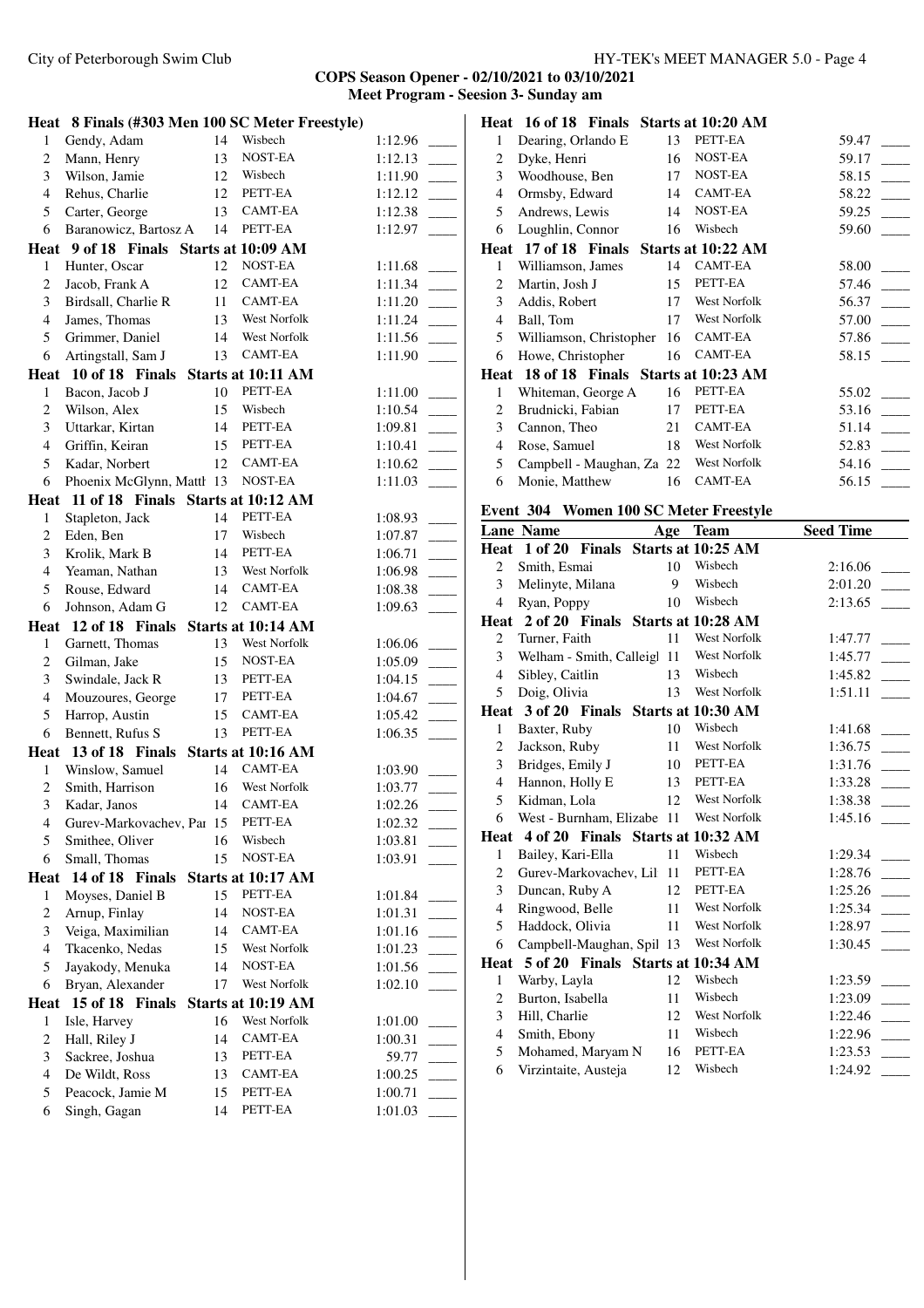**COPS Season Opener - 02/10/2021 to 03/10/2021**
**Meet Program - Seesion 3- Sunday am**

**Heat 8 Finals (#303 Men 100 SC Meter Freestyle)**

| | Name | Age | Team | Seed Time | |
|---|---|---|---|---|---|
| 1 | Gendy, Adam | 14 | Wisbech | 1:12.96 | ____ |
| 2 | Mann, Henry | 13 | NOST-EA | 1:12.13 | ____ |
| 3 | Wilson, Jamie | 12 | Wisbech | 1:11.90 | ____ |
| 4 | Rehus, Charlie | 12 | PETT-EA | 1:12.12 | ____ |
| 5 | Carter, George | 13 | CAMT-EA | 1:12.38 | ____ |
| 6 | Baranowicz, Bartosz A | 14 | PETT-EA | 1:12.97 | ____ |

**Heat 9 of 18 Finals Starts at 10:09 AM**

| | Name | Age | Team | Seed Time | |
|---|---|---|---|---|---|
| 1 | Hunter, Oscar | 12 | NOST-EA | 1:11.68 | ____ |
| 2 | Jacob, Frank A | 12 | CAMT-EA | 1:11.34 | ____ |
| 3 | Birdsall, Charlie R | 11 | CAMT-EA | 1:11.20 | ____ |
| 4 | James, Thomas | 13 | West Norfolk | 1:11.24 | ____ |
| 5 | Grimmer, Daniel | 14 | West Norfolk | 1:11.56 | ____ |
| 6 | Artingstall, Sam J | 13 | CAMT-EA | 1:11.90 | ____ |

**Heat 10 of 18 Finals Starts at 10:11 AM**

| | Name | Age | Team | Seed Time | |
|---|---|---|---|---|---|
| 1 | Bacon, Jacob J | 10 | PETT-EA | 1:11.00 | ____ |
| 2 | Wilson, Alex | 15 | Wisbech | 1:10.54 | ____ |
| 3 | Uttarkar, Kirtan | 14 | PETT-EA | 1:09.81 | ____ |
| 4 | Griffin, Keiran | 15 | PETT-EA | 1:10.41 | ____ |
| 5 | Kadar, Norbert | 12 | CAMT-EA | 1:10.62 | ____ |
| 6 | Phoenix McGlynn, Matth | 13 | NOST-EA | 1:11.03 | ____ |

**Heat 11 of 18 Finals Starts at 10:12 AM**

| | Name | Age | Team | Seed Time | |
|---|---|---|---|---|---|
| 1 | Stapleton, Jack | 14 | PETT-EA | 1:08.93 | ____ |
| 2 | Eden, Ben | 17 | Wisbech | 1:07.87 | ____ |
| 3 | Krolik, Mark B | 14 | PETT-EA | 1:06.71 | ____ |
| 4 | Yeaman, Nathan | 13 | West Norfolk | 1:06.98 | ____ |
| 5 | Rouse, Edward | 14 | CAMT-EA | 1:08.38 | ____ |
| 6 | Johnson, Adam G | 12 | CAMT-EA | 1:09.63 | ____ |

**Heat 12 of 18 Finals Starts at 10:14 AM**

| | Name | Age | Team | Seed Time | |
|---|---|---|---|---|---|
| 1 | Garnett, Thomas | 13 | West Norfolk | 1:06.06 | ____ |
| 2 | Gilman, Jake | 15 | NOST-EA | 1:05.09 | ____ |
| 3 | Swindale, Jack R | 13 | PETT-EA | 1:04.15 | ____ |
| 4 | Mouzoures, George | 17 | PETT-EA | 1:04.67 | ____ |
| 5 | Harrop, Austin | 15 | CAMT-EA | 1:05.42 | ____ |
| 6 | Bennett, Rufus S | 13 | PETT-EA | 1:06.35 | ____ |

**Heat 13 of 18 Finals Starts at 10:16 AM**

| | Name | Age | Team | Seed Time | |
|---|---|---|---|---|---|
| 1 | Winslow, Samuel | 14 | CAMT-EA | 1:03.90 | ____ |
| 2 | Smith, Harrison | 16 | West Norfolk | 1:03.77 | ____ |
| 3 | Kadar, Janos | 14 | CAMT-EA | 1:02.26 | ____ |
| 4 | Gurev-Markovachev, Pai | 15 | PETT-EA | 1:02.32 | ____ |
| 5 | Smithee, Oliver | 16 | Wisbech | 1:03.81 | ____ |
| 6 | Small, Thomas | 15 | NOST-EA | 1:03.91 | ____ |

**Heat 14 of 18 Finals Starts at 10:17 AM**

| | Name | Age | Team | Seed Time | |
|---|---|---|---|---|---|
| 1 | Moyses, Daniel B | 15 | PETT-EA | 1:01.84 | ____ |
| 2 | Arnup, Finlay | 14 | NOST-EA | 1:01.31 | ____ |
| 3 | Veiga, Maximilian | 14 | CAMT-EA | 1:01.16 | ____ |
| 4 | Tkacenko, Nedas | 15 | West Norfolk | 1:01.23 | ____ |
| 5 | Jayakody, Menuka | 14 | NOST-EA | 1:01.56 | ____ |
| 6 | Bryan, Alexander | 17 | West Norfolk | 1:02.10 | ____ |

**Heat 15 of 18 Finals Starts at 10:19 AM**

| | Name | Age | Team | Seed Time | |
|---|---|---|---|---|---|
| 1 | Isle, Harvey | 16 | West Norfolk | 1:01.00 | ____ |
| 2 | Hall, Riley J | 14 | CAMT-EA | 1:00.31 | ____ |
| 3 | Sackree, Joshua | 13 | PETT-EA | 59.77 | ____ |
| 4 | De Wildt, Ross | 13 | CAMT-EA | 1:00.25 | ____ |
| 5 | Peacock, Jamie M | 15 | PETT-EA | 1:00.71 | ____ |
| 6 | Singh, Gagan | 14 | PETT-EA | 1:01.03 | ____ |

**Heat 16 of 18 Finals Starts at 10:20 AM**

| | Name | Age | Team | Seed Time | |
|---|---|---|---|---|---|
| 1 | Dearing, Orlando E | 13 | PETT-EA | 59.47 | ____ |
| 2 | Dyke, Henri | 16 | NOST-EA | 59.17 | ____ |
| 3 | Woodhouse, Ben | 17 | NOST-EA | 58.15 | ____ |
| 4 | Ormsby, Edward | 14 | CAMT-EA | 58.22 | ____ |
| 5 | Andrews, Lewis | 14 | NOST-EA | 59.25 | ____ |
| 6 | Loughlin, Connor | 16 | Wisbech | 59.60 | ____ |

**Heat 17 of 18 Finals Starts at 10:22 AM**

| | Name | Age | Team | Seed Time | |
|---|---|---|---|---|---|
| 1 | Williamson, James | 14 | CAMT-EA | 58.00 | ____ |
| 2 | Martin, Josh J | 15 | PETT-EA | 57.46 | ____ |
| 3 | Addis, Robert | 17 | West Norfolk | 56.37 | ____ |
| 4 | Ball, Tom | 17 | West Norfolk | 57.00 | ____ |
| 5 | Williamson, Christopher | 16 | CAMT-EA | 57.86 | ____ |
| 6 | Howe, Christopher | 16 | CAMT-EA | 58.15 | ____ |

**Heat 18 of 18 Finals Starts at 10:23 AM**

| | Name | Age | Team | Seed Time | |
|---|---|---|---|---|---|
| 1 | Whiteman, George A | 16 | PETT-EA | 55.02 | ____ |
| 2 | Brudnicki, Fabian | 17 | PETT-EA | 53.16 | ____ |
| 3 | Cannon, Theo | 21 | CAMT-EA | 51.14 | ____ |
| 4 | Rose, Samuel | 18 | West Norfolk | 52.83 | ____ |
| 5 | Campbell - Maughan, Za | 22 | West Norfolk | 54.16 | ____ |
| 6 | Monie, Matthew | 16 | CAMT-EA | 56.15 | ____ |

## Event 304 Women 100 SC Meter Freestyle

**Heat 1 of 20 Finals Starts at 10:25 AM**

| Lane | Name | Age | Team | Seed Time | |
|---|---|---|---|---|---|
| 2 | Smith, Esmai | 10 | Wisbech | 2:16.06 | ____ |
| 3 | Melinyte, Milana | 9 | Wisbech | 2:01.20 | ____ |
| 4 | Ryan, Poppy | 10 | Wisbech | 2:13.65 | ____ |

**Heat 2 of 20 Finals Starts at 10:28 AM**

| Lane | Name | Age | Team | Seed Time | |
|---|---|---|---|---|---|
| 2 | Turner, Faith | 11 | West Norfolk | 1:47.77 | ____ |
| 3 | Welham - Smith, Calleigl | 11 | West Norfolk | 1:45.77 | ____ |
| 4 | Sibley, Caitlin | 13 | Wisbech | 1:45.82 | ____ |
| 5 | Doig, Olivia | 13 | West Norfolk | 1:51.11 | ____ |

**Heat 3 of 20 Finals Starts at 10:30 AM**

| Lane | Name | Age | Team | Seed Time | |
|---|---|---|---|---|---|
| 1 | Baxter, Ruby | 10 | Wisbech | 1:41.68 | ____ |
| 2 | Jackson, Ruby | 11 | West Norfolk | 1:36.75 | ____ |
| 3 | Bridges, Emily J | 10 | PETT-EA | 1:31.76 | ____ |
| 4 | Hannon, Holly E | 13 | PETT-EA | 1:33.28 | ____ |
| 5 | Kidman, Lola | 12 | West Norfolk | 1:38.38 | ____ |
| 6 | West - Burnham, Elizabe | 11 | West Norfolk | 1:45.16 | ____ |

**Heat 4 of 20 Finals Starts at 10:32 AM**

| Lane | Name | Age | Team | Seed Time | |
|---|---|---|---|---|---|
| 1 | Bailey, Kari-Ella | 11 | Wisbech | 1:29.34 | ____ |
| 2 | Gurev-Markovachev, Lil | 11 | PETT-EA | 1:28.76 | ____ |
| 3 | Duncan, Ruby A | 12 | PETT-EA | 1:25.26 | ____ |
| 4 | Ringwood, Belle | 11 | West Norfolk | 1:25.34 | ____ |
| 5 | Haddock, Olivia | 11 | West Norfolk | 1:28.97 | ____ |
| 6 | Campbell-Maughan, Spil | 13 | West Norfolk | 1:30.45 | ____ |

**Heat 5 of 20 Finals Starts at 10:34 AM**

| Lane | Name | Age | Team | Seed Time | |
|---|---|---|---|---|---|
| 1 | Warby, Layla | 12 | Wisbech | 1:23.59 | ____ |
| 2 | Burton, Isabella | 11 | Wisbech | 1:23.09 | ____ |
| 3 | Hill, Charlie | 12 | West Norfolk | 1:22.46 | ____ |
| 4 | Smith, Ebony | 11 | Wisbech | 1:22.96 | ____ |
| 5 | Mohamed, Maryam N | 16 | PETT-EA | 1:23.53 | ____ |
| 6 | Virzintaite, Austeja | 12 | Wisbech | 1:24.92 | ____ |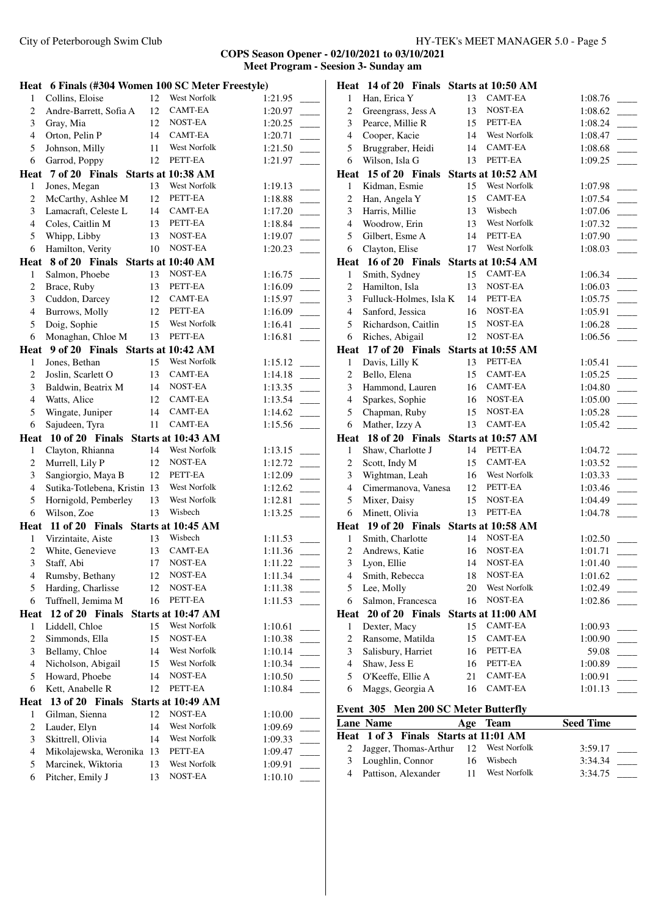# COPS Season Opener - 02/10/2021 to 03/10/2021

## Meet Program - Seesion 3- Sunday am

**Heat 6 Finals (#304 Women 100 SC Meter Freestyle)**

| Lane | Name | Age | Team | Seed Time |
|---|---|---|---|---|
| 1 | Collins, Eloise | 12 | West Norfolk | 1:21.95 |
| 2 | Andre-Barrett, Sofia A | 12 | CAMT-EA | 1:20.97 |
| 3 | Gray, Mia | 12 | NOST-EA | 1:20.25 |
| 4 | Orton, Pelin P | 14 | CAMT-EA | 1:20.71 |
| 5 | Johnson, Milly | 11 | West Norfolk | 1:21.50 |
| 6 | Garrod, Poppy | 12 | PETT-EA | 1:21.97 |

**Heat 7 of 20 Finals Starts at 10:38 AM**

| Lane | Name | Age | Team | Seed Time |
|---|---|---|---|---|
| 1 | Jones, Megan | 13 | West Norfolk | 1:19.13 |
| 2 | McCarthy, Ashlee M | 12 | PETT-EA | 1:18.88 |
| 3 | Lamacraft, Celeste L | 14 | CAMT-EA | 1:17.20 |
| 4 | Coles, Caitlin M | 13 | PETT-EA | 1:18.84 |
| 5 | Whipp, Libby | 13 | NOST-EA | 1:19.07 |
| 6 | Hamilton, Verity | 10 | NOST-EA | 1:20.23 |

**Heat 8 of 20 Finals Starts at 10:40 AM**

| Lane | Name | Age | Team | Seed Time |
|---|---|---|---|---|
| 1 | Salmon, Phoebe | 13 | NOST-EA | 1:16.75 |
| 2 | Brace, Ruby | 13 | PETT-EA | 1:16.09 |
| 3 | Cuddon, Darcey | 12 | CAMT-EA | 1:15.97 |
| 4 | Burrows, Molly | 12 | PETT-EA | 1:16.09 |
| 5 | Doig, Sophie | 15 | West Norfolk | 1:16.41 |
| 6 | Monaghan, Chloe M | 13 | PETT-EA | 1:16.81 |

**Heat 9 of 20 Finals Starts at 10:42 AM**

| Lane | Name | Age | Team | Seed Time |
|---|---|---|---|---|
| 1 | Jones, Bethan | 15 | West Norfolk | 1:15.12 |
| 2 | Joslin, Scarlett O | 13 | CAMT-EA | 1:14.18 |
| 3 | Baldwin, Beatrix M | 14 | NOST-EA | 1:13.35 |
| 4 | Watts, Alice | 12 | CAMT-EA | 1:13.54 |
| 5 | Wingate, Juniper | 14 | CAMT-EA | 1:14.62 |
| 6 | Sajudeen, Tyra | 11 | CAMT-EA | 1:15.56 |

**Heat 10 of 20 Finals Starts at 10:43 AM**

| Lane | Name | Age | Team | Seed Time |
|---|---|---|---|---|
| 1 | Clayton, Rhianna | 14 | West Norfolk | 1:13.15 |
| 2 | Murrell, Lily P | 12 | NOST-EA | 1:12.72 |
| 3 | Sangiorgio, Maya B | 12 | PETT-EA | 1:12.09 |
| 4 | Sutika-Totlebena, Kristin | 13 | West Norfolk | 1:12.62 |
| 5 | Hornigold, Pemberley | 13 | West Norfolk | 1:12.81 |
| 6 | Wilson, Zoe | 13 | Wisbech | 1:13.25 |

**Heat 11 of 20 Finals Starts at 10:45 AM**

| Lane | Name | Age | Team | Seed Time |
|---|---|---|---|---|
| 1 | Virzintaite, Aiste | 13 | Wisbech | 1:11.53 |
| 2 | White, Genevieve | 13 | CAMT-EA | 1:11.36 |
| 3 | Staff, Abi | 17 | NOST-EA | 1:11.22 |
| 4 | Rumsby, Bethany | 12 | NOST-EA | 1:11.34 |
| 5 | Harding, Charlisse | 12 | NOST-EA | 1:11.38 |
| 6 | Tuffnell, Jemima M | 16 | PETT-EA | 1:11.53 |

**Heat 12 of 20 Finals Starts at 10:47 AM**

| Lane | Name | Age | Team | Seed Time |
|---|---|---|---|---|
| 1 | Liddell, Chloe | 15 | West Norfolk | 1:10.61 |
| 2 | Simmonds, Ella | 15 | NOST-EA | 1:10.38 |
| 3 | Bellamy, Chloe | 14 | West Norfolk | 1:10.14 |
| 4 | Nicholson, Abigail | 15 | West Norfolk | 1:10.34 |
| 5 | Howard, Phoebe | 14 | NOST-EA | 1:10.50 |
| 6 | Kett, Anabelle R | 12 | PETT-EA | 1:10.84 |

**Heat 13 of 20 Finals Starts at 10:49 AM**

| Lane | Name | Age | Team | Seed Time |
|---|---|---|---|---|
| 1 | Gilman, Sienna | 12 | NOST-EA | 1:10.00 |
| 2 | Lauder, Elyn | 14 | West Norfolk | 1:09.69 |
| 3 | Skittrell, Olivia | 14 | West Norfolk | 1:09.33 |
| 4 | Mikolajewska, Weronika | 13 | PETT-EA | 1:09.47 |
| 5 | Marcinek, Wiktoria | 13 | West Norfolk | 1:09.91 |
| 6 | Pitcher, Emily J | 13 | NOST-EA | 1:10.10 |

**Heat 14 of 20 Finals Starts at 10:50 AM**

| Lane | Name | Age | Team | Seed Time |
|---|---|---|---|---|
| 1 | Han, Erica Y | 13 | CAMT-EA | 1:08.76 |
| 2 | Greengrass, Jess A | 13 | NOST-EA | 1:08.62 |
| 3 | Pearce, Millie R | 15 | PETT-EA | 1:08.24 |
| 4 | Cooper, Kacie | 14 | West Norfolk | 1:08.47 |
| 5 | Bruggraber, Heidi | 14 | CAMT-EA | 1:08.68 |
| 6 | Wilson, Isla G | 13 | PETT-EA | 1:09.25 |

**Heat 15 of 20 Finals Starts at 10:52 AM**

| Lane | Name | Age | Team | Seed Time |
|---|---|---|---|---|
| 1 | Kidman, Esmie | 15 | West Norfolk | 1:07.98 |
| 2 | Han, Angela Y | 15 | CAMT-EA | 1:07.54 |
| 3 | Harris, Millie | 13 | Wisbech | 1:07.06 |
| 4 | Woodrow, Erin | 13 | West Norfolk | 1:07.32 |
| 5 | Gilbert, Esme A | 14 | PETT-EA | 1:07.90 |
| 6 | Clayton, Elise | 17 | West Norfolk | 1:08.03 |

**Heat 16 of 20 Finals Starts at 10:54 AM**

| Lane | Name | Age | Team | Seed Time |
|---|---|---|---|---|
| 1 | Smith, Sydney | 15 | CAMT-EA | 1:06.34 |
| 2 | Hamilton, Isla | 13 | NOST-EA | 1:06.03 |
| 3 | Fulluck-Holmes, Isla K | 14 | PETT-EA | 1:05.75 |
| 4 | Sanford, Jessica | 16 | NOST-EA | 1:05.91 |
| 5 | Richardson, Caitlin | 15 | NOST-EA | 1:06.28 |
| 6 | Riches, Abigail | 12 | NOST-EA | 1:06.56 |

**Heat 17 of 20 Finals Starts at 10:55 AM**

| Lane | Name | Age | Team | Seed Time |
|---|---|---|---|---|
| 1 | Davis, Lilly K | 13 | PETT-EA | 1:05.41 |
| 2 | Bello, Elena | 15 | CAMT-EA | 1:05.25 |
| 3 | Hammond, Lauren | 16 | CAMT-EA | 1:04.80 |
| 4 | Sparkes, Sophie | 16 | NOST-EA | 1:05.00 |
| 5 | Chapman, Ruby | 15 | NOST-EA | 1:05.28 |
| 6 | Mather, Izzy A | 13 | CAMT-EA | 1:05.42 |

**Heat 18 of 20 Finals Starts at 10:57 AM**

| Lane | Name | Age | Team | Seed Time |
|---|---|---|---|---|
| 1 | Shaw, Charlotte J | 14 | PETT-EA | 1:04.72 |
| 2 | Scott, Indy M | 15 | CAMT-EA | 1:03.52 |
| 3 | Wightman, Leah | 16 | West Norfolk | 1:03.33 |
| 4 | Cimermanova, Vanesa | 12 | PETT-EA | 1:03.46 |
| 5 | Mixer, Daisy | 15 | NOST-EA | 1:04.49 |
| 6 | Minett, Olivia | 13 | PETT-EA | 1:04.78 |

**Heat 19 of 20 Finals Starts at 10:58 AM**

| Lane | Name | Age | Team | Seed Time |
|---|---|---|---|---|
| 1 | Smith, Charlotte | 14 | NOST-EA | 1:02.50 |
| 2 | Andrews, Katie | 16 | NOST-EA | 1:01.71 |
| 3 | Lyon, Ellie | 14 | NOST-EA | 1:01.40 |
| 4 | Smith, Rebecca | 18 | NOST-EA | 1:01.62 |
| 5 | Lee, Molly | 20 | West Norfolk | 1:02.49 |
| 6 | Salmon, Francesca | 16 | NOST-EA | 1:02.86 |

**Heat 20 of 20 Finals Starts at 11:00 AM**

| Lane | Name | Age | Team | Seed Time |
|---|---|---|---|---|
| 1 | Dexter, Macy | 15 | CAMT-EA | 1:00.93 |
| 2 | Ransome, Matilda | 15 | CAMT-EA | 1:00.90 |
| 3 | Salisbury, Harriet | 16 | PETT-EA | 59.08 |
| 4 | Shaw, Jess E | 16 | PETT-EA | 1:00.89 |
| 5 | O'Keeffe, Ellie A | 21 | CAMT-EA | 1:00.91 |
| 6 | Maggs, Georgia A | 16 | CAMT-EA | 1:01.13 |

### Event 305 Men 200 SC Meter Butterfly

**Heat 1 of 3 Finals Starts at 11:01 AM**

| Lane | Name | Age | Team | Seed Time |
|---|---|---|---|---|
| 2 | Jagger, Thomas-Arthur | 12 | West Norfolk | 3:59.17 |
| 3 | Loughlin, Connor | 16 | Wisbech | 3:34.34 |
| 4 | Pattison, Alexander | 11 | West Norfolk | 3:34.75 |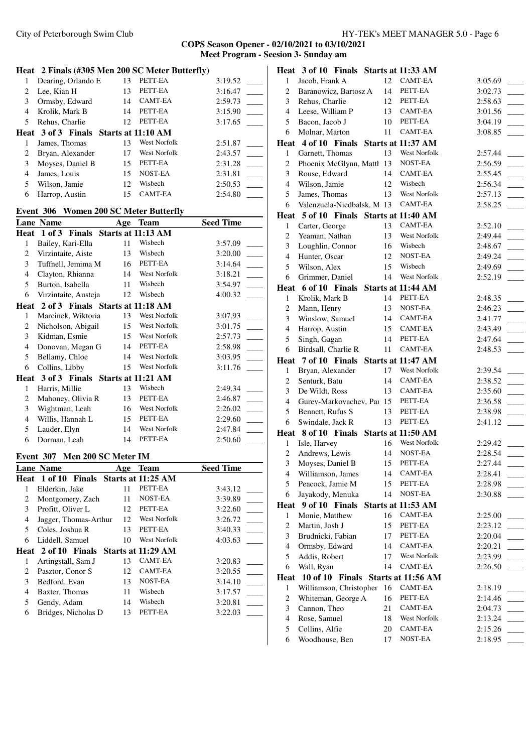## COPS Season Opener - 02/10/2021 to 03/10/2021

### Meet Program - Seesion 3- Sunday am

**Heat 2 Finals (#305 Men 200 SC Meter Butterfly)**

| Lane | Name | Age | Team | Seed Time | |
|---|---|---|---|---|---|
| 1 | Dearing, Orlando E | 13 | PETT-EA | 3:19.52 | ____ |
| 2 | Lee, Kian H | 13 | PETT-EA | 3:16.47 | ____ |
| 3 | Ormsby, Edward | 14 | CAMT-EA | 2:59.73 | ____ |
| 4 | Krolik, Mark B | 14 | PETT-EA | 3:15.90 | ____ |
| 5 | Rehus, Charlie | 12 | PETT-EA | 3:17.65 | ____ |

**Heat 3 of 3 Finals Starts at 11:10 AM**

| Lane | Name | Age | Team | Seed Time | |
|---|---|---|---|---|---|
| 1 | James, Thomas | 13 | West Norfolk | 2:51.87 | ____ |
| 2 | Bryan, Alexander | 17 | West Norfolk | 2:43.57 | ____ |
| 3 | Moyses, Daniel B | 15 | PETT-EA | 2:31.28 | ____ |
| 4 | James, Louis | 15 | NOST-EA | 2:31.81 | ____ |
| 5 | Wilson, Jamie | 12 | Wisbech | 2:50.53 | ____ |
| 6 | Harrop, Austin | 15 | CAMT-EA | 2:54.80 | ____ |

### Event 306 Women 200 SC Meter Butterfly

| Lane | Name | Age | Team | Seed Time | |
|---|---|---|---|---|---|
| **Heat 1 of 3 Finals Starts at 11:13 AM** | | | | | |
| 1 | Bailey, Kari-Ella | 11 | Wisbech | 3:57.09 | ____ |
| 2 | Virzintaite, Aiste | 13 | Wisbech | 3:20.00 | ____ |
| 3 | Tuffnell, Jemima M | 16 | PETT-EA | 3:14.64 | ____ |
| 4 | Clayton, Rhianna | 14 | West Norfolk | 3:18.21 | ____ |
| 5 | Burton, Isabella | 11 | Wisbech | 3:54.97 | ____ |
| 6 | Virzintaite, Austeja | 12 | Wisbech | 4:00.32 | ____ |
| **Heat 2 of 3 Finals Starts at 11:18 AM** | | | | | |
| 1 | Marcinek, Wiktoria | 13 | West Norfolk | 3:07.93 | ____ |
| 2 | Nicholson, Abigail | 15 | West Norfolk | 3:01.75 | ____ |
| 3 | Kidman, Esmie | 15 | West Norfolk | 2:57.73 | ____ |
| 4 | Donovan, Megan G | 14 | PETT-EA | 2:58.98 | ____ |
| 5 | Bellamy, Chloe | 14 | West Norfolk | 3:03.95 | ____ |
| 6 | Collins, Libby | 15 | West Norfolk | 3:11.76 | ____ |
| **Heat 3 of 3 Finals Starts at 11:21 AM** | | | | | |
| 1 | Harris, Millie | 13 | Wisbech | 2:49.34 | ____ |
| 2 | Mahoney, Olivia R | 13 | PETT-EA | 2:46.87 | ____ |
| 3 | Wightman, Leah | 16 | West Norfolk | 2:26.02 | ____ |
| 4 | Willis, Hannah L | 15 | PETT-EA | 2:29.60 | ____ |
| 5 | Lauder, Elyn | 14 | West Norfolk | 2:47.84 | ____ |
| 6 | Dorman, Leah | 14 | PETT-EA | 2:50.60 | ____ |

### Event 307 Men 200 SC Meter IM

| Lane | Name | Age | Team | Seed Time | |
|---|---|---|---|---|---|
| **Heat 1 of 10 Finals Starts at 11:25 AM** | | | | | |
| 1 | Elderkin, Jake | 11 | PETT-EA | 3:43.12 | ____ |
| 2 | Montgomery, Zach | 11 | NOST-EA | 3:39.89 | ____ |
| 3 | Profitt, Oliver L | 12 | PETT-EA | 3:22.60 | ____ |
| 4 | Jagger, Thomas-Arthur | 12 | West Norfolk | 3:26.72 | ____ |
| 5 | Coles, Joshua R | 13 | PETT-EA | 3:40.33 | ____ |
| 6 | Liddell, Samuel | 10 | West Norfolk | 4:03.63 | ____ |
| **Heat 2 of 10 Finals Starts at 11:29 AM** | | | | | |
| 1 | Artingstall, Sam J | 13 | CAMT-EA | 3:20.83 | ____ |
| 2 | Pasztor, Conor S | 12 | CAMT-EA | 3:20.55 | ____ |
| 3 | Bedford, Evan | 13 | NOST-EA | 3:14.10 | ____ |
| 4 | Baxter, Thomas | 11 | Wisbech | 3:17.57 | ____ |
| 5 | Gendy, Adam | 14 | Wisbech | 3:20.81 | ____ |
| 6 | Bridges, Nicholas D | 13 | PETT-EA | 3:22.03 | ____ |
| **Heat 3 of 10 Finals Starts at 11:33 AM** | | | | | |
| 1 | Jacob, Frank A | 12 | CAMT-EA | 3:05.69 | ____ |
| 2 | Baranowicz, Bartosz A | 14 | PETT-EA | 3:02.73 | ____ |
| 3 | Rehus, Charlie | 12 | PETT-EA | 2:58.63 | ____ |
| 4 | Leese, William P | 13 | CAMT-EA | 3:01.56 | ____ |
| 5 | Bacon, Jacob J | 10 | PETT-EA | 3:04.19 | ____ |
| 6 | Molnar, Marton | 11 | CAMT-EA | 3:08.85 | ____ |
| **Heat 4 of 10 Finals Starts at 11:37 AM** | | | | | |
| 1 | Garnett, Thomas | 13 | West Norfolk | 2:57.44 | ____ |
| 2 | Phoenix McGlynn, Mattl | 13 | NOST-EA | 2:56.59 | ____ |
| 3 | Rouse, Edward | 14 | CAMT-EA | 2:55.45 | ____ |
| 4 | Wilson, Jamie | 12 | Wisbech | 2:56.34 | ____ |
| 5 | James, Thomas | 13 | West Norfolk | 2:57.13 | ____ |
| 6 | Valenzuela-Niedbalsk, M | 13 | CAMT-EA | 2:58.25 | ____ |
| **Heat 5 of 10 Finals Starts at 11:40 AM** | | | | | |
| 1 | Carter, George | 13 | CAMT-EA | 2:52.10 | ____ |
| 2 | Yeaman, Nathan | 13 | West Norfolk | 2:49.44 | ____ |
| 3 | Loughlin, Connor | 16 | Wisbech | 2:48.67 | ____ |
| 4 | Hunter, Oscar | 12 | NOST-EA | 2:49.24 | ____ |
| 5 | Wilson, Alex | 15 | Wisbech | 2:49.69 | ____ |
| 6 | Grimmer, Daniel | 14 | West Norfolk | 2:52.19 | ____ |
| **Heat 6 of 10 Finals Starts at 11:44 AM** | | | | | |
| 1 | Krolik, Mark B | 14 | PETT-EA | 2:48.35 | ____ |
| 2 | Mann, Henry | 13 | NOST-EA | 2:46.23 | ____ |
| 3 | Winslow, Samuel | 14 | CAMT-EA | 2:41.77 | ____ |
| 4 | Harrop, Austin | 15 | CAMT-EA | 2:43.49 | ____ |
| 5 | Singh, Gagan | 14 | PETT-EA | 2:47.64 | ____ |
| 6 | Birdsall, Charlie R | 11 | CAMT-EA | 2:48.53 | ____ |
| **Heat 7 of 10 Finals Starts at 11:47 AM** | | | | | |
| 1 | Bryan, Alexander | 17 | West Norfolk | 2:39.54 | ____ |
| 2 | Senturk, Batu | 14 | CAMT-EA | 2:38.52 | ____ |
| 3 | De Wildt, Ross | 13 | CAMT-EA | 2:35.60 | ____ |
| 4 | Gurev-Markovachev, Pai | 15 | PETT-EA | 2:36.58 | ____ |
| 5 | Bennett, Rufus S | 13 | PETT-EA | 2:38.98 | ____ |
| 6 | Swindale, Jack R | 13 | PETT-EA | 2:41.12 | ____ |
| **Heat 8 of 10 Finals Starts at 11:50 AM** | | | | | |
| 1 | Isle, Harvey | 16 | West Norfolk | 2:29.42 | ____ |
| 2 | Andrews, Lewis | 14 | NOST-EA | 2:28.54 | ____ |
| 3 | Moyses, Daniel B | 15 | PETT-EA | 2:27.44 | ____ |
| 4 | Williamson, James | 14 | CAMT-EA | 2:28.41 | ____ |
| 5 | Peacock, Jamie M | 15 | PETT-EA | 2:28.98 | ____ |
| 6 | Jayakody, Menuka | 14 | NOST-EA | 2:30.88 | ____ |
| **Heat 9 of 10 Finals Starts at 11:53 AM** | | | | | |
| 1 | Monie, Matthew | 16 | CAMT-EA | 2:25.00 | ____ |
| 2 | Martin, Josh J | 15 | PETT-EA | 2:23.12 | ____ |
| 3 | Brudnicki, Fabian | 17 | PETT-EA | 2:20.04 | ____ |
| 4 | Ormsby, Edward | 14 | CAMT-EA | 2:20.21 | ____ |
| 5 | Addis, Robert | 17 | West Norfolk | 2:23.99 | ____ |
| 6 | Wall, Ryan | 14 | CAMT-EA | 2:26.50 | ____ |
| **Heat 10 of 10 Finals Starts at 11:56 AM** | | | | | |
| 1 | Williamson, Christopher | 16 | CAMT-EA | 2:18.19 | ____ |
| 2 | Whiteman, George A | 16 | PETT-EA | 2:14.46 | ____ |
| 3 | Cannon, Theo | 21 | CAMT-EA | 2:04.73 | ____ |
| 4 | Rose, Samuel | 18 | West Norfolk | 2:13.24 | ____ |
| 5 | Collins, Alfie | 20 | CAMT-EA | 2:15.26 | ____ |
| 6 | Woodhouse, Ben | 17 | NOST-EA | 2:18.95 | ____ |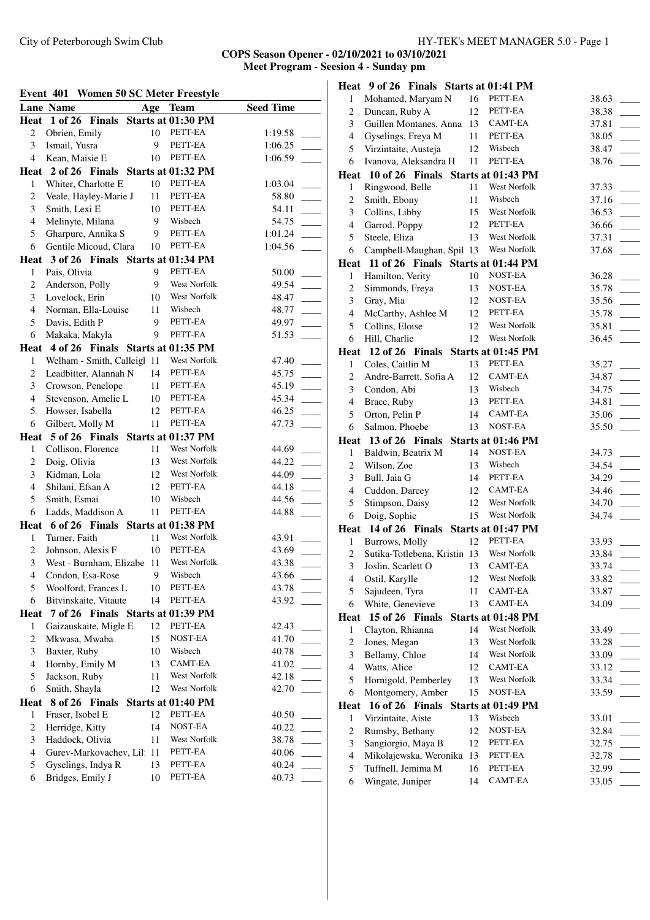**COPS Season Opener - 02/10/2021 to 03/10/2021**

**Meet Program - Seesion 4 - Sunday pm**

## Event 401 Women 50 SC Meter Freestyle

| Lane | Name | Age | Team | Seed Time | |
|---|---|---|---|---|---|
| **Heat 1 of 26 Finals Starts at 01:30 PM** | | | | | |
| 2 | Obrien, Emily | 10 | PETT-EA | 1:19.58 | ____ |
| 3 | Ismail, Yusra | 9 | PETT-EA | 1:06.25 | ____ |
| 4 | Kean, Maisie E | 10 | PETT-EA | 1:06.59 | ____ |
| **Heat 2 of 26 Finals Starts at 01:32 PM** | | | | | |
| 1 | Whiter, Charlotte E | 10 | PETT-EA | 1:03.04 | ____ |
| 2 | Veale, Hayley-Marie J | 11 | PETT-EA | 58.80 | ____ |
| 3 | Smith, Lexi E | 10 | PETT-EA | 54.11 | ____ |
| 4 | Melinyte, Milana | 9 | Wisbech | 54.75 | ____ |
| 5 | Gharpure, Annika S | 9 | PETT-EA | 1:01.24 | ____ |
| 6 | Gentile Micoud, Clara | 10 | PETT-EA | 1:04.56 | ____ |
| **Heat 3 of 26 Finals Starts at 01:34 PM** | | | | | |
| 1 | Pais, Olivia | 9 | PETT-EA | 50.00 | ____ |
| 2 | Anderson, Polly | 9 | West Norfolk | 49.54 | ____ |
| 3 | Lovelock, Erin | 10 | West Norfolk | 48.47 | ____ |
| 4 | Norman, Ella-Louise | 11 | Wisbech | 48.77 | ____ |
| 5 | Davis, Edith P | 9 | PETT-EA | 49.97 | ____ |
| 6 | Makaka, Makyla | 9 | PETT-EA | 51.53 | ____ |
| **Heat 4 of 26 Finals Starts at 01:35 PM** | | | | | |
| 1 | Welham - Smith, Calleigl | 11 | West Norfolk | 47.40 | ____ |
| 2 | Leadbitter, Alannah N | 14 | PETT-EA | 45.75 | ____ |
| 3 | Crowson, Penelope | 11 | PETT-EA | 45.19 | ____ |
| 4 | Stevenson, Amelie L | 10 | PETT-EA | 45.34 | ____ |
| 5 | Howser, Isabella | 12 | PETT-EA | 46.25 | ____ |
| 6 | Gilbert, Molly M | 11 | PETT-EA | 47.73 | ____ |
| **Heat 5 of 26 Finals Starts at 01:37 PM** | | | | | |
| 1 | Collison, Florence | 11 | West Norfolk | 44.69 | ____ |
| 2 | Doig, Olivia | 13 | West Norfolk | 44.22 | ____ |
| 3 | Kidman, Lola | 12 | West Norfolk | 44.09 | ____ |
| 4 | Shilani, Efsan A | 12 | PETT-EA | 44.18 | ____ |
| 5 | Smith, Esmai | 10 | Wisbech | 44.56 | ____ |
| 6 | Ladds, Maddison A | 11 | PETT-EA | 44.88 | ____ |
| **Heat 6 of 26 Finals Starts at 01:38 PM** | | | | | |
| 1 | Turner, Faith | 11 | West Norfolk | 43.91 | ____ |
| 2 | Johnson, Alexis F | 10 | PETT-EA | 43.69 | ____ |
| 3 | West - Burnham, Elizabe | 11 | West Norfolk | 43.38 | ____ |
| 4 | Condon, Esa-Rose | 9 | Wisbech | 43.66 | ____ |
| 5 | Woolford, Frances L | 10 | PETT-EA | 43.78 | ____ |
| 6 | Bitvinskaite, Vitaute | 14 | PETT-EA | 43.92 | ____ |
| **Heat 7 of 26 Finals Starts at 01:39 PM** | | | | | |
| 1 | Gaizauskaite, Migle E | 12 | PETT-EA | 42.43 | ____ |
| 2 | Mkwasa, Mwaba | 15 | NOST-EA | 41.70 | ____ |
| 3 | Baxter, Ruby | 10 | Wisbech | 40.78 | ____ |
| 4 | Hornby, Emily M | 13 | CAMT-EA | 41.02 | ____ |
| 5 | Jackson, Ruby | 11 | West Norfolk | 42.18 | ____ |
| 6 | Smith, Shayla | 12 | West Norfolk | 42.70 | ____ |
| **Heat 8 of 26 Finals Starts at 01:40 PM** | | | | | |
| 1 | Fraser, Isobel E | 12 | PETT-EA | 40.50 | ____ |
| 2 | Herridge, Kitty | 14 | NOST-EA | 40.22 | ____ |
| 3 | Haddock, Olivia | 11 | West Norfolk | 38.78 | ____ |
| 4 | Gurev-Markovachev, Lil | 11 | PETT-EA | 40.06 | ____ |
| 5 | Gyselings, Indya R | 13 | PETT-EA | 40.24 | ____ |
| 6 | Bridges, Emily J | 10 | PETT-EA | 40.73 | ____ |
| **Heat 9 of 26 Finals Starts at 01:41 PM** | | | | | |
| 1 | Mohamed, Maryam N | 16 | PETT-EA | 38.63 | ____ |
| 2 | Duncan, Ruby A | 12 | PETT-EA | 38.38 | ____ |
| 3 | Guillen Montanes, Anna | 13 | CAMT-EA | 37.81 | ____ |
| 4 | Gyselings, Freya M | 11 | PETT-EA | 38.05 | ____ |
| 5 | Virzintaite, Austeja | 12 | Wisbech | 38.47 | ____ |
| 6 | Ivanova, Aleksandra H | 11 | PETT-EA | 38.76 | ____ |
| **Heat 10 of 26 Finals Starts at 01:43 PM** | | | | | |
| 1 | Ringwood, Belle | 11 | West Norfolk | 37.33 | ____ |
| 2 | Smith, Ebony | 11 | Wisbech | 37.16 | ____ |
| 3 | Collins, Libby | 15 | West Norfolk | 36.53 | ____ |
| 4 | Garrod, Poppy | 12 | PETT-EA | 36.66 | ____ |
| 5 | Steele, Eliza | 13 | West Norfolk | 37.31 | ____ |
| 6 | Campbell-Maughan, Spil | 13 | West Norfolk | 37.68 | ____ |
| **Heat 11 of 26 Finals Starts at 01:44 PM** | | | | | |
| 1 | Hamilton, Verity | 10 | NOST-EA | 36.28 | ____ |
| 2 | Simmonds, Freya | 13 | NOST-EA | 35.78 | ____ |
| 3 | Gray, Mia | 12 | NOST-EA | 35.56 | ____ |
| 4 | McCarthy, Ashlee M | 12 | PETT-EA | 35.78 | ____ |
| 5 | Collins, Eloise | 12 | West Norfolk | 35.81 | ____ |
| 6 | Hill, Charlie | 12 | West Norfolk | 36.45 | ____ |
| **Heat 12 of 26 Finals Starts at 01:45 PM** | | | | | |
| 1 | Coles, Caitlin M | 13 | PETT-EA | 35.27 | ____ |
| 2 | Andre-Barrett, Sofia A | 12 | CAMT-EA | 34.87 | ____ |
| 3 | Condon, Abi | 13 | Wisbech | 34.75 | ____ |
| 4 | Brace, Ruby | 13 | PETT-EA | 34.81 | ____ |
| 5 | Orton, Pelin P | 14 | CAMT-EA | 35.06 | ____ |
| 6 | Salmon, Phoebe | 13 | NOST-EA | 35.50 | ____ |
| **Heat 13 of 26 Finals Starts at 01:46 PM** | | | | | |
| 1 | Baldwin, Beatrix M | 14 | NOST-EA | 34.73 | ____ |
| 2 | Wilson, Zoe | 13 | Wisbech | 34.54 | ____ |
| 3 | Bull, Jaia G | 14 | PETT-EA | 34.29 | ____ |
| 4 | Cuddon, Darcey | 12 | CAMT-EA | 34.46 | ____ |
| 5 | Stimpson, Daisy | 12 | West Norfolk | 34.70 | ____ |
| 6 | Doig, Sophie | 15 | West Norfolk | 34.74 | ____ |
| **Heat 14 of 26 Finals Starts at 01:47 PM** | | | | | |
| 1 | Burrows, Molly | 12 | PETT-EA | 33.93 | ____ |
| 2 | Sutika-Totlebena, Kristin | 13 | West Norfolk | 33.84 | ____ |
| 3 | Joslin, Scarlett O | 13 | CAMT-EA | 33.74 | ____ |
| 4 | Ostil, Karylle | 12 | West Norfolk | 33.82 | ____ |
| 5 | Sajudeen, Tyra | 11 | CAMT-EA | 33.87 | ____ |
| 6 | White, Genevieve | 13 | CAMT-EA | 34.09 | ____ |
| **Heat 15 of 26 Finals Starts at 01:48 PM** | | | | | |
| 1 | Clayton, Rhianna | 14 | West Norfolk | 33.49 | ____ |
| 2 | Jones, Megan | 13 | West Norfolk | 33.28 | ____ |
| 3 | Bellamy, Chloe | 14 | West Norfolk | 33.09 | ____ |
| 4 | Watts, Alice | 12 | CAMT-EA | 33.12 | ____ |
| 5 | Hornigold, Pemberley | 13 | West Norfolk | 33.34 | ____ |
| 6 | Montgomery, Amber | 15 | NOST-EA | 33.59 | ____ |
| **Heat 16 of 26 Finals Starts at 01:49 PM** | | | | | |
| 1 | Virzintaite, Aiste | 13 | Wisbech | 33.01 | ____ |
| 2 | Rumsby, Bethany | 12 | NOST-EA | 32.84 | ____ |
| 3 | Sangiorgio, Maya B | 12 | PETT-EA | 32.75 | ____ |
| 4 | Mikolajewska, Weronika | 13 | PETT-EA | 32.78 | ____ |
| 5 | Tuffnell, Jemima M | 16 | PETT-EA | 32.99 | ____ |
| 6 | Wingate, Juniper | 14 | CAMT-EA | 33.05 | ____ |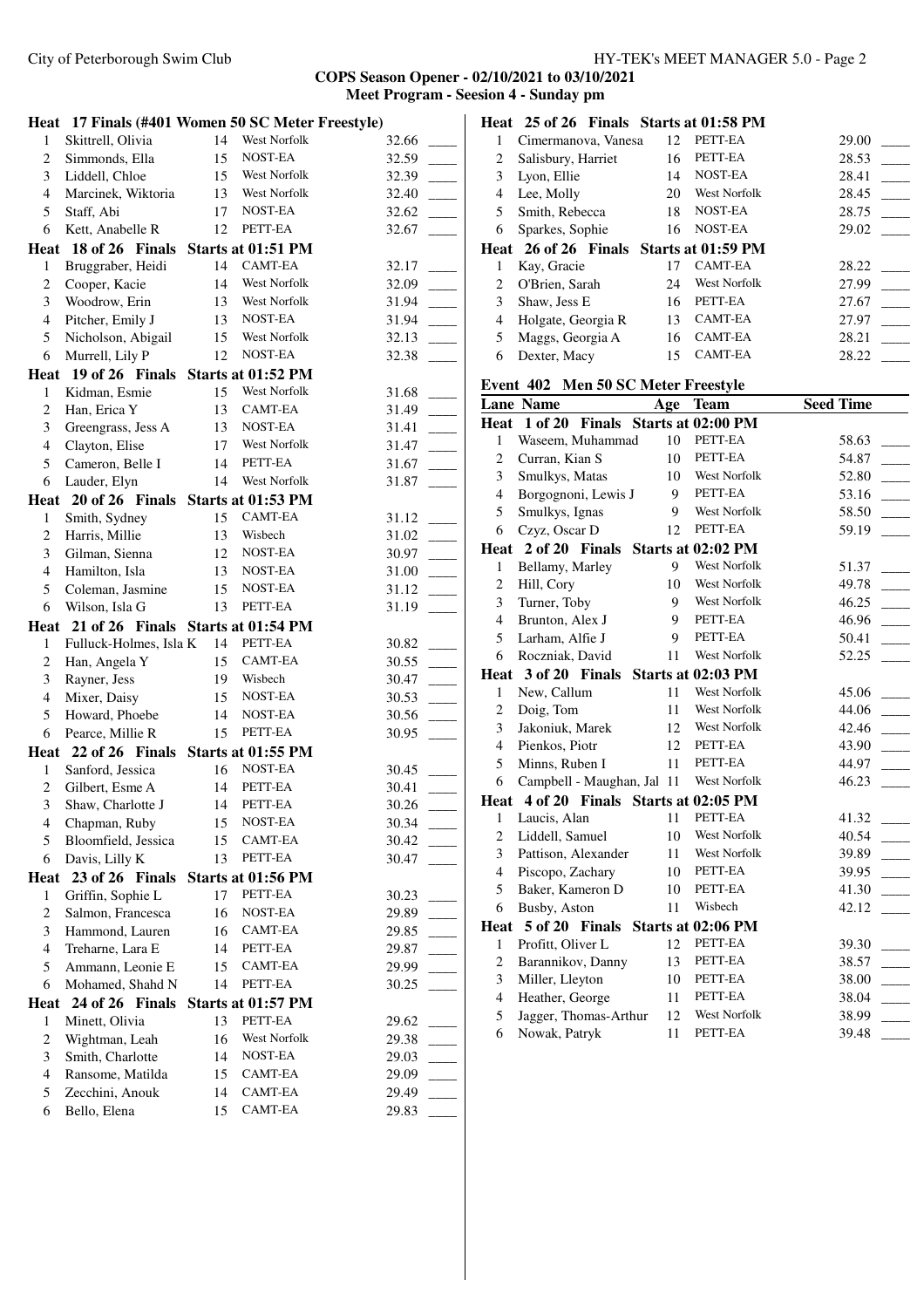**COPS Season Opener - 02/10/2021 to 03/10/2021**
**Meet Program - Seesion 4 - Sunday pm**

**Heat 17 Finals (#401 Women 50 SC Meter Freestyle)**

| Lane | Name | Age | Team | Seed Time | |
|---|---|---|---|---|---|
| 1 | Skittrell, Olivia | 14 | West Norfolk | 32.66 | ____ |
| 2 | Simmonds, Ella | 15 | NOST-EA | 32.59 | ____ |
| 3 | Liddell, Chloe | 15 | West Norfolk | 32.39 | ____ |
| 4 | Marcinek, Wiktoria | 13 | West Norfolk | 32.40 | ____ |
| 5 | Staff, Abi | 17 | NOST-EA | 32.62 | ____ |
| 6 | Kett, Anabelle R | 12 | PETT-EA | 32.67 | ____ |

**Heat 18 of 26 Finals Starts at 01:51 PM**

| Lane | Name | Age | Team | Seed Time | |
|---|---|---|---|---|---|
| 1 | Bruggraber, Heidi | 14 | CAMT-EA | 32.17 | ____ |
| 2 | Cooper, Kacie | 14 | West Norfolk | 32.09 | ____ |
| 3 | Woodrow, Erin | 13 | West Norfolk | 31.94 | ____ |
| 4 | Pitcher, Emily J | 13 | NOST-EA | 31.94 | ____ |
| 5 | Nicholson, Abigail | 15 | West Norfolk | 32.13 | ____ |
| 6 | Murrell, Lily P | 12 | NOST-EA | 32.38 | ____ |

**Heat 19 of 26 Finals Starts at 01:52 PM**

| Lane | Name | Age | Team | Seed Time | |
|---|---|---|---|---|---|
| 1 | Kidman, Esmie | 15 | West Norfolk | 31.68 | ____ |
| 2 | Han, Erica Y | 13 | CAMT-EA | 31.49 | ____ |
| 3 | Greengrass, Jess A | 13 | NOST-EA | 31.41 | ____ |
| 4 | Clayton, Elise | 17 | West Norfolk | 31.47 | ____ |
| 5 | Cameron, Belle I | 14 | PETT-EA | 31.67 | ____ |
| 6 | Lauder, Elyn | 14 | West Norfolk | 31.87 | ____ |

**Heat 20 of 26 Finals Starts at 01:53 PM**

| Lane | Name | Age | Team | Seed Time | |
|---|---|---|---|---|---|
| 1 | Smith, Sydney | 15 | CAMT-EA | 31.12 | ____ |
| 2 | Harris, Millie | 13 | Wisbech | 31.02 | ____ |
| 3 | Gilman, Sienna | 12 | NOST-EA | 30.97 | ____ |
| 4 | Hamilton, Isla | 13 | NOST-EA | 31.00 | ____ |
| 5 | Coleman, Jasmine | 15 | NOST-EA | 31.12 | ____ |
| 6 | Wilson, Isla G | 13 | PETT-EA | 31.19 | ____ |

**Heat 21 of 26 Finals Starts at 01:54 PM**

| Lane | Name | Age | Team | Seed Time | |
|---|---|---|---|---|---|
| 1 | Fulluck-Holmes, Isla K | 14 | PETT-EA | 30.82 | ____ |
| 2 | Han, Angela Y | 15 | CAMT-EA | 30.55 | ____ |
| 3 | Rayner, Jess | 19 | Wisbech | 30.47 | ____ |
| 4 | Mixer, Daisy | 15 | NOST-EA | 30.53 | ____ |
| 5 | Howard, Phoebe | 14 | NOST-EA | 30.56 | ____ |
| 6 | Pearce, Millie R | 15 | PETT-EA | 30.95 | ____ |

**Heat 22 of 26 Finals Starts at 01:55 PM**

| Lane | Name | Age | Team | Seed Time | |
|---|---|---|---|---|---|
| 1 | Sanford, Jessica | 16 | NOST-EA | 30.45 | ____ |
| 2 | Gilbert, Esme A | 14 | PETT-EA | 30.41 | ____ |
| 3 | Shaw, Charlotte J | 14 | PETT-EA | 30.26 | ____ |
| 4 | Chapman, Ruby | 15 | NOST-EA | 30.34 | ____ |
| 5 | Bloomfield, Jessica | 15 | CAMT-EA | 30.42 | ____ |
| 6 | Davis, Lilly K | 13 | PETT-EA | 30.47 | ____ |

**Heat 23 of 26 Finals Starts at 01:56 PM**

| Lane | Name | Age | Team | Seed Time | |
|---|---|---|---|---|---|
| 1 | Griffin, Sophie L | 17 | PETT-EA | 30.23 | ____ |
| 2 | Salmon, Francesca | 16 | NOST-EA | 29.89 | ____ |
| 3 | Hammond, Lauren | 16 | CAMT-EA | 29.85 | ____ |
| 4 | Treharne, Lara E | 14 | PETT-EA | 29.87 | ____ |
| 5 | Ammann, Leonie E | 15 | CAMT-EA | 29.99 | ____ |
| 6 | Mohamed, Shahd N | 14 | PETT-EA | 30.25 | ____ |

**Heat 24 of 26 Finals Starts at 01:57 PM**

| Lane | Name | Age | Team | Seed Time | |
|---|---|---|---|---|---|
| 1 | Minett, Olivia | 13 | PETT-EA | 29.62 | ____ |
| 2 | Wightman, Leah | 16 | West Norfolk | 29.38 | ____ |
| 3 | Smith, Charlotte | 14 | NOST-EA | 29.03 | ____ |
| 4 | Ransome, Matilda | 15 | CAMT-EA | 29.09 | ____ |
| 5 | Zecchini, Anouk | 14 | CAMT-EA | 29.49 | ____ |
| 6 | Bello, Elena | 15 | CAMT-EA | 29.83 | ____ |

**Heat 25 of 26 Finals Starts at 01:58 PM**

| Lane | Name | Age | Team | Seed Time | |
|---|---|---|---|---|---|
| 1 | Cimermanova, Vanesa | 12 | PETT-EA | 29.00 | ____ |
| 2 | Salisbury, Harriet | 16 | PETT-EA | 28.53 | ____ |
| 3 | Lyon, Ellie | 14 | NOST-EA | 28.41 | ____ |
| 4 | Lee, Molly | 20 | West Norfolk | 28.45 | ____ |
| 5 | Smith, Rebecca | 18 | NOST-EA | 28.75 | ____ |
| 6 | Sparkes, Sophie | 16 | NOST-EA | 29.02 | ____ |

**Heat 26 of 26 Finals Starts at 01:59 PM**

| Lane | Name | Age | Team | Seed Time | |
|---|---|---|---|---|---|
| 1 | Kay, Gracie | 17 | CAMT-EA | 28.22 | ____ |
| 2 | O'Brien, Sarah | 24 | West Norfolk | 27.99 | ____ |
| 3 | Shaw, Jess E | 16 | PETT-EA | 27.67 | ____ |
| 4 | Holgate, Georgia R | 13 | CAMT-EA | 27.97 | ____ |
| 5 | Maggs, Georgia A | 16 | CAMT-EA | 28.21 | ____ |
| 6 | Dexter, Macy | 15 | CAMT-EA | 28.22 | ____ |

## Event 402 Men 50 SC Meter Freestyle

**Heat 1 of 20 Finals Starts at 02:00 PM**

| Lane | Name | Age | Team | Seed Time | |
|---|---|---|---|---|---|
| 1 | Waseem, Muhammad | 10 | PETT-EA | 58.63 | ____ |
| 2 | Curran, Kian S | 10 | PETT-EA | 54.87 | ____ |
| 3 | Smulkys, Matas | 10 | West Norfolk | 52.80 | ____ |
| 4 | Borgognoni, Lewis J | 9 | PETT-EA | 53.16 | ____ |
| 5 | Smulkys, Ignas | 9 | West Norfolk | 58.50 | ____ |
| 6 | Czyz, Oscar D | 12 | PETT-EA | 59.19 | ____ |

**Heat 2 of 20 Finals Starts at 02:02 PM**

| Lane | Name | Age | Team | Seed Time | |
|---|---|---|---|---|---|
| 1 | Bellamy, Marley | 9 | West Norfolk | 51.37 | ____ |
| 2 | Hill, Cory | 10 | West Norfolk | 49.78 | ____ |
| 3 | Turner, Toby | 9 | West Norfolk | 46.25 | ____ |
| 4 | Brunton, Alex J | 9 | PETT-EA | 46.96 | ____ |
| 5 | Larham, Alfie J | 9 | PETT-EA | 50.41 | ____ |
| 6 | Roczniak, David | 11 | West Norfolk | 52.25 | ____ |

**Heat 3 of 20 Finals Starts at 02:03 PM**

| Lane | Name | Age | Team | Seed Time | |
|---|---|---|---|---|---|
| 1 | New, Callum | 11 | West Norfolk | 45.06 | ____ |
| 2 | Doig, Tom | 11 | West Norfolk | 44.06 | ____ |
| 3 | Jakoniuk, Marek | 12 | West Norfolk | 42.46 | ____ |
| 4 | Pienkos, Piotr | 12 | PETT-EA | 43.90 | ____ |
| 5 | Minns, Ruben I | 11 | PETT-EA | 44.97 | ____ |
| 6 | Campbell - Maughan, Jal | 11 | West Norfolk | 46.23 | ____ |

**Heat 4 of 20 Finals Starts at 02:05 PM**

| Lane | Name | Age | Team | Seed Time | |
|---|---|---|---|---|---|
| 1 | Laucis, Alan | 11 | PETT-EA | 41.32 | ____ |
| 2 | Liddell, Samuel | 10 | West Norfolk | 40.54 | ____ |
| 3 | Pattison, Alexander | 11 | West Norfolk | 39.89 | ____ |
| 4 | Piscopo, Zachary | 10 | PETT-EA | 39.95 | ____ |
| 5 | Baker, Kameron D | 10 | PETT-EA | 41.30 | ____ |
| 6 | Busby, Aston | 11 | Wisbech | 42.12 | ____ |

**Heat 5 of 20 Finals Starts at 02:06 PM**

| Lane | Name | Age | Team | Seed Time | |
|---|---|---|---|---|---|
| 1 | Profitt, Oliver L | 12 | PETT-EA | 39.30 | ____ |
| 2 | Barannikov, Danny | 13 | PETT-EA | 38.57 | ____ |
| 3 | Miller, Lleyton | 10 | PETT-EA | 38.00 | ____ |
| 4 | Heather, George | 11 | PETT-EA | 38.04 | ____ |
| 5 | Jagger, Thomas-Arthur | 12 | West Norfolk | 38.99 | ____ |
| 6 | Nowak, Patryk | 11 | PETT-EA | 39.48 | ____ |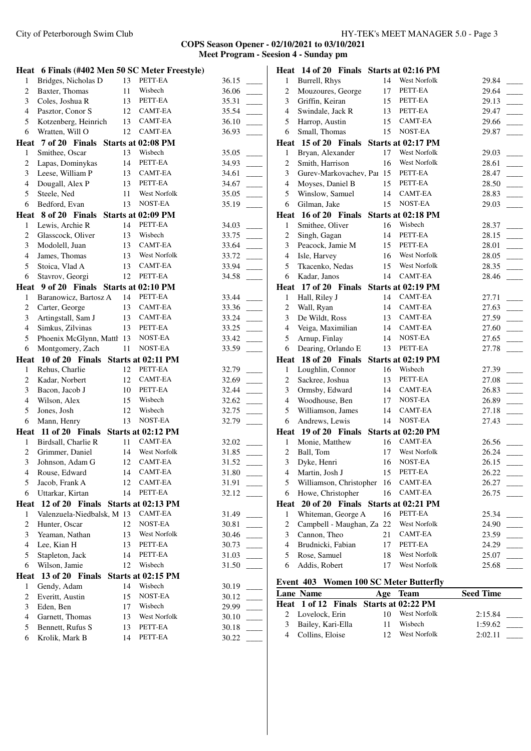## COPS Season Opener - 02/10/2021 to 03/10/2021
### Meet Program - Seesion 4 - Sunday pm

**Heat 6 Finals (#402 Men 50 SC Meter Freestyle)**

| Lane | Name | Age | Team | Seed Time |
|---|---|---|---|---|
| 1 | Bridges, Nicholas D | 13 | PETT-EA | 36.15 |
| 2 | Baxter, Thomas | 11 | Wisbech | 36.06 |
| 3 | Coles, Joshua R | 13 | PETT-EA | 35.31 |
| 4 | Pasztor, Conor S | 12 | CAMT-EA | 35.54 |
| 5 | Kotzenberg, Heinrich | 13 | CAMT-EA | 36.10 |
| 6 | Wratten, Will O | 12 | CAMT-EA | 36.93 |

**Heat 7 of 20 Finals Starts at 02:08 PM**

| Lane | Name | Age | Team | Seed Time |
|---|---|---|---|---|
| 1 | Smithee, Oscar | 13 | Wisbech | 35.05 |
| 2 | Lapas, Dominykas | 14 | PETT-EA | 34.93 |
| 3 | Leese, William P | 13 | CAMT-EA | 34.61 |
| 4 | Dougall, Alex P | 13 | PETT-EA | 34.67 |
| 5 | Steele, Ned | 11 | West Norfolk | 35.05 |
| 6 | Bedford, Evan | 13 | NOST-EA | 35.19 |

**Heat 8 of 20 Finals Starts at 02:09 PM**

| Lane | Name | Age | Team | Seed Time |
|---|---|---|---|---|
| 1 | Lewis, Archie R | 14 | PETT-EA | 34.03 |
| 2 | Glasscock, Oliver | 13 | Wisbech | 33.75 |
| 3 | Modolell, Juan | 13 | CAMT-EA | 33.64 |
| 4 | James, Thomas | 13 | West Norfolk | 33.72 |
| 5 | Stoica, Vlad A | 13 | CAMT-EA | 33.94 |
| 6 | Stavrov, Georgi | 12 | PETT-EA | 34.58 |

**Heat 9 of 20 Finals Starts at 02:10 PM**

| Lane | Name | Age | Team | Seed Time |
|---|---|---|---|---|
| 1 | Baranowicz, Bartosz A | 14 | PETT-EA | 33.44 |
| 2 | Carter, George | 13 | CAMT-EA | 33.36 |
| 3 | Artingstall, Sam J | 13 | CAMT-EA | 33.24 |
| 4 | Simkus, Zilvinas | 13 | PETT-EA | 33.25 |
| 5 | Phoenix McGlynn, Matth | 13 | NOST-EA | 33.42 |
| 6 | Montgomery, Zach | 11 | NOST-EA | 33.59 |

**Heat 10 of 20 Finals Starts at 02:11 PM**

| Lane | Name | Age | Team | Seed Time |
|---|---|---|---|---|
| 1 | Rehus, Charlie | 12 | PETT-EA | 32.79 |
| 2 | Kadar, Norbert | 12 | CAMT-EA | 32.69 |
| 3 | Bacon, Jacob J | 10 | PETT-EA | 32.44 |
| 4 | Wilson, Alex | 15 | Wisbech | 32.62 |
| 5 | Jones, Josh | 12 | Wisbech | 32.75 |
| 6 | Mann, Henry | 13 | NOST-EA | 32.79 |

**Heat 11 of 20 Finals Starts at 02:12 PM**

| Lane | Name | Age | Team | Seed Time |
|---|---|---|---|---|
| 1 | Birdsall, Charlie R | 11 | CAMT-EA | 32.02 |
| 2 | Grimmer, Daniel | 14 | West Norfolk | 31.85 |
| 3 | Johnson, Adam G | 12 | CAMT-EA | 31.52 |
| 4 | Rouse, Edward | 14 | CAMT-EA | 31.80 |
| 5 | Jacob, Frank A | 12 | CAMT-EA | 31.91 |
| 6 | Uttarkar, Kirtan | 14 | PETT-EA | 32.12 |

**Heat 12 of 20 Finals Starts at 02:13 PM**

| Lane | Name | Age | Team | Seed Time |
|---|---|---|---|---|
| 1 | Valenzuela-Niedbalsk, M | 13 | CAMT-EA | 31.49 |
| 2 | Hunter, Oscar | 12 | NOST-EA | 30.81 |
| 3 | Yeaman, Nathan | 13 | West Norfolk | 30.46 |
| 4 | Lee, Kian H | 13 | PETT-EA | 30.73 |
| 5 | Stapleton, Jack | 14 | PETT-EA | 31.03 |
| 6 | Wilson, Jamie | 12 | Wisbech | 31.50 |

**Heat 13 of 20 Finals Starts at 02:15 PM**

| Lane | Name | Age | Team | Seed Time |
|---|---|---|---|---|
| 1 | Gendy, Adam | 14 | Wisbech | 30.19 |
| 2 | Everitt, Austin | 15 | NOST-EA | 30.12 |
| 3 | Eden, Ben | 17 | Wisbech | 29.99 |
| 4 | Garnett, Thomas | 13 | West Norfolk | 30.10 |
| 5 | Bennett, Rufus S | 13 | PETT-EA | 30.18 |
| 6 | Krolik, Mark B | 14 | PETT-EA | 30.22 |

**Heat 14 of 20 Finals Starts at 02:16 PM**

| Lane | Name | Age | Team | Seed Time |
|---|---|---|---|---|
| 1 | Burrell, Rhys | 14 | West Norfolk | 29.84 |
| 2 | Mouzoures, George | 17 | PETT-EA | 29.64 |
| 3 | Griffin, Keiran | 15 | PETT-EA | 29.13 |
| 4 | Swindale, Jack R | 13 | PETT-EA | 29.47 |
| 5 | Harrop, Austin | 15 | CAMT-EA | 29.66 |
| 6 | Small, Thomas | 15 | NOST-EA | 29.87 |

**Heat 15 of 20 Finals Starts at 02:17 PM**

| Lane | Name | Age | Team | Seed Time |
|---|---|---|---|---|
| 1 | Bryan, Alexander | 17 | West Norfolk | 29.03 |
| 2 | Smith, Harrison | 16 | West Norfolk | 28.61 |
| 3 | Gurev-Markovachev, Pa | 15 | PETT-EA | 28.47 |
| 4 | Moyses, Daniel B | 15 | PETT-EA | 28.50 |
| 5 | Winslow, Samuel | 14 | CAMT-EA | 28.83 |
| 6 | Gilman, Jake | 15 | NOST-EA | 29.03 |

**Heat 16 of 20 Finals Starts at 02:18 PM**

| Lane | Name | Age | Team | Seed Time |
|---|---|---|---|---|
| 1 | Smithee, Oliver | 16 | Wisbech | 28.37 |
| 2 | Singh, Gagan | 14 | PETT-EA | 28.15 |
| 3 | Peacock, Jamie M | 15 | PETT-EA | 28.01 |
| 4 | Isle, Harvey | 16 | West Norfolk | 28.05 |
| 5 | Tkacenko, Nedas | 15 | West Norfolk | 28.35 |
| 6 | Kadar, Janos | 14 | CAMT-EA | 28.46 |

**Heat 17 of 20 Finals Starts at 02:19 PM**

| Lane | Name | Age | Team | Seed Time |
|---|---|---|---|---|
| 1 | Hall, Riley J | 14 | CAMT-EA | 27.71 |
| 2 | Wall, Ryan | 14 | CAMT-EA | 27.63 |
| 3 | De Wildt, Ross | 13 | CAMT-EA | 27.59 |
| 4 | Veiga, Maximilian | 14 | CAMT-EA | 27.60 |
| 5 | Arnup, Finlay | 14 | NOST-EA | 27.65 |
| 6 | Dearing, Orlando E | 13 | PETT-EA | 27.78 |

**Heat 18 of 20 Finals Starts at 02:19 PM**

| Lane | Name | Age | Team | Seed Time |
|---|---|---|---|---|
| 1 | Loughlin, Connor | 16 | Wisbech | 27.39 |
| 2 | Sackree, Joshua | 13 | PETT-EA | 27.08 |
| 3 | Ormsby, Edward | 14 | CAMT-EA | 26.83 |
| 4 | Woodhouse, Ben | 17 | NOST-EA | 26.89 |
| 5 | Williamson, James | 14 | CAMT-EA | 27.18 |
| 6 | Andrews, Lewis | 14 | NOST-EA | 27.43 |

**Heat 19 of 20 Finals Starts at 02:20 PM**

| Lane | Name | Age | Team | Seed Time |
|---|---|---|---|---|
| 1 | Monie, Matthew | 16 | CAMT-EA | 26.56 |
| 2 | Ball, Tom | 17 | West Norfolk | 26.24 |
| 3 | Dyke, Henri | 16 | NOST-EA | 26.15 |
| 4 | Martin, Josh J | 15 | PETT-EA | 26.22 |
| 5 | Williamson, Christopher | 16 | CAMT-EA | 26.27 |
| 6 | Howe, Christopher | 16 | CAMT-EA | 26.75 |

**Heat 20 of 20 Finals Starts at 02:21 PM**

| Lane | Name | Age | Team | Seed Time |
|---|---|---|---|---|
| 1 | Whiteman, George A | 16 | PETT-EA | 25.34 |
| 2 | Campbell - Maughan, Za | 22 | West Norfolk | 24.90 |
| 3 | Cannon, Theo | 21 | CAMT-EA | 23.59 |
| 4 | Brudnicki, Fabian | 17 | PETT-EA | 24.29 |
| 5 | Rose, Samuel | 18 | West Norfolk | 25.07 |
| 6 | Addis, Robert | 17 | West Norfolk | 25.68 |

### Event 403 Women 100 SC Meter Butterfly

**Heat 1 of 12 Finals Starts at 02:22 PM**

| Lane | Name | Age | Team | Seed Time |
|---|---|---|---|---|
| 2 | Lovelock, Erin | 10 | West Norfolk | 2:15.84 |
| 3 | Bailey, Kari-Ella | 11 | Wisbech | 1:59.62 |
| 4 | Collins, Eloise | 12 | West Norfolk | 2:02.11 |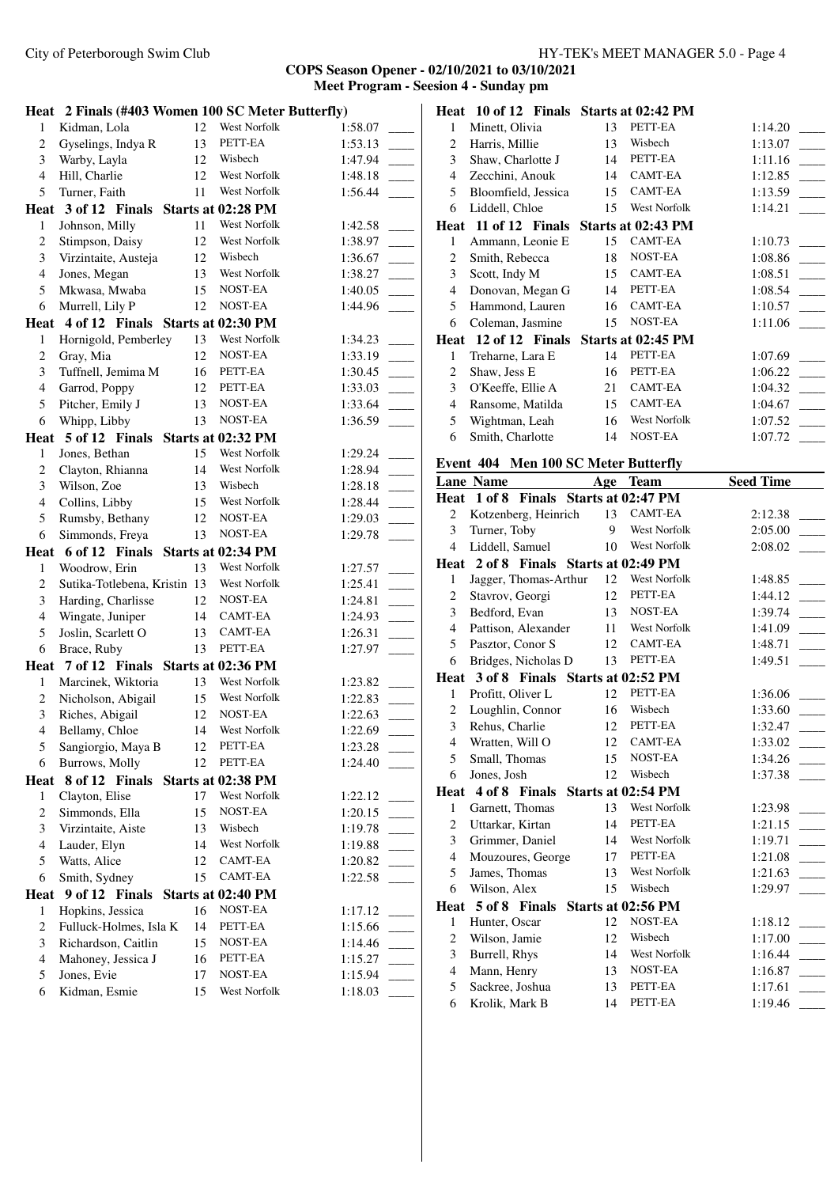**COPS Season Opener - 02/10/2021 to 03/10/2021**
**Meet Program - Seesion 4 - Sunday pm**

**Heat 2 Finals (#403 Women 100 SC Meter Butterfly)**

| Lane | Name | Age | Team | Seed Time | |
|---|---|---|---|---|---|
| 1 | Kidman, Lola | 12 | West Norfolk | 1:58.07 | ____ |
| 2 | Gyselings, Indya R | 13 | PETT-EA | 1:53.13 | ____ |
| 3 | Warby, Layla | 12 | Wisbech | 1:47.94 | ____ |
| 4 | Hill, Charlie | 12 | West Norfolk | 1:48.18 | ____ |
| 5 | Turner, Faith | 11 | West Norfolk | 1:56.44 | ____ |

**Heat 3 of 12 Finals Starts at 02:28 PM**

| Lane | Name | Age | Team | Seed Time | |
|---|---|---|---|---|---|
| 1 | Johnson, Milly | 11 | West Norfolk | 1:42.58 | ____ |
| 2 | Stimpson, Daisy | 12 | West Norfolk | 1:38.97 | ____ |
| 3 | Virzintaite, Austeja | 12 | Wisbech | 1:36.67 | ____ |
| 4 | Jones, Megan | 13 | West Norfolk | 1:38.27 | ____ |
| 5 | Mkwasa, Mwaba | 15 | NOST-EA | 1:40.05 | ____ |
| 6 | Murrell, Lily P | 12 | NOST-EA | 1:44.96 | ____ |

**Heat 4 of 12 Finals Starts at 02:30 PM**

| Lane | Name | Age | Team | Seed Time | |
|---|---|---|---|---|---|
| 1 | Hornigold, Pemberley | 13 | West Norfolk | 1:34.23 | ____ |
| 2 | Gray, Mia | 12 | NOST-EA | 1:33.19 | ____ |
| 3 | Tuffnell, Jemima M | 16 | PETT-EA | 1:30.45 | ____ |
| 4 | Garrod, Poppy | 12 | PETT-EA | 1:33.03 | ____ |
| 5 | Pitcher, Emily J | 13 | NOST-EA | 1:33.64 | ____ |
| 6 | Whipp, Libby | 13 | NOST-EA | 1:36.59 | ____ |

**Heat 5 of 12 Finals Starts at 02:32 PM**

| Lane | Name | Age | Team | Seed Time | |
|---|---|---|---|---|---|
| 1 | Jones, Bethan | 15 | West Norfolk | 1:29.24 | ____ |
| 2 | Clayton, Rhianna | 14 | West Norfolk | 1:28.94 | ____ |
| 3 | Wilson, Zoe | 13 | Wisbech | 1:28.18 | ____ |
| 4 | Collins, Libby | 15 | West Norfolk | 1:28.44 | ____ |
| 5 | Rumsby, Bethany | 12 | NOST-EA | 1:29.03 | ____ |
| 6 | Simmonds, Freya | 13 | NOST-EA | 1:29.78 | ____ |

**Heat 6 of 12 Finals Starts at 02:34 PM**

| Lane | Name | Age | Team | Seed Time | |
|---|---|---|---|---|---|
| 1 | Woodrow, Erin | 13 | West Norfolk | 1:27.57 | ____ |
| 2 | Sutika-Totlebena, Kristin | 13 | West Norfolk | 1:25.41 | ____ |
| 3 | Harding, Charlisse | 12 | NOST-EA | 1:24.81 | ____ |
| 4 | Wingate, Juniper | 14 | CAMT-EA | 1:24.93 | ____ |
| 5 | Joslin, Scarlett O | 13 | CAMT-EA | 1:26.31 | ____ |
| 6 | Brace, Ruby | 13 | PETT-EA | 1:27.97 | ____ |

**Heat 7 of 12 Finals Starts at 02:36 PM**

| Lane | Name | Age | Team | Seed Time | |
|---|---|---|---|---|---|
| 1 | Marcinek, Wiktoria | 13 | West Norfolk | 1:23.82 | ____ |
| 2 | Nicholson, Abigail | 15 | West Norfolk | 1:22.83 | ____ |
| 3 | Riches, Abigail | 12 | NOST-EA | 1:22.63 | ____ |
| 4 | Bellamy, Chloe | 14 | West Norfolk | 1:22.69 | ____ |
| 5 | Sangiorgio, Maya B | 12 | PETT-EA | 1:23.28 | ____ |
| 6 | Burrows, Molly | 12 | PETT-EA | 1:24.40 | ____ |

**Heat 8 of 12 Finals Starts at 02:38 PM**

| Lane | Name | Age | Team | Seed Time | |
|---|---|---|---|---|---|
| 1 | Clayton, Elise | 17 | West Norfolk | 1:22.12 | ____ |
| 2 | Simmonds, Ella | 15 | NOST-EA | 1:20.15 | ____ |
| 3 | Virzintaite, Aiste | 13 | Wisbech | 1:19.78 | ____ |
| 4 | Lauder, Elyn | 14 | West Norfolk | 1:19.88 | ____ |
| 5 | Watts, Alice | 12 | CAMT-EA | 1:20.82 | ____ |
| 6 | Smith, Sydney | 15 | CAMT-EA | 1:22.58 | ____ |

**Heat 9 of 12 Finals Starts at 02:40 PM**

| Lane | Name | Age | Team | Seed Time | |
|---|---|---|---|---|---|
| 1 | Hopkins, Jessica | 16 | NOST-EA | 1:17.12 | ____ |
| 2 | Fulluck-Holmes, Isla K | 14 | PETT-EA | 1:15.66 | ____ |
| 3 | Richardson, Caitlin | 15 | NOST-EA | 1:14.46 | ____ |
| 4 | Mahoney, Jessica J | 16 | PETT-EA | 1:15.27 | ____ |
| 5 | Jones, Evie | 17 | NOST-EA | 1:15.94 | ____ |
| 6 | Kidman, Esmie | 15 | West Norfolk | 1:18.03 | ____ |

**Heat 10 of 12 Finals Starts at 02:42 PM**

| Lane | Name | Age | Team | Seed Time | |
|---|---|---|---|---|---|
| 1 | Minett, Olivia | 13 | PETT-EA | 1:14.20 | ____ |
| 2 | Harris, Millie | 13 | Wisbech | 1:13.07 | ____ |
| 3 | Shaw, Charlotte J | 14 | PETT-EA | 1:11.16 | ____ |
| 4 | Zecchini, Anouk | 14 | CAMT-EA | 1:12.85 | ____ |
| 5 | Bloomfield, Jessica | 15 | CAMT-EA | 1:13.59 | ____ |
| 6 | Liddell, Chloe | 15 | West Norfolk | 1:14.21 | ____ |

**Heat 11 of 12 Finals Starts at 02:43 PM**

| Lane | Name | Age | Team | Seed Time | |
|---|---|---|---|---|---|
| 1 | Ammann, Leonie E | 15 | CAMT-EA | 1:10.73 | ____ |
| 2 | Smith, Rebecca | 18 | NOST-EA | 1:08.86 | ____ |
| 3 | Scott, Indy M | 15 | CAMT-EA | 1:08.51 | ____ |
| 4 | Donovan, Megan G | 14 | PETT-EA | 1:08.54 | ____ |
| 5 | Hammond, Lauren | 16 | CAMT-EA | 1:10.57 | ____ |
| 6 | Coleman, Jasmine | 15 | NOST-EA | 1:11.06 | ____ |

**Heat 12 of 12 Finals Starts at 02:45 PM**

| Lane | Name | Age | Team | Seed Time | |
|---|---|---|---|---|---|
| 1 | Treharne, Lara E | 14 | PETT-EA | 1:07.69 | ____ |
| 2 | Shaw, Jess E | 16 | PETT-EA | 1:06.22 | ____ |
| 3 | O'Keeffe, Ellie A | 21 | CAMT-EA | 1:04.32 | ____ |
| 4 | Ransome, Matilda | 15 | CAMT-EA | 1:04.67 | ____ |
| 5 | Wightman, Leah | 16 | West Norfolk | 1:07.52 | ____ |
| 6 | Smith, Charlotte | 14 | NOST-EA | 1:07.72 | ____ |

## Event 404 Men 100 SC Meter Butterfly

**Heat 1 of 8 Finals Starts at 02:47 PM**

| Lane | Name | Age | Team | Seed Time | |
|---|---|---|---|---|---|
| 2 | Kotzenberg, Heinrich | 13 | CAMT-EA | 2:12.38 | ____ |
| 3 | Turner, Toby | 9 | West Norfolk | 2:05.00 | ____ |
| 4 | Liddell, Samuel | 10 | West Norfolk | 2:08.02 | ____ |

**Heat 2 of 8 Finals Starts at 02:49 PM**

| Lane | Name | Age | Team | Seed Time | |
|---|---|---|---|---|---|
| 1 | Jagger, Thomas-Arthur | 12 | West Norfolk | 1:48.85 | ____ |
| 2 | Stavrov, Georgi | 12 | PETT-EA | 1:44.12 | ____ |
| 3 | Bedford, Evan | 13 | NOST-EA | 1:39.74 | ____ |
| 4 | Pattison, Alexander | 11 | West Norfolk | 1:41.09 | ____ |
| 5 | Pasztor, Conor S | 12 | CAMT-EA | 1:48.71 | ____ |
| 6 | Bridges, Nicholas D | 13 | PETT-EA | 1:49.51 | ____ |

**Heat 3 of 8 Finals Starts at 02:52 PM**

| Lane | Name | Age | Team | Seed Time | |
|---|---|---|---|---|---|
| 1 | Profitt, Oliver L | 12 | PETT-EA | 1:36.06 | ____ |
| 2 | Loughlin, Connor | 16 | Wisbech | 1:33.60 | ____ |
| 3 | Rehus, Charlie | 12 | PETT-EA | 1:32.47 | ____ |
| 4 | Wratten, Will O | 12 | CAMT-EA | 1:33.02 | ____ |
| 5 | Small, Thomas | 15 | NOST-EA | 1:34.26 | ____ |
| 6 | Jones, Josh | 12 | Wisbech | 1:37.38 | ____ |

**Heat 4 of 8 Finals Starts at 02:54 PM**

| Lane | Name | Age | Team | Seed Time | |
|---|---|---|---|---|---|
| 1 | Garnett, Thomas | 13 | West Norfolk | 1:23.98 | ____ |
| 2 | Uttarkar, Kirtan | 14 | PETT-EA | 1:21.15 | ____ |
| 3 | Grimmer, Daniel | 14 | West Norfolk | 1:19.71 | ____ |
| 4 | Mouzoures, George | 17 | PETT-EA | 1:21.08 | ____ |
| 5 | James, Thomas | 13 | West Norfolk | 1:21.63 | ____ |
| 6 | Wilson, Alex | 15 | Wisbech | 1:29.97 | ____ |

**Heat 5 of 8 Finals Starts at 02:56 PM**

| Lane | Name | Age | Team | Seed Time | |
|---|---|---|---|---|---|
| 1 | Hunter, Oscar | 12 | NOST-EA | 1:18.12 | ____ |
| 2 | Wilson, Jamie | 12 | Wisbech | 1:17.00 | ____ |
| 3 | Burrell, Rhys | 14 | West Norfolk | 1:16.44 | ____ |
| 4 | Mann, Henry | 13 | NOST-EA | 1:16.87 | ____ |
| 5 | Sackree, Joshua | 13 | PETT-EA | 1:17.61 | ____ |
| 6 | Krolik, Mark B | 14 | PETT-EA | 1:19.46 | ____ |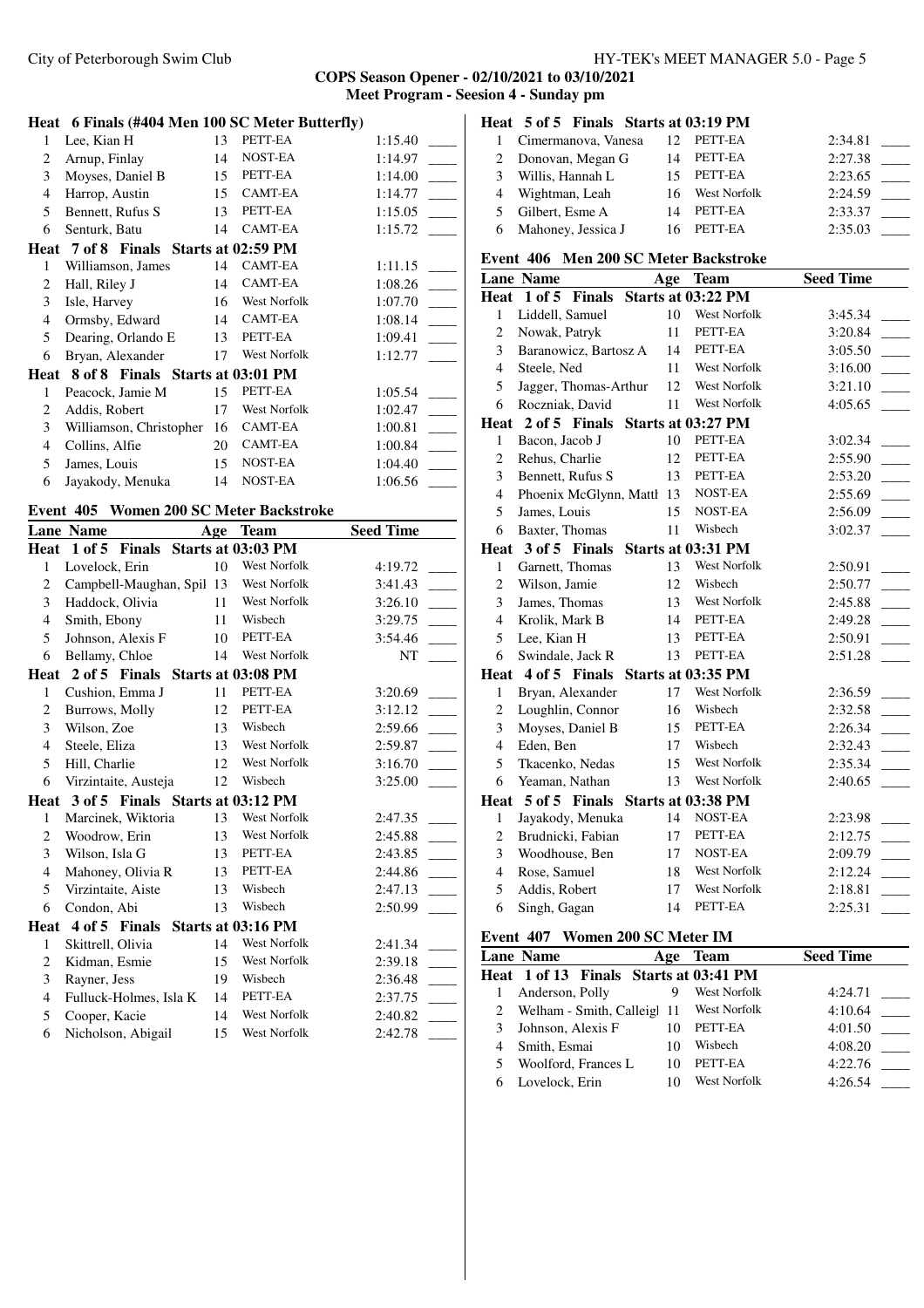**COPS Season Opener - 02/10/2021 to 03/10/2021**
**Meet Program - Seesion 4 - Sunday pm**

### Heat 6 Finals (#404 Men 100 SC Meter Butterfly)

| Lane | Name | Age | Team | Seed Time | |
|---|---|---|---|---|---|
| 1 | Lee, Kian H | 13 | PETT-EA | 1:15.40 | ____ |
| 2 | Arnup, Finlay | 14 | NOST-EA | 1:14.97 | ____ |
| 3 | Moyses, Daniel B | 15 | PETT-EA | 1:14.00 | ____ |
| 4 | Harrop, Austin | 15 | CAMT-EA | 1:14.77 | ____ |
| 5 | Bennett, Rufus S | 13 | PETT-EA | 1:15.05 | ____ |
| 6 | Senturk, Batu | 14 | CAMT-EA | 1:15.72 | ____ |

### Heat 7 of 8 Finals Starts at 02:59 PM

| Lane | Name | Age | Team | Seed Time | |
|---|---|---|---|---|---|
| 1 | Williamson, James | 14 | CAMT-EA | 1:11.15 | ____ |
| 2 | Hall, Riley J | 14 | CAMT-EA | 1:08.26 | ____ |
| 3 | Isle, Harvey | 16 | West Norfolk | 1:07.70 | ____ |
| 4 | Ormsby, Edward | 14 | CAMT-EA | 1:08.14 | ____ |
| 5 | Dearing, Orlando E | 13 | PETT-EA | 1:09.41 | ____ |
| 6 | Bryan, Alexander | 17 | West Norfolk | 1:12.77 | ____ |

### Heat 8 of 8 Finals Starts at 03:01 PM

| Lane | Name | Age | Team | Seed Time | |
|---|---|---|---|---|---|
| 1 | Peacock, Jamie M | 15 | PETT-EA | 1:05.54 | ____ |
| 2 | Addis, Robert | 17 | West Norfolk | 1:02.47 | ____ |
| 3 | Williamson, Christopher | 16 | CAMT-EA | 1:00.81 | ____ |
| 4 | Collins, Alfie | 20 | CAMT-EA | 1:00.84 | ____ |
| 5 | James, Louis | 15 | NOST-EA | 1:04.40 | ____ |
| 6 | Jayakody, Menuka | 14 | NOST-EA | 1:06.56 | ____ |

## Event 405 Women 200 SC Meter Backstroke

| Lane | Name | Age | Team | Seed Time | |
|---|---|---|---|---|---|
| **Heat 1 of 5 Finals Starts at 03:03 PM** | | | | | |
| 1 | Lovelock, Erin | 10 | West Norfolk | 4:19.72 | ____ |
| 2 | Campbell-Maughan, Spil | 13 | West Norfolk | 3:41.43 | ____ |
| 3 | Haddock, Olivia | 11 | West Norfolk | 3:26.10 | ____ |
| 4 | Smith, Ebony | 11 | Wisbech | 3:29.75 | ____ |
| 5 | Johnson, Alexis F | 10 | PETT-EA | 3:54.46 | ____ |
| 6 | Bellamy, Chloe | 14 | West Norfolk | NT | ____ |
| **Heat 2 of 5 Finals Starts at 03:08 PM** | | | | | |
| 1 | Cushion, Emma J | 11 | PETT-EA | 3:20.69 | ____ |
| 2 | Burrows, Molly | 12 | PETT-EA | 3:12.12 | ____ |
| 3 | Wilson, Zoe | 13 | Wisbech | 2:59.66 | ____ |
| 4 | Steele, Eliza | 13 | West Norfolk | 2:59.87 | ____ |
| 5 | Hill, Charlie | 12 | West Norfolk | 3:16.70 | ____ |
| 6 | Virzintaite, Austeja | 12 | Wisbech | 3:25.00 | ____ |
| **Heat 3 of 5 Finals Starts at 03:12 PM** | | | | | |
| 1 | Marcinek, Wiktoria | 13 | West Norfolk | 2:47.35 | ____ |
| 2 | Woodrow, Erin | 13 | West Norfolk | 2:45.88 | ____ |
| 3 | Wilson, Isla G | 13 | PETT-EA | 2:43.85 | ____ |
| 4 | Mahoney, Olivia R | 13 | PETT-EA | 2:44.86 | ____ |
| 5 | Virzintaite, Aiste | 13 | Wisbech | 2:47.13 | ____ |
| 6 | Condon, Abi | 13 | Wisbech | 2:50.99 | ____ |
| **Heat 4 of 5 Finals Starts at 03:16 PM** | | | | | |
| 1 | Skittrell, Olivia | 14 | West Norfolk | 2:41.34 | ____ |
| 2 | Kidman, Esmie | 15 | West Norfolk | 2:39.18 | ____ |
| 3 | Rayner, Jess | 19 | Wisbech | 2:36.48 | ____ |
| 4 | Fulluck-Holmes, Isla K | 14 | PETT-EA | 2:37.75 | ____ |
| 5 | Cooper, Kacie | 14 | West Norfolk | 2:40.82 | ____ |
| 6 | Nicholson, Abigail | 15 | West Norfolk | 2:42.78 | ____ |
| **Heat 5 of 5 Finals Starts at 03:19 PM** | | | | | |
| 1 | Cimermanova, Vanesa | 12 | PETT-EA | 2:34.81 | ____ |
| 2 | Donovan, Megan G | 14 | PETT-EA | 2:27.38 | ____ |
| 3 | Willis, Hannah L | 15 | PETT-EA | 2:23.65 | ____ |
| 4 | Wightman, Leah | 16 | West Norfolk | 2:24.59 | ____ |
| 5 | Gilbert, Esme A | 14 | PETT-EA | 2:33.37 | ____ |
| 6 | Mahoney, Jessica J | 16 | PETT-EA | 2:35.03 | ____ |

## Event 406 Men 200 SC Meter Backstroke

| Lane | Name | Age | Team | Seed Time | |
|---|---|---|---|---|---|
| **Heat 1 of 5 Finals Starts at 03:22 PM** | | | | | |
| 1 | Liddell, Samuel | 10 | West Norfolk | 3:45.34 | ____ |
| 2 | Nowak, Patryk | 11 | PETT-EA | 3:20.84 | ____ |
| 3 | Baranowicz, Bartosz A | 14 | PETT-EA | 3:05.50 | ____ |
| 4 | Steele, Ned | 11 | West Norfolk | 3:16.00 | ____ |
| 5 | Jagger, Thomas-Arthur | 12 | West Norfolk | 3:21.10 | ____ |
| 6 | Roczniak, David | 11 | West Norfolk | 4:05.65 | ____ |
| **Heat 2 of 5 Finals Starts at 03:27 PM** | | | | | |
| 1 | Bacon, Jacob J | 10 | PETT-EA | 3:02.34 | ____ |
| 2 | Rehus, Charlie | 12 | PETT-EA | 2:55.90 | ____ |
| 3 | Bennett, Rufus S | 13 | PETT-EA | 2:53.20 | ____ |
| 4 | Phoenix McGlynn, Matth | 13 | NOST-EA | 2:55.69 | ____ |
| 5 | James, Louis | 15 | NOST-EA | 2:56.09 | ____ |
| 6 | Baxter, Thomas | 11 | Wisbech | 3:02.37 | ____ |
| **Heat 3 of 5 Finals Starts at 03:31 PM** | | | | | |
| 1 | Garnett, Thomas | 13 | West Norfolk | 2:50.91 | ____ |
| 2 | Wilson, Jamie | 12 | Wisbech | 2:50.77 | ____ |
| 3 | James, Thomas | 13 | West Norfolk | 2:45.88 | ____ |
| 4 | Krolik, Mark B | 14 | PETT-EA | 2:49.28 | ____ |
| 5 | Lee, Kian H | 13 | PETT-EA | 2:50.91 | ____ |
| 6 | Swindale, Jack R | 13 | PETT-EA | 2:51.28 | ____ |
| **Heat 4 of 5 Finals Starts at 03:35 PM** | | | | | |
| 1 | Bryan, Alexander | 17 | West Norfolk | 2:36.59 | ____ |
| 2 | Loughlin, Connor | 16 | Wisbech | 2:32.58 | ____ |
| 3 | Moyses, Daniel B | 15 | PETT-EA | 2:26.34 | ____ |
| 4 | Eden, Ben | 17 | Wisbech | 2:32.43 | ____ |
| 5 | Tkacenko, Nedas | 15 | West Norfolk | 2:35.34 | ____ |
| 6 | Yeaman, Nathan | 13 | West Norfolk | 2:40.65 | ____ |
| **Heat 5 of 5 Finals Starts at 03:38 PM** | | | | | |
| 1 | Jayakody, Menuka | 14 | NOST-EA | 2:23.98 | ____ |
| 2 | Brudnicki, Fabian | 17 | PETT-EA | 2:12.75 | ____ |
| 3 | Woodhouse, Ben | 17 | NOST-EA | 2:09.79 | ____ |
| 4 | Rose, Samuel | 18 | West Norfolk | 2:12.24 | ____ |
| 5 | Addis, Robert | 17 | West Norfolk | 2:18.81 | ____ |
| 6 | Singh, Gagan | 14 | PETT-EA | 2:25.31 | ____ |

## Event 407 Women 200 SC Meter IM

| Lane | Name | Age | Team | Seed Time | |
|---|---|---|---|---|---|
| **Heat 1 of 13 Finals Starts at 03:41 PM** | | | | | |
| 1 | Anderson, Polly | 9 | West Norfolk | 4:24.71 | ____ |
| 2 | Welham - Smith, Calleigl | 11 | West Norfolk | 4:10.64 | ____ |
| 3 | Johnson, Alexis F | 10 | PETT-EA | 4:01.50 | ____ |
| 4 | Smith, Esmai | 10 | Wisbech | 4:08.20 | ____ |
| 5 | Woolford, Frances L | 10 | PETT-EA | 4:22.76 | ____ |
| 6 | Lovelock, Erin | 10 | West Norfolk | 4:26.54 | ____ |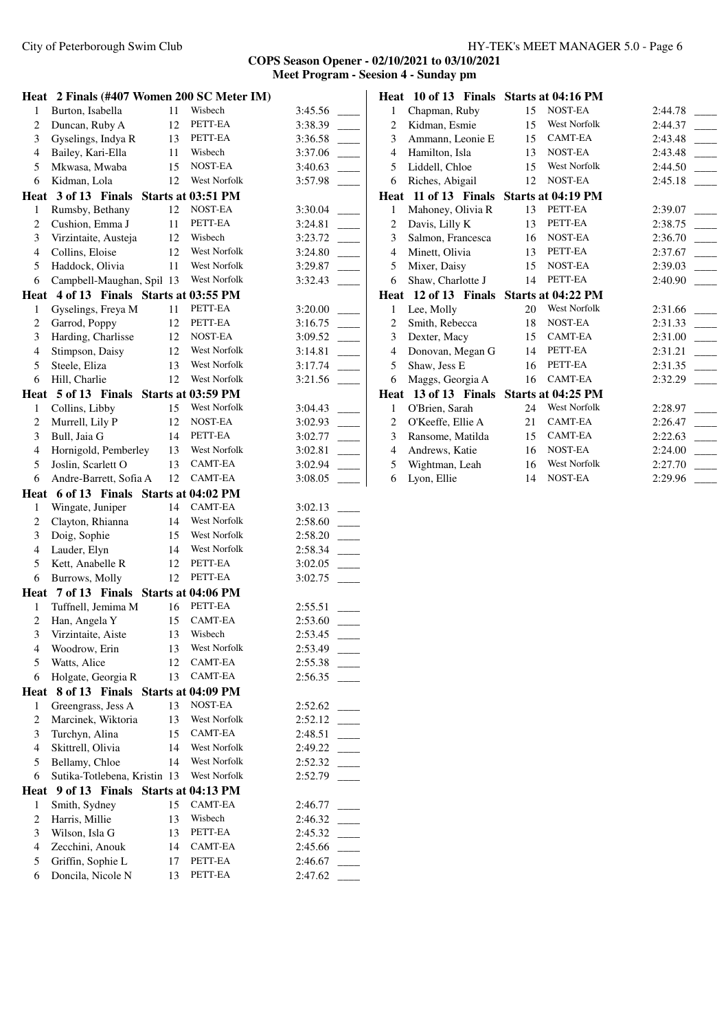## COPS Season Opener - 02/10/2021 to 03/10/2021
### Meet Program - Seesion 4 - Sunday pm

**Heat 2 Finals (#407 Women 200 SC Meter IM)**

| | | | | | |
|---|---|---|---|---|---|
| 1 | Burton, Isabella | 11 | Wisbech | 3:45.56 | ____ |
| 2 | Duncan, Ruby A | 12 | PETT-EA | 3:38.39 | ____ |
| 3 | Gyselings, Indya R | 13 | PETT-EA | 3:36.58 | ____ |
| 4 | Bailey, Kari-Ella | 11 | Wisbech | 3:37.06 | ____ |
| 5 | Mkwasa, Mwaba | 15 | NOST-EA | 3:40.63 | ____ |
| 6 | Kidman, Lola | 12 | West Norfolk | 3:57.98 | ____ |

**Heat 3 of 13 Finals Starts at 03:51 PM**

| | | | | | |
|---|---|---|---|---|---|
| 1 | Rumsby, Bethany | 12 | NOST-EA | 3:30.04 | ____ |
| 2 | Cushion, Emma J | 11 | PETT-EA | 3:24.81 | ____ |
| 3 | Virzintaite, Austeja | 12 | Wisbech | 3:23.72 | ____ |
| 4 | Collins, Eloise | 12 | West Norfolk | 3:24.80 | ____ |
| 5 | Haddock, Olivia | 11 | West Norfolk | 3:29.87 | ____ |
| 6 | Campbell-Maughan, Spil | 13 | West Norfolk | 3:32.43 | ____ |

**Heat 4 of 13 Finals Starts at 03:55 PM**

| | | | | | |
|---|---|---|---|---|---|
| 1 | Gyselings, Freya M | 11 | PETT-EA | 3:20.00 | ____ |
| 2 | Garrod, Poppy | 12 | PETT-EA | 3:16.75 | ____ |
| 3 | Harding, Charlisse | 12 | NOST-EA | 3:09.52 | ____ |
| 4 | Stimpson, Daisy | 12 | West Norfolk | 3:14.81 | ____ |
| 5 | Steele, Eliza | 13 | West Norfolk | 3:17.74 | ____ |
| 6 | Hill, Charlie | 12 | West Norfolk | 3:21.56 | ____ |

**Heat 5 of 13 Finals Starts at 03:59 PM**

| | | | | | |
|---|---|---|---|---|---|
| 1 | Collins, Libby | 15 | West Norfolk | 3:04.43 | ____ |
| 2 | Murrell, Lily P | 12 | NOST-EA | 3:02.93 | ____ |
| 3 | Bull, Jaia G | 14 | PETT-EA | 3:02.77 | ____ |
| 4 | Hornigold, Pemberley | 13 | West Norfolk | 3:02.81 | ____ |
| 5 | Joslin, Scarlett O | 13 | CAMT-EA | 3:02.94 | ____ |
| 6 | Andre-Barrett, Sofia A | 12 | CAMT-EA | 3:08.05 | ____ |

**Heat 6 of 13 Finals Starts at 04:02 PM**

| | | | | | |
|---|---|---|---|---|---|
| 1 | Wingate, Juniper | 14 | CAMT-EA | 3:02.13 | ____ |
| 2 | Clayton, Rhianna | 14 | West Norfolk | 2:58.60 | ____ |
| 3 | Doig, Sophie | 15 | West Norfolk | 2:58.20 | ____ |
| 4 | Lauder, Elyn | 14 | West Norfolk | 2:58.34 | ____ |
| 5 | Kett, Anabelle R | 12 | PETT-EA | 3:02.05 | ____ |
| 6 | Burrows, Molly | 12 | PETT-EA | 3:02.75 | ____ |

**Heat 7 of 13 Finals Starts at 04:06 PM**

| | | | | | |
|---|---|---|---|---|---|
| 1 | Tuffnell, Jemima M | 16 | PETT-EA | 2:55.51 | ____ |
| 2 | Han, Angela Y | 15 | CAMT-EA | 2:53.60 | ____ |
| 3 | Virzintaite, Aiste | 13 | Wisbech | 2:53.45 | ____ |
| 4 | Woodrow, Erin | 13 | West Norfolk | 2:53.49 | ____ |
| 5 | Watts, Alice | 12 | CAMT-EA | 2:55.38 | ____ |
| 6 | Holgate, Georgia R | 13 | CAMT-EA | 2:56.35 | ____ |

**Heat 8 of 13 Finals Starts at 04:09 PM**

| | | | | | |
|---|---|---|---|---|---|
| 1 | Greengrass, Jess A | 13 | NOST-EA | 2:52.62 | ____ |
| 2 | Marcinek, Wiktoria | 13 | West Norfolk | 2:52.12 | ____ |
| 3 | Turchyn, Alina | 15 | CAMT-EA | 2:48.51 | ____ |
| 4 | Skittrell, Olivia | 14 | West Norfolk | 2:49.22 | ____ |
| 5 | Bellamy, Chloe | 14 | West Norfolk | 2:52.32 | ____ |
| 6 | Sutika-Totlebena, Kristin | 13 | West Norfolk | 2:52.79 | ____ |

**Heat 9 of 13 Finals Starts at 04:13 PM**

| | | | | | |
|---|---|---|---|---|---|
| 1 | Smith, Sydney | 15 | CAMT-EA | 2:46.77 | ____ |
| 2 | Harris, Millie | 13 | Wisbech | 2:46.32 | ____ |
| 3 | Wilson, Isla G | 13 | PETT-EA | 2:45.32 | ____ |
| 4 | Zecchini, Anouk | 14 | CAMT-EA | 2:45.66 | ____ |
| 5 | Griffin, Sophie L | 17 | PETT-EA | 2:46.67 | ____ |
| 6 | Doncila, Nicole N | 13 | PETT-EA | 2:47.62 | ____ |

**Heat 10 of 13 Finals Starts at 04:16 PM**

| | | | | | |
|---|---|---|---|---|---|
| 1 | Chapman, Ruby | 15 | NOST-EA | 2:44.78 | ____ |
| 2 | Kidman, Esmie | 15 | West Norfolk | 2:44.37 | ____ |
| 3 | Ammann, Leonie E | 15 | CAMT-EA | 2:43.48 | ____ |
| 4 | Hamilton, Isla | 13 | NOST-EA | 2:43.48 | ____ |
| 5 | Liddell, Chloe | 15 | West Norfolk | 2:44.50 | ____ |
| 6 | Riches, Abigail | 12 | NOST-EA | 2:45.18 | ____ |

**Heat 11 of 13 Finals Starts at 04:19 PM**

| | | | | | |
|---|---|---|---|---|---|
| 1 | Mahoney, Olivia R | 13 | PETT-EA | 2:39.07 | ____ |
| 2 | Davis, Lilly K | 13 | PETT-EA | 2:38.75 | ____ |
| 3 | Salmon, Francesca | 16 | NOST-EA | 2:36.70 | ____ |
| 4 | Minett, Olivia | 13 | PETT-EA | 2:37.67 | ____ |
| 5 | Mixer, Daisy | 15 | NOST-EA | 2:39.03 | ____ |
| 6 | Shaw, Charlotte J | 14 | PETT-EA | 2:40.90 | ____ |

**Heat 12 of 13 Finals Starts at 04:22 PM**

| | | | | | |
|---|---|---|---|---|---|
| 1 | Lee, Molly | 20 | West Norfolk | 2:31.66 | ____ |
| 2 | Smith, Rebecca | 18 | NOST-EA | 2:31.33 | ____ |
| 3 | Dexter, Macy | 15 | CAMT-EA | 2:31.00 | ____ |
| 4 | Donovan, Megan G | 14 | PETT-EA | 2:31.21 | ____ |
| 5 | Shaw, Jess E | 16 | PETT-EA | 2:31.35 | ____ |
| 6 | Maggs, Georgia A | 16 | CAMT-EA | 2:32.29 | ____ |

**Heat 13 of 13 Finals Starts at 04:25 PM**

| | | | | | |
|---|---|---|---|---|---|
| 1 | O'Brien, Sarah | 24 | West Norfolk | 2:28.97 | ____ |
| 2 | O'Keeffe, Ellie A | 21 | CAMT-EA | 2:26.47 | ____ |
| 3 | Ransome, Matilda | 15 | CAMT-EA | 2:22.63 | ____ |
| 4 | Andrews, Katie | 16 | NOST-EA | 2:24.00 | ____ |
| 5 | Wightman, Leah | 16 | West Norfolk | 2:27.70 | ____ |
| 6 | Lyon, Ellie | 14 | NOST-EA | 2:29.96 | ____ |